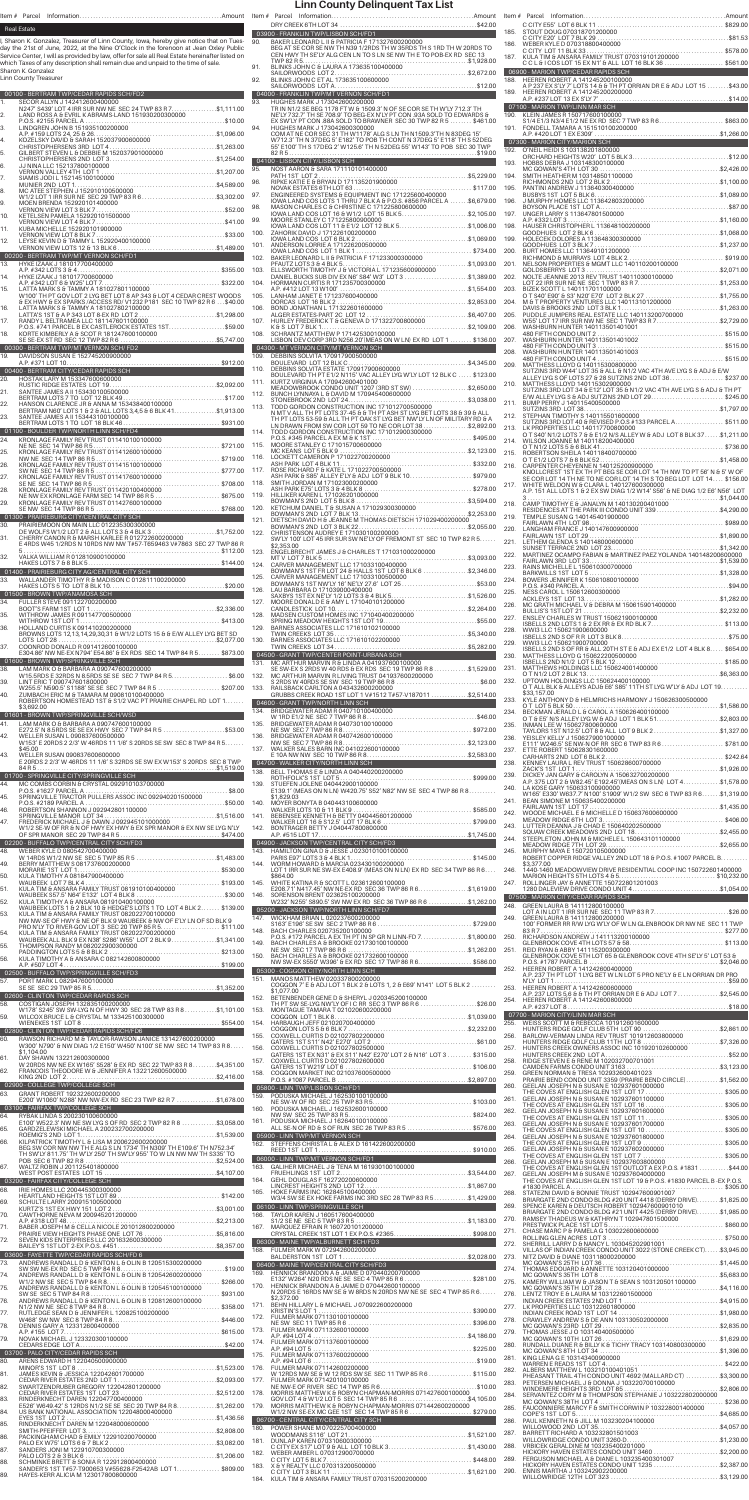# Linn County Delinquent Tax List

Item # Parcel Information ................................................................ Amount

I, Sharon K. Gonzalez, Treasurer of Linn County, Iowa, hereby give notice that on Tuesday the 21st of June, 2022, at the Nine O'Clock in the forenoon at Jean Oxley Public Service Center, I will as provided by law, offer for sale all Real Estate hereinafter listed on which Taxes of any description shall remain due and unpaid to the time of sale.
Sharon K. Gonzalez
Linn County Treasurer

### 00100 - BERTRAM TWP/CEDAR RAPIDS SCH/FD2

1. SECOR ALLYN J 142412600400000
N 24.8' S439' LOT 4 IRR SUR NW NE SEC 24 TWP 83 R 7 ....$1,111.00
2. LAND ROSA 8 & EVRIL & KARNES LAND 151930200300000
P.O.S. #2155 PARCEL A .....................................................$10.00
3. LINDGREN JOHN B 151930100200000
A.P. # 150 LOT 24, 25 & 26 ..................................................$1,096.00
4. SECOR ALLYN J 152104014 151037900600000
CHRISTOPHERSEN 3RD LOT 4 ..........................................$1,283.00
GILBERT STEVEN L & DEBBIE M 152037901000000
CHRISTOPHERSENS 2ND LOT 3 ..........................................$1,254.00
5. JUNNA LLC 152137800100000
VERNON VALLEY 4TH LOT 1 ..............................................$1,207.00
7. SIMMS JOEL L 152116510000000
MUNER 2ND LOT 1 .................................................................$4,589.00
8. MC ATEE STEPHEN J 152910100500000
W1/2 LOT 1 IRR SUR NE SEC 29 TWP 83 R 6 ..................$3,302.00
9. MOEN BRENDA 152620014300000
HILLCREST ACRES LOT 1 BLK 7 ...........................................$52.00
10. KETELSEN PAMELA 152920101500000
VERNON VIEW LOT 4 BLK 7 ....................................................$41.00
11. KUBA MICHELLE 152920101900000
VERNON VIEW LOT 8 BLK 7 ....................................................$33.00
12. LEYER KEVIN D & TAMMY L 152920400100000
VERNON VIEW LOTS 12 & 13 BLK 6 ..................................$1,489.00

### 00200 - BERTRAM TWP/MT VERNON SCH/FD1

13. HYKE ZANE J 181017100400000
A.P. #342 LOTS 3 & 4 ...........................................................$355.00
14. HYKE ZANE J 181017700600000
A.P. #342 LOT 6 & W25' LOT 7 .............................................$322.00
15. LATTA MARK S & TAMMY A 181027801100000
W100' TH PT COM LOT 2 LYG BET LOT 8 AP 343 & LOT 4 CEDAR CREST WOODS E 6 HWY 8 EX SPARS (ACCESS RD W 33 FT (EX PLAT 1) TO TWP 83 R 6 ...$40.00
16. LATTA MARK S & TAMMY A 181027802200000
LATTA'S 1ST & P 343 LOT 8 EX RD LOT 2 ...........................$1,298.00
17. RANDY L BELTRAN & LLC 181147801100000
P.O.S. #741 PARCEL B EX CASTLEROCK ESTATES 1ST ...........$59.00
18. KORTE KIMBERLY A & SCOT R 181247600100000
SE SE EX ST RD SEC 12 TWP 82 R 6 ....................................$5,747.00

### 00300 - BERTRAM TWP/MT VERNON SCH/FD2

19. DAVIDSON SUSAN E 152745200900000
A.P. #321 LOT 10 ...................................................................$912.00

### 00400 - BERTRAM TWP/CENTER POINT

20. HOSTAK LORI M 153154800600000
RUSTIC RIDGE ESTATES LOT 18 .........................................$2,092.00
21. HANSON LAURENCE J/R 153150000000
BERTRAM LOTS 7 TO LOT 12 BLK 49 .........................................$17.00
22. HANSON LAURENCE J/R & ANNA M 153438400100000
BERTRAM LOTS 7 & 8 & ALL LOTS 3,4,5,6 & BLK 41...........$1,913.00
23. SANTEE JAMES A I 153443100100000
BERTRAM LOTS 1 TO 12 BLK 48 .............................................$931.00

### 01100 - BOULDER TWP/NORTH LINN SCH/FD4

24. KROHLAGE FAMILY REV TRUST 011410100100000
NE NE SEC 14 TWP 86 R 5 .....................................................$721.00
25. KROHLAGE FAMILY REV TRUST 011412600100000
NW NE SEC 14 TWP 86 R 5 ....................................................$719.00
26. KROHLAGE FAMILY REV TRUST 011415100100000
SW NE SEC 14 TWP 86 R 5 ....................................................$777.00
27. KROHLAGE FAMILY REV TRUST 011417600100000
SE NE SEC 14 TWP 86 R 5 .....................................................$708.00
28. KROHLAGE FAMILY REV TRUST 011420100400000
NE NW EX KROHLAGE FARM SEC 14 TWP 86 R 5 ................$675.00
29. KROHLAGE FAMILY REV TRUST 011427600100000
SE NW SEC 14 TWP 86 R 5 .....................................................$768.00

### 01300 - FRANKLIN TWP/CENTRAL CITY SCH

30. PRAIRIEMOON OF MAIN LLC 012235100300000
DE WOLFS W1/2 LOT 2 & ALL LOTS 3 & 4 BLK 3 ..................$1,752.00
31. CHERRY CANDON R & MARK KELLER R 012722600200000
E 495S W45 1/2ROS N 10ROS NW NW TH57 165648S W7863 SEC 27 TWP 86 R 5 ....$112.00
32. VALKA WILLIAM R 012810909100000
HAAS LOTS 7 & 8 BLK 5 ...........................................................$144.00

### 01400 - FRANKLIN TWP/CENTRAL CITY SCH

33. WALLANDER TIMOTHY R & MADISON C 012811100200000
HAAS LOTS 5 TO 10 LOT 8 BLK 10 ...........................................$20.00

### 01500 - BROWN TWP/ANAMOSA SCH

34. FULLER STEVE 021122700200000
BOOTS FARM 1ST LOT 1 ..........................................................$2,336.00
35. WITHROW JAMES R 021147700500000
WITHROW 1ST LOT 1 ...............................................................$413.00
36. HOLLAND CURTIS A 021412020000000
COONRODS LOTS 12,13,14,29,30,31 & W1/2 LOTS 15 & 6 E/W ALLEY LYG BET SD LOTS LOT 28 ....$2,077.00
37. COONROD DONALD R 021412600100000
E 304.88' NW NE EX N 704' E94.88' & EX RDS SEC 14 TWP 84 R 5 ....$873.00

### 01600 - BROWN TWP/SPRINGVILLE SCH

38. LAM MARK D & BARBARA A 020747600200000
W15.5RDS E 26RDS N 8.6RDS SE NE SEC 7 TWP 84 R 5 ........$6.00
39. LINT ERIC T 020747601800000
W25.5' N590.5' S1188' SE SE SEC 7 TWP 84 R 5 .....................$207.00
40. ZUMBACH ERIC M & TAMARA M 020810100400000
ROBERTSON HOMESTEAD 1ST & E1/2 VAC PT PRAIRIE CHAPEL RD LOT 1 ....$3,892.00

### 01601 - BROWN TWP/SPRINGVILLE SCH/WSD

41. LAM MARK D & BARBARA A 020747600100000
E27.2' E N 8.6RDS SE SE EX HWY SEC 7 TWP 84 R 5 ..................$53.00
42. WELLER SUSAN L 020837600500000
W152' E 20RDS 2 2/3' W 46RDS 11 1/6' S 20RDS SE SW SEC 8 TWP 84 R 5 ....$40.00
43. WELLER SUSAN 020837600600000
E 20RDS 2 2/3' W 46RDS 11 1/6' S 20RDS SE SW EX W153' S 20RDS SEC 8 TWP 84 R 5 .......$1,519.00

### 01700 - SPRINGVILLE CITY/SPRINGVILLE SCH

44. MC COMBS CORRIN & CRYSTAL 020721037000000
P.O.S. #1627 PARCEL A ................................................................$64.00
45. SPRINGVILLE TRANSON PHILLIPS ASSOC INC 092940201050000
P.O.S. #2189 PARCEL A ...............................................................$50.00
46. ROBERTSON SHANNON J 092942801100000
SPRINGVILLE MANOR LOT 34 ...............................................$1,516.00
47. FREDERICK MICHAEL J & DAWN J 092945101000000
W1/2 SE NE OF RR & N OF HWY EX HWY & EX SPR MANOR & EX NW SELYG N LY OF SPR MANOR SEC 29 TWP 84 R 5 ........$474.00

### 02200 - BUFFALO TWP/CENTRAL CITY SCH/FD5

48. WEIMER KYLE D 085947004000000
W 14RDS W1/2 NW SE SEC 5 TWP 85 R 5 .............................$1,483.00
49. BERRY MATTHEW S 081717260000000
MORAINE 1ST LOT 1 ..................................................................$530.00
50. KULA TIMOTHY A 081847900400000
WAUBEEK LOT 7 BLK 4 .............................................................$193.00
51. KULA TIM & ANSARA FAMILY TRUST 081910104000000
KING MEADOW 1ST LOT 1 & 2, LOT 4 BLK 8 ...........................$3.00
52. KULA TIMOTHY A & ANSARA 081910400100000
WAUBEEK LOTS 3 & 4 BLK 10 & HEIGHT'S LOTS 1 TO LOT 4 BLK 2 ....$139.00
53. KULA TIM & ANSARA FAMILY TRUST 082022700100000
NW NW SE OF HWY & NE OF BLK VAUBEEK & NW OF LY LN OF SD BLK 9 PRO W LY TO RIVER EXC LOT 3 SEC 20 TWP 85 R 5 ....................$11.00
54. KULA TIM & ANSARA FAMILY TRUST 082022700300000
WAUBEEK BLK 9 EX N 98' S298' W55' LOT 2 BLK 9 ...............$1,341.00
55. THOMPSON RANDY M 082022900000000
PINICON RIDGE LOTS 5 & 8 BLK 2 .............................................$213.00
56. KULA TIMOTHY A & ANSARA C 082142600800000
A.P. #387 LOT 4 ........................................................................$199.00

### 02500 - BUFFALO TWP/SPRINGVILLE SCH/FD5

57. POIT MARK L 082947601000000
SE SE SEC 29 TWP 85 R 5 .......................................................$1,352.00

### 02600 - CLINTON TWP/CEDAR RAPIDS SCH

58. COSTANZA JOSEPH 152836100200000
W 172ft' S245' SW SW LYG N OF HWY 30 SEC 28 TWP 83 R 6 ....$1,101.00
59. WILCOX BRUCE L & CRYSTAL M 153401000000000
WENKERS 1ST LOT 8 ...................................................................$554.00

### 02800 - CLINTON TWP/CEDAR RAPIDS SCH/FD6

60. RAWSON RICHARD M & TAYLOR RAWSON JANICE 133427800200000
W300' N780' N NW SW/4 1/2 E150' W460' N180' NE SW SEC 14 TWP 83 R 8 ....$1,104.00
61. DAY SHAWN 132212600300000
W 25RDS NW NE EX W165' S528' & EX RD SEC 22 TWP 83 R 8 ...$4,351.00
62. FRANCOIS THEODORE W & JENNIFER A 132212600500000
A.P. #20 LOTS 7 & 8 .................................................................$2,416.00

### 02900 - COLLEGE TWP/COLLEGE SCH

63. GRANT ROBERT 192322600200000
E300' W1800' N288' NW NW EX RD SEC 23 TWP 82 R 7 ............$1,678.00

### 03100 - FAIRFAX TWP/COLLEGE SCH

64. PIPAK LINDA 203230100800000
E100' W522.3' NW NE SW LYG S OF RD SEC 2 TWP 82 R 8 .........$3,058.00
65. GARDZELEWSKI MICHAEL A 2002327002000000
ROBINIA'S 2ND LOT 1 ...............................................................$1,539.00
66. KILPATRICK TIMOTHY L & USA M 200822800200000
BEG SW COR NW NW TH E ALG S LN 1274' TH N300' TH E109.6' TH N752.74' TH SW LY 811.76' TH W LY 250' TH SWLY 950' TO W LN NW NW TH S335' TO POB SEC 8 TWP 82 R 8 ........$2,524.00
67. WALTZ ROBIN J 201125410800000
WEST POST ESTATES LOT 15 ......................................................$4,107.00

### 03200 - FAIRFAX CITY/COLLEGE SCH

68. JBE HOMES LLC 204445100100000
HEART LAND HEIGHTS 1ST LOT 69 ...........................................$142.00
69. SCHUSTER LARRY 200915100000000
KURTZ'S 1ST EX HWY 151 LOT 2 .........................................$3,001.00
70. CAWTHORNE NEVA M 200922201600000
A.P. #151 LOT 40 ........................................................................$2,213.00
71. RABEEL JOSEPH M & CELLA NICOLE 201012800200000
PRAIRIE VIEW HEIGHTS PHASE ONE LOT 76 ...............................$5,816.00
72. SEVEN ADS ENTERPRISES LLC 201502000000000
WESTPORT LOTS 17 & 27 EX P.O.S. #455 ....................................$8,357.00

### 03600 - FAYETTE TWP/CEDAR RAPIDS SCH/FD3

73. ANDREWS RANDALL D & KENTNOL L & OLIN B 120515300200000
SW SW NE EX RD SEC 5 TWP 84 R 8 ...........................................$19.00
74. ANDREWS RANDALL D & KENTNOL L & OLIN B 120542600200000
W1/2 NW SE SEC 5 TWP 84 R 8 ....................................................$15.00
75. ANDREWS RANDALL D & KENTNOL L & OLIN B 120545100100000
SW SE SEC 5 TWP 84 R 8 ..............................................................$13.00
76. ANDREWS RANDALL D & KENTNOL L & OLIN B 120822600100000
N1/2 NW NE SEC 8 TWP 84 R 8 ..................................................$358.00
77. RUTLEDGE SEAN D & JENNIFER L 120825100200000
W466' SW NW SEC 8 TWP 84 R 8 ....................................................$4.00
78. DENNIS GARY A 123312600400000
A.P. #195 LOT 1 ............................................................................$615.00
79. NOVAK MICHAEL J 123320300100000
CEDAR EDGE LOT 4 ........................................................................$42.00

### 03700 - PALO CITY/CEDAR RAPIDS SCH

80. ARENS EDWARD H 122040500900000
ARNOPS 1ST LOT 6 ......................................................................$1,523.00
81. JAMES KEVIN & JESSICA 122042601700000
CEDAR RIVER ESTATES LOT 1 .......................................................$2,093.00
82. ZINKER DERRICK 122042602100000
CEDAR RIVER ESTATES 1ST LOT 2 ...............................................$2,512.00
83. PLANDERNECHT DARLEN J 122042600000000
E526' W469.42' S 12RDS N1/2 NE SEC 20 TWP 84 R 8 .................$1,262.00
84. US BANK NATIONAL ASSOCIATION 122048900400000
EYES 1ST LOT 2 ............................................................................$1,436.58
85. PINDERNAGEL DARIEN R 122048000000000
SMITH PFEIFFER LOT 5 .................................................................$2,808.00
86. HACKING ARCHIE & EMILY 122910200700000
PALO LK W75' LOTS 6 & 7 BLK 2 .................................................$3,082.00
87. SANDERS JOHN M 122910700300000
PALO LOTS 2 & 3 & E1/2 LOT 4 BLK 7 ........................................$1,296.00
88. SCHWINKE BRETT & SONIA R 122912800400000
SANDERS 1ST PALO 72606604 W58628 P254248 LOT 1 ..................$809.00
89. HAYES-KERR ALICIA M 123017800800000
DRY CREEK 6TH LOT 34 ..............................................................$42.00

### 03800 - FRANKLIN TWP/LISBON SCH/FD1

90. BAKER LEONARD L & PATRICIA F 171327600200000
BEG AT SE COR SE NW TH N39 1/2RDS TH W 35RDS TH S 1RD TH W 26RDS TO CEN HWY TH SE'LY ALG CEN LN TO S LN SE NW TH E TO POB EX RD SEC 13 TWP 82 R 5 ....$1,928.00
91. BLINKS JOHN C & LAURA A 173635100400000
SAILORWOODS LOT 2 .................................................................$2,672.00
92. BLINKS JOHN C ET AL 173635100600000
SAILORWOODS LOT 4 ......................................................................$12.00

### 04000 - FRANKLIN TWP/MT VERNON SCH/FD1

93. HUGHES MARK J 173042600200000
TR IN N1/2 SE SEC 11 TR FT W & 1509.3' N OF SE COR SE TH W'LY 712.3' TH N'LY 737.5' TH E 708.6' TO BEG EX N'LY PT COR. 83A SOLD TO EDWARDS & EX SW'LY PT COR. 88A SOLD TO BRAWNER SEC 30 TWP 82 R 5 .....$46.00
94. HUGHES MARK J 173042600300000
COM AT NE COR SEC 31 TH W1178' ALG S LN TH N1509.3' TH N 83DEG 16' W817.65' TH N 1DEG 5' E 182' TO POB TH CONT N 37DEG 5' E118' TH S22DEG 55' E100' TH S 17DEG 2' W 236.28' TH N 52DEG 55' W143' TO POB SEC 30 TWP 82 R 5 ....$19.00

### 04100 - LISBON CITY/LISBON SCH

95. NOEL AARON & SARA 171110014000000
PATH 1ST LOT 2 .......................................................................$5,229.00
96. RHINE MATTHEW & BRYAN D 171135201900000
NOVAK ESTATES 6TH LOT 63 ....................................................$117.00
97. ENGINEERED SYSTEMS & EQUIPMENT INC 171225600400000
IOWA LAND COS LOTS 1 THRU 7 BLK A & P.O.S. #856 PARCEL A ....$6,679.00
98. MASSON CHARLES C & CHRISTINE C 171225800600000
IOWA LAND COS LOT 10 & W1/2 LOT 15 BLK 5 ..............................$2,105.00
99. MOORE STANLEY C 171225800900000
IOWA LAND COS LOT 11 & E1/2 LOT 12 BLK 5 ..............................$1,006.00
100. ZAHORIK DAVID J 171226100200000
IOWA LAND COS LOT 20 BLK 4 .......................................................$1,069.00
101. ANDERSON LORRIE K 171228200500000
ELLSWORTH LOT 7 BLK 1 ..................................................................$734.00
102. BAKER LEONARD L II & PATRICIA F 171233000300000
FRAUTZ LOT 8 & 4 BLK 5 ..............................................................$1,093.00
103. ELLSWORTH TIMOTHY J & VICTORIA L 171235600900000
DANIEL BUCKS SUB DIV EX NE 584' W2' LOT 3 ........................$1,389.00
104. HORMANN CURTIS R 171235700300000
A.P. #115 LOT 13 W151' ..............................................................$1,554.00
105. LANMAN JANET E 171237804400000
DORCAS LOT 16 BLK 4 ...............................................................$2,853.00
106. SMITH JOHN A 171243100300000
ALGER ESTATES PART 2C LOT 12 ................................................$6,407.00
107. HURLEY FREDERICK T & GENEVA D 171322700800000
K & S LOT 7 BLK 1 ........................................................................$2,109.00
108. SCHRANTZ MATTHEW P 171425300100000
LISBON DEVCORP 3RD N256.20' (MEAS ON W LN) EX RD LOT 1 ....$136.00

### 04300 - MT VERNON CITY/MT VERNON SCH

109. DEBBINS SCOLOS 170917900500000
BOULEVARD LOT 12 BLK C ........................................................$4,345.00
110. DEBBINS SOLON ESTATE 170917900800000
BOULEVARD TH PT E1/2 N115' VAC ALLEY LYG W'LY LOT 12 BLK C ....$123.00
111. KURTZ VIRGINIA A 170942604010000
MEADOWBROOK CONDO UNIT 1007 (3RD ST SW) .....................$2,650.00
112. BUNCH VIRGINIA L & DAVID M 170945400600000
STONEBROOK 2ND LOT 24 ............................................................$3,038.00
113. TODD GORDON CONSTRUCTION INC 171012700500000
N 45' VAC L TH PT LOTS 37,46 & 9 & TH PT ASH ST LYG BET LOTS 38 & 39 & ALL LOT 29 & & TH PT VAC ALLEY LYG W'LY LOT 36 & EX TH PT OAK ST LYG BET W'LY LN OF MILITARY RD & N LN IRWIN FROM SW COR LOT 59 TO NE COR LOT 38 ....$2,892.00
114. TODD GORDON CONSTRUCTION INC 171012900300000
P.O.S. #345 PARCEL A EX #8 K 1ST ................................................$495.00
115. MOORE STANLEY C 171015700600000
NW NE LOTS 5 BLK 9 ....................................................................$2,123.00
116. LOCKETT CAMERON P 171022700200000
ASH PARK LOT 4 BLK 1 .................................................................$332.00
117. REISE RICHARD F & KATE L 171022700500000
ASH PARK LOT 7 & S'LY E'LY & ADJ LOT 9 BLK 10 ........................$979.00
118. SMITH JORDAN M 171023300200000
ASH PARK 6TH LOTS 3 & 4 BLK 8 ......................................................$13.00
119. HILLEBER KAREN L 171026201000000
BOWMANS 3RD LOT 8 BLK 3 ..............................................................$3,594.00
120. KETCHUM DANIEL T & SUSAN A 171029300300000
BOWMANS 2ND LOT 7 BLK 13 ..............................................................$2,253.00
121. DIETSCH DAVID H & JEANNE M THOMAS DIETSCH 171026400200000
BOWMAN'S 2ND LOT 3 BLK 22 ...........................................................$2,055.00
122. CHRISTENSON JACKIE 171051200600000
SW'LY 100' LOT 45 IRR SUR NW NE'LY OF FREMONT ST SEC 10 TWP 82 R 5 ....$1,335.00
123. ENGELBRECHT JAMES J & CHARLES T 171031000200000
MT V LOT 7 BLK 5 ..........................................................................$3,093.00
124. CARVER MANAGEMENT LLC 171033100400000
BOWMAN'S 1ST FR LOT 24 & HALLS 1ST LOT 8 BLK 6 .......................$2,346.00
125. CARVER MANAGEMENT LLC 171033100500000
BOWMAN'S 1ST NW'LY 16' NE'LY 27.6' LOT 25 .....................................$53.00
126. LAU BARBARA D 171030300400000
SHAFFS 1ST EX NE'LY 1/2 LOTS 3 & 4 BLK 5 ......................................$1,526.00
127. FIRKINS DONALD E & AMY L 171040101200000
CANDLELIGHT LOT 10 ......................................................................$2,264.00
128. MADISON CUSTOM HOMES INC 171040400200000
SPRING MEADOW HEIGHTS 1ST LOT 19 ...................................................$55.00
129. BARNES ASSOCIATES LLC 171610102100000
TWIN CREEKS 1ST LOT 35 ..................................................................$5,340.00
130. BARNES ASSOCIATES LLC 171610102200000
TWIN CREEKS 1ST LOT 36 ..................................................................$5,282.00

### 04500 - GRANT TWP/CENTER POINT-URBANA SCH

131. MC ARTHUR MARVIN R & LINDA A 041937600100000
SE SW EX S 20RDS W 40 RDS & EX RDS SEC 19 TWP 86 R 8 ....................$1,529.00
132. MC ARTHUR MARVIN IRVING TRUST 041937600200000
S 20RDS W 40RDS SE SW SEC 19 TWP 86 R 8 ..............................................$6.00
133. RASLBACK CARLTON A 043432600200000
GRUBBS CREEK ROAD 1ST LOT 1 W151.2' S157' W187011 .......................$2,514.00

### 04600 - GRANT TWP/NORTH LINN SCH

134. BRIGGEMAN ABRAM R 040710100400000
W 1/80 E1/2 NE SEC 7 TWP 86 R 8 ......................................................$46.00
135. BRIGGEMAN ADAM R 040730100100000
NE SW SEC 7 TWP 86 R 8 ..............................................................$972.00
136. BRIGGEMAN ADAM R 040742600100000
NW SE SEC 7 TWP 86 R 8 ..........................................................$2,123.00
137. WALKER DALLES BAIN INC 041022600100000
NW NW SEC 10 TWP 86 R 8 ...................................................$2,583.00

### 04700 - WALKER CITY/NORTH LINN SCH

138. BELL THOMAS E & LINDA A 040447200200000
ROTHROCKS 1ST LOT 5 ..............................................................$999.00
139. SHRINER JON 040442601000000
E138.1' (MEAS ON N LN) W420.75' S52' N82' NW SE SEC 4 TWP 86 R 8 ....$1,839.00
140. MOYER BONYTA B 040443100600000
WALKER LOTS 10 & 11 BLK 9 ...........................................................$585.00
141. BIEBERSEE KENNETH & BETTY 040445801200000
WALKER LOT 16 & S1/2 S' LOT 17 BLK 6 ............................................$799.00
142. BONTRAGER BETTY J 040447800800000
A.P. #15 LOT 17 ........................................................................$1,745.00

### 04900 - JACKSON TWP/CENTRAL CITY SCH/FD3

143. HAMILTON GINA D & JESSE J 023301010000000
PAHS 69T' LOTS 3 & 4 BLK 1 ...........................................................$145.00
144. WORM HOWARD & MARCIA 023430100200000
LOT 1 IRR SUR NE SW EX E408.9' (MEAS ON N LN) EX RD SEC 34 TWP 86 R 6 ....$864.00
145. WHITE KATHIA R & SCOTT L 023612600100000
SE SW S OF 'R.R. #48' NW NE EX RD SEC 36 TWP 86 R 6 ......................$1,619.00
146. WHITE KATHIA R 023612600200000
W232' N255' S890.5' NW NW EX RD SEC 36 TWP 86 R 6 ......................$1,262.00

### 05000 - JACKSON TWP/NORTH LINN SCH/FD3

147. WICKHAM BRIAN L 020237600200000
N 1/2 N1/2 SE SW SEC 2 TWP 86 R 6 ..........................................$729.00
148. BACH CHARLES 020735200100000
P.O.S. #72 PARCEL A EX TH PT IN SP GR IN LINN-FD 7 .........................$1,800.00
149. BACH CHARLES & BRONCE 021730100100000
NE SW SEC 17 TWP 86 R 6 ....................................................$1,262.00
150. BACH CHARLES & BRONCE 021732600100000
NW SW EX S550' W396' & EX RD SEC 17 TWP 86 R 6 ...............................$586.00

### 05300 - COGGON CITY/NORTH LINN SCH

151. HANDS MATTHEW 020337800200000
COGGON C 7' & ADJ LOT 1 BLK 2 & LOTS 1, 2 & E69' N141' LOT 5 BLK 2 ....$1,077.00
152. BETHMENDER GENE D & SHERYL J 020345200100000
TH PT SW SE LYG NW'LY OF I C RR SEC 3 TWP 86 R 6 .................................$26.00
153. MONTAGUE TAMARA T 021020600200000
COGGON LOT 1 BLK 14 .....................................................................$1,039.00
154. HARBAUGH JEFF 021020700400000
COGGON LOTS 5 & 6 BLK 7 ...........................................................$2,232.00
155. COGGON JASON D 021021600200000
GATERS 1ST S1T N42' E270' LOT 2 ....................................................$61.00
156. COSWELL CURTIS D 021027600500000
GATERS 1ST S1T N42' & EX S11' N42' E270' LOT 2 & N18' LOT 3 ............$315.00
157. COSWELL CURTIS D 021027600700000
GATERS 1ST W174' LOT 8 ...................................................................$106.00
158. COGGON MARKET INC 021037600500000
P.O.S. #1067 PARCEL B ....................................................................$2,897.00

### 05600 - LINN TWP/LISBON SCH/FD1

159. PODUSKA MICHAEL J 162530100100000
NE SW W OF RD SEC 25 TWP 83 R 5 ........................................................$13.00
160. PODUSKA MICHAEL J 162532600100000
NW SW SEC 25 TWP 83 R 5 ...................................................................$824.00
161. PODUSKA MICHAEL J 162535100100000
ALL SE SW W OF RD & W OF RR SEC 25 TWP 83 R 5 .........................$576.00

### 05800 - LINN TWP/MT VERNON SCH/FD1

162. 3 TEPPERS CHRISTIE A & ALEX D 161422600200000
REDO 1ST LOT 1 .................................................................................$910.00

### 06100 - LINN TWP/MT VERNON SCH/FD1

163. GAUTHIER MICHAEL J & TENA M 161930100100000
FRUEHLINGS 1ST LOT 2 .................................................................$3,544.00
164. GEHL DOUGLAS F 162720200600000
LINCREST HEIGHTS 2ND LOT 12 .........................................................$1,867.00
165. HOEFT KARIN MC 162845104000000
W34 NW SE EX HOKE FARMS INC 3RD SEC 28 TWP 83 R 5 ............$1,429.00

### 06100 - LINN TWP/SPRINGVILLE SCH/FD1

166. TREVIS DARREN J 160517600400000
S1/2 SE NE SEC 5 TWP 83 R 5 ........................................................$1,183.00
167. MARQUEZ EFRAIN R 160720107200000
CRYSTAL CREEK 1ST LOT 1 EX P.O.S. #2365 ..........................................$909.00

### 06300 - MAINE TWP/MARION SCH

168. FULMER MARK W 072942600200000
BALDERSTON 1ST LOT 1 ..................................................................$2,023.00

### 06400 - MAINE TWP/CENTRAL CITY SCH/FD3

169. HEYING FRANKLIN & JANE G 070402100000000
E132' W264' N20 RDS NE SE SEC 4 TWP 85 R 6 ....................................$1,269.00
170. HENKERS BRANDON A & JAMIE E 070442600100000
N 20RDS E 16RDS NW SE W 8RDS N 20RDS NW NE SEC 4 TWP 85 R 6 ....$2,372.00
171. BEHN HILLARY L & MICHAEL J 070622600200000
KRISTIN'S LOT 1 ...........................................................................$390.00
172. FULMER MARK W 071130100100000
NE SW SEC 11 TWP 85 R 6 ...............................................................$118.00
173. FULMER MARK 071132600100000
A.P. #44 LOT 4 ....................................................................................$13.00
174. FULMER MARK 071135100100000
A.P. #44 LOT 5 ....................................................................................$13.00
175. FULMER MARK W 071136000100000
A.P. #44 LOT 6 ....................................................................................$14.00
176. FULMER MARK 071142600100000
A.P. #44 LOT 7 ....................................................................................$13.00
177. FULMER MARK W 071145100100000
A.P. #44 LOT 8 ....................................................................................$13.00
178. FULMER MARK W 071426010000000
W 12RDS NW SE & W1/2 NE SW SEC 11 TWP 85 R 6 ...........................$115.00
179. FULMER MARK 071420100100000
NE NW EX OF WEIR SEC 14 TWP 85 R 6 ..............................................$10.00
180. NORRIS MATTHEW K & ROBYN CHAPMAN NORRIS 071427600100000
SE NW EX SW'LY OF RD SEC 14 TWP 85 R 6 ......................................$4,105.00
181. NORRIS MATTHEW K & ROBYN CHAPMAN-NORRIS 071440200000000
W1/2 NW SE EX NE OF 1ST SEC 14 TWP 85 R 6 ..................................$297.00

### 06700 - CENTRAL CITY/CENTRAL CITY SCH

182. POWER SHANE 062022520040000
WOODMANS 3 1/16' LOT 21 .............................................................$1,152.00
183. ZAHORIK AARON 062019800300000
C CITY EX S17' LOT 9 & ALL LOT 10 BLK 3 .........................................$1,430.00
184. WEBER AMBERLYN 062022200000000
C CITY LOT 5 BLK 1 ..........................................................................$44.00
185. STOUT DOUG 070318701200000
C CITY E23' LOT 7 BLK 29 .................................................................$81.53
186. WEBER KYLE D 070318800400000
C CITY LOT 1 BLK 33 ........................................................................$578.00
187. KULA TIM & ANSARA FAMILY TRUST 070319101200000
C C L & IS COR LOT 16 EX N 70' & ALL LOT 18 BLK 36 .......................$561.00

### 06900 - MARION TWP/CEDAR RAPIDS SCH

188. HEEREN ROBERT A 141245200200000
A.P.327 EX S1.9' 7 LOTS 14 & 9 TH PT ORIGIN OR E & ADJ LOT 15 ...........$43.00
189. HEEREN ROBERT A 141245200200000
A.P. #237 LOT 13 EX S1.9' 7 .............................................................$14.00

### 07100 - MARION TWP/LINN MAR SCH

190. CROW JOHN 150718100000000
S14.6'13 N34.61'12 NE EX RD SEC 7 TWP 83 R 6 ............................$963.00
191. FONDELL TAMARA A 151510100200000
A.P. #420 LOT 1 EX E309' ...............................................................$1,266.00

### 07300 - MARION CITY/MARION SCH

192. O'NEIL HEIDI S 103136301800000
ORCHARD HEIGHTS W37' LOT 5 BLK 3 .....................................................$12.00
193. HOBBS DEBRA J 103148300100000
MC GOWAN'S 4TH LOT 30 ....................................................................$2,426.00
194. SMITH HEATHER M 103148501100000
ORCHARD HTS 1 LOT 2 BLK 2 ..............................................................$1,100.00
195. PANTINI ANDREW J 113640300400000
BUSBYS 1ST LOT 5 BLK 6 .....................................................................$1,089.00
196. J MURPHY HOMES LLC 113642803200000
BOYSON PLACE 1ST LOT 4 ......................................................................$87.00
197. UNGER LARRY 113647801500000
A.P. #332 LOT 3 ....................................................................................$1,160.00
198. HAUSER CHRISTOPHER L 113648100200000
GOODHUES LOT 5 BLK 8 ......................................................................$1,068.00
199. HOLOCEK DOLORES A 113648300300000
GOODHUES LOT 3 BLK 7 .......................................................................$1,237.00
200. LANA RAE MIRA LLC 113649101200000
RICHMOND & MURRAYS LOT 4 BLK 2 ...................................................$919.00
201. NELSON PROPERTIES & MGMT LLC 140110200100000
GOLDEN SPRINGS LOT 3 ...................................................................$2,071.00
202. NOLTE JEANNE 2013 REV TRUST 140110300100000
LOT 22 IRR SUR NE NE SEC 1 TWP 83 R 7 ..........................................$1,253.00
203. BUSK SCOTT L 140111701100000
O T 540' E90' 6' 57 N20' E70' LOT 2 BLK 27 .......................................$1,755.00
204. N & F PROPERTY VENTURES LLC 140111701200000
OT E 150' S 3 N20 LOT 2 ...................................................................$1,263.00
205. PUDDLE JUMPERS REAL ESTATE LLC 140113200700000
W50' LOT 17 IRR SUR NW NE SEC 1 TWP 83 R 7 ..................................$2,719.00
206. WASHBURN HUNTER 140113501401000
480 FIFTH CONDO UNIT 2 ...................................................................$515.00
207. WASHBURN HUNTER 140113501401002
480 FIFTH CONDO UNIT 3 ...................................................................$515.00
208. WASHBURN HUNTER 140113501401003
480 FIFTH CONDO UNIT 4 ...................................................................$515.00
209. MATTHESS LLOYD G 140116302600000
SUTZINS 3RD #NW LOT 35 & ALL & N1/2 VAC 4TH AVE LYG S & ADJ & E W WILEY LOT 36 ALL LOTS 37 & 38 SUTZINS 2ND LOT 36 ....$237.00
210. MATTHESS LLOYD 140116302900000
SUTZINS 3RD LOT 34 & E12' LOT 35 & N1/2 VAC 4TH AVE LYG S & ADJ & TH PT E/W ALLEY LYG S & ADJ SUTZINS 2ND LOT 29 ....$245.00
211. BUMP PERRY J 140115400500000
SUTZINS 3RD LOT 38 ...............................................................................$1,797.00
212. STEPHAN TIMOTHY L 140115501600000
SUTZINS 3RD LOT 40 & REVISED P.O.S #133 PARCEL A ..............................$51.00
213. LA PROPERTIES LLC 140117700600000
O T S40' N1/2 LOTS 7 & 8 E1/2 N E'LY ALLEY W & ADJ LOT 8 BLK 37 ...$1,211.00
214. WILSON JOANNE M 140118200400000
HOLMES BROTHERS LOT 4 ........................................................................$736.00
215. ROBERTSON SHEILA 140118400700000
O T E1/2 LOTS 7 & 8 BLK 52 ...................................................................$1,458.00
216. CARPENTER CHEYENNE N 140125200900000
KNOLLCREST 1ST EX TH PT BEG SE COR LOT 14 TH NW TO PT 58' N & 5' W OF SE COR LOT 15 TH N' TO SE COR LOT 14 TH S TO BEG LOT 14 ........$156.00
217. WHITE WILDON M & CLARA L 140127800300000
A.P. 151 ALL LOTS 1 & 2 EX SW DIAG 1/2 W14' S56' & NE DIAG 1/2 E' N56' LOT 6 ....$1,044.00
218. CAMP TIMOTHY E & JANALYN M 140130200401000
RESIDENCES AT THE PARK III CONDO UNIT 339 ...........................................$4,290.00
219. TEMPLE SUSAN G 140145401900000
LANGHAM FARM 4TH LOT 98 .......................................................................$989.00
220. LANGHAM FRANCE J 140147600900000
FAIRLAWN 1ST LOT 29 ................................................................................$1,894.00
221. LETHEM GLENDA S 140148000600000
SUNSET TERRACE 2ND LOT 23 ......................................................................$1,342.00
222. MARTINEZ OCAMPO FABIAN & MARTINEZ PAEZ YOLANDA 140148200600000
FAIRLAWN 3RD LOT 33 ....................................................................................$1,539.00
223. BANKS MICHELLE L 150610300700000
BANKS LOT 11 & 12 BLK 6 ............................................................................$1,236.00
224. BOWERS JENNIFER K 150610800100000
P.O.S. #349 PARCEL A .........................................................................................$94.00
225. NESS CAROL L 150612600300000
ACKLEYS 1ST LOT 13 .........................................................................................$1,282.00
226. MC GRATH MICHAEL V & DEBRA M 150615901400000
BULLUSS 1ST LOT 21 ..........................................................................................$2,232.00
227. ENSLEY CHARLES W TRUST 150621900100000
ISBELLS 2ND LOTS 1 & 2 EX RR & EX RD BLK 7 ...........................................$113.00
228. ENSLEY CHARLES W TRUST 150621901600000
ISBELLS 2ND LOTS 12 & 13 BLK 8 .......................................................................$75.00
229. WWG LLC 150621900700000
ISBELLS 2ND S OF RR & ALL 20TH ST E & ADJ EX E1/2' LOT 4 BLK 8 .........$654.00
230. MATTHESS LLOYD G 150622200500000
ISBELLS 2ND N1/2 LOT 5 BLK 12 ..........................................................................$185.00
231. MATTHESS HOLDINGS LLC 150624001000000
O T N1/2 LOT 2 BLK 13 ........................................................................................$6,363.00
232. UPTOWN HOLDINGS LLC 150624401000000
O T ALL BLK 8 & ALLEYS ADJ & E EX S86' 11TH ST LYG W'LY & ADJ LOT 19 ....$35,157.00
233. LEIS SHELBY JO & HELMRICHS HARMONY J 150628300500000
O T LOT 5 BLK 26 .............................................................................................$1,586.00
234. BECKMAN JERALD L & CAROL A 150628400100000
O T & EX N/5 ALLEY LYG W & ADJ LOT 1 BLK 51 .........................................$2,803.00
235. NIEMAN LORI 150627800000000
TAYLORS 1ST N1/2 S LOT 8 ALL LOT 9 BLK 2 .........................................................$1,327.00
236. YESLEY KELLY J 150627900100000
E177' W246.5' E NW N OF RR SEC 6 TWP 83 R 6 .........................................................$781.00
237. ETTE ROBERT 150628301000000
CARRATE'S 2ND LOT 8 BLK 2 ..................................................................................$242.64
238. KENNEY LAURA L REV TRUST 150628600700000
DICK'S 1ST LOT 1 ..........................................................................................................$1,076.00
239. DICKEY JAN GARY & CAROLYN A 150632700200000
A.P. 375 LOT 2 & W82.45' E162.45' (MEAS ON S LN) LOT 4 .......................................$1,576.00
240. LA KOSE GARY 150833100000000
W150' E330' W657.7' N100' S180.9' W1/2 SW SEC 8 TWP 83 R 6 ..................................$1,319.00
241. BEAN SIMONE M 150635400200000
FAIRLAWN 1ST LOT 17 .............................................................................................$1,435.00
242. WOODS MICHAEL E & MICHELLE D 150837800000000
MEADOW RIDGE 6TH LOT 3 ..........................................................................................$406.00
243. HAMPTON GRAY & CHAD E 150842300200000
SQUAW CREEK MEADOWS 2ND LOT 18 ......................................................................$2,455.00
244. STEPLETON JOHN M & MICHELLE L 150643101100000
MEADOW RIDGE 7TH LOT 29 ..........................................................................................$2,655.00
245. MURPHY MARK E 150720105000000
ROBERT COPPER RIDGE VALLEY 2ND LOT 18 & P.O.S. #1007 PARCEL B ...................$3,377.00
246. 1440 1460 MEADOWVIEW DRIVE RESIDENTIAL COOP INC 150722601400000
MARION HEIGHTS 5TH LOTS 4 & 5 ....................................................................................$10,222.00
247. ROLLINGER JAY & ANNETTE 150722801201003
1380 DALEVIEW DRIVE CONDO UNIT 4 .............................................................................$1,054.00

### 07500 - MARION CITY/CEDAR RAPIDS SCH

248. GREEN LAURA & 141112800100000
LOT IN LOT 1 IRR SUR NE SEC 11 TWP 83 R 7 ...............................................................$26.00
249. GREEN LAURA 141112800200000
TH PT FORMER RR R/W LYG W'LY OF W LN GLENBROOK DR NW SEC 11 TWP 83 R 7 .........$277.00
250. RICHARDSON PROPERTIES L C 141126400800000
GLENBROOK CENTER 4TH LOTS 57 & 58 .............................................................................$113.00
251. RED RIVER & ABBY 141115200300000
GLENBROOK COVE 1ST 85 & GLENBROOK COVE 4TH SE'LY 5' LOT 53 & P.O.S. #779 PARCEL B ....$2,048.00
252. HEEREN ROBERT A 141242600400000
A.P.237 TH PT LOT 1 LYG BET W LN LOT 5 PROD NE'LY & E LN ORRIAN DR PROD N'LY LOT 1 ....$59.00
253. HEEREN ROBERT A 141242600800000
A.P. #237 LOTS 5 & 6 & TH PT ORRIAN DR E & ADJ LOT 7 .................................................$2,545.00
254. HEEREN ROBERT A 141242600800000
A.P. #237 LOT 8 ..........................................................................................................$18.00

### 07700 - MARION CITY/LINN MAR SCH

255. WEISS SCOTT M & REBECCA 101812601600000
HUNTERS RIDGE GOLF CLUB 5TH LOT 90 ...............................................................$2,861.00
256. KUSSMAN NORMAN LINDA REV TRUST 102043600000000
HUNTERS RIDGE GOLF CLUB 11TH LOT 8 ..........................................................................$7,326.00
257. HUNTERS CREEK OWNERS ASSOC INC 101920102600000
HUNTERS CREEK 2ND LOT 2 ......................................................................................$52.00
258. RIDGE STEVEN & RENEE M 102032700701000
CAMDEN FARMS CONDO UNIT 3163 ......................................................................................$3,123.00
259. GREEN NORMAN & TRESA 102036200401023
PRAIRIE BEND CONDO UNIT 3359 (PRAIRIE BEND CIRCLE) ............................................$1,562.00
260. GEELAN JOSEPH N & SUSAN E 102937800100000
THE COVES AT ENGLISH GLEN 1ST LOT 16 ..........................................................................$305.00
261. GEELAN JOSEPH N & SUSAN E 102937801000000
THE COVES AT ENGLISH GLEN 1ST LOT 18 ..............................................................................$305.00
262. GEELAN JOSEPH N & SUSAN E 102937801200000
THE COVES AT ENGLISH GLEN 1ST LOT 20 .............................................................................$305.00
263. GEELAN JOSEPH N & SUSAN E 102937801400000
THE COVES AT ENGLISH GLEN 1ST LOT 22 ..................................................................................$305.00
264. GEELAN JOSEPH N & SUSAN E 102937801600000
THE COVES AT ENGLISH GLEN 1ST LOT 24 .....................................................................................$305.00
265. GEELAN JOSEPH N & SUSAN E 102937801800000
THE COVES AT ENGLISH GLEN 1ST LOT 26 .......................................................................................$305.00
266. GEELAN JOSEPH N & SUSAN E 102937802000000
THE COVES AT ENGLISH GLEN 1ST LOT 28 ..........................................................................................$305.00
267. GEELAN JOSEPH N & SUSAN E 102937802700000
THE COVES AT ENGLISH GLEN 1ST LOT 4 EX P.O.S. #1831 ............................................................$44.00
268. GEELAN JOSEPH N & SUSAN E 102937803700000
THE COVES AT ENGLISH GLEN 1ST LOT 19 & P.O.S. #1830 PARCEL B EX P.O.S. #1830 PARCEL C ....$1,071.00
269. STATEZNI DAVID & BONNIE TRUST 102947800301067
BRIARGATE 2ND CONDO BLDG #20 UNIT 4418 (DERBY DRIVE) ...........................................$1,825.00
270. SPENCE KAREN & DEUTSCH ROBERT 102947800901010
BRIARGATE 2ND CONDO BLDG #21 UNIT 4425 (DERBY DRIVE) ............................................$1,985.00
271. RAMSEY THADEUS W & KATHRYN T 102947801000000
PRESTWICK PLACE 1ST LOT 5 ................................................................................................$893.00
272. KEARNEY AMBROSE P & PAMELA G 102947801000000
ROLLING GLEN ACRES LOT 3 ........................................................................................................$750.00
273. SHERRILL LARRY D & NANCY L 103045202901001
VILLAS OF INDIAN CREEK CONDO UNIT 3022 (STONE CREEK CT) .................................................$3,945.00
274. BRIGGS DAVID R & BONNIE C 103045901012000
BRIGGS DAVID R & DIANE C 103118001000000
O T & J C DIANE 103118001000000
MC GOWAN'S 6TH LOT 26 ...................................................................................................$2,400.00
275. THOMAS ANTHONY & ANNETTE 103120400100000
MC GOWAN'S 6TH LOT 26 ....................................................................................................$5,181.00
276. KAMERY WILLIAM H & JASON T & SEAN S 103120501000000
MC GOWAN'S 5TH LOT 28 ...............................................................................................$4,116.00
277. LENTZ TROY E & LAURA M 103122601500000
INDIAN CREEK ESTATES 2ND LOT 17 ..................................................................................$1,316.00
278. L K PROPERTIES LLC 103122801800000
INDIAN CREEK ROAD 1ST LOT 10 .................................................................................$1,092.00
279. CRAWLEY ANDREW S & DE ANN 103130502000000
MC GOWAN'S 23RD LOT 29 ..................................................................................................$2,133.00
280. THOMAS JESSE J 103140400500000
MC GOWAN'S 16TH LOT 29 .....................................................................................................$2,629.00
281. RUNDALL DUANE R & RUBY K & TICHY TRACY 103140800300000
MC GOWAN'S 8TH LOT 34 .......................................................................................................$6,100.00
282. ABERG LEE 103144900000000
WARREN E READS 1ST LOT 4 .......................................................................................................$2,122.00
283. ALBERS MATTHEW L 103210100401051
PHEASANT TRAIL 4TH CONDO UNIT 4692 (MALLARD CT) ..........................................................$1,335.00
284. PETERSEN MICHAEL J & DONNA J 103220000000000
WINDEMERE HEIGHTS 3RD LOT 25 .........................................................................................$652.00
285. SERVANT/ET CORP & THORNTON STEPHANIE J 103222802000000
MC GOWAN'S 5TH LOT 4 ................................................................................................................$2,405.00
286. FAULCONER NANCY L & SMITH CORWIN P 103228501600000
MC GOWAN'S 13TH LOT 30 ...............................................................................................................$4,685.00
287. PAUL KENNETH N & JILL M 103230204100000
WILLOWRIDGE 21ST LOT 35 ......................................................................................................$1,197.00
288. PROTECH BARRETT A 103232801501003
WILLOWRIDGE CONDO UNIT 3260-D .....................................................................................$1,096.00
289. VRBICK GERALDINE M 103235400101000
HICKORY HAVEN ESTATES CONDO UNIT 1940 ........................................................................$2,000.00
290. FERGUSON MICHAEL A & DIANE L 103235400301067
HICKORY HAVEN ESTATES CONDO UNIT 1810 ........................................................................$1,768.00
291. ENNIS MARTHA J 103242902200000
WILLOWRIDGE 12TH LOT 323 ...........................................................................................................$3,129.00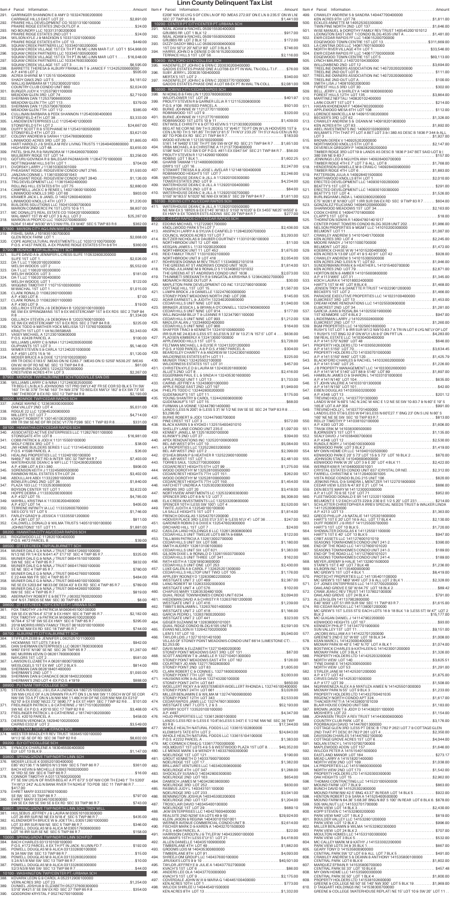# Linn County Delinquent Tax List

Item # Parcel Information.......................................................Amount

291. CARPENTER SHANNON E & AMY D 103247602002001 CARRIAGE HILLS EAST 1ST LOT 22 .....$2,891.00
292. PRAIRIE HILL DEVELOPMENT CO 103313101001004 PRAIRIE RIDGE ESTATES 2ND OUTLOT A .....$24.00
293. NO BOUNDRY LLC 103313102002003 PRAIRIE RIDGE ESTATES 2ND LOT 3 .....$24.00
294. WILSON KYLE J & AMANDA N 103313201001001 PRAIRIE RIDGE ESTATES 2ND LOT 16 .....$449.00
295. SQUAW CREEK PARTNERS LLC 103345001002000 SQUAW CREEK VILLAGE 1ST EX TH PT IN MC-LINN MAR-T.I.F. LOT 1 .....$54,988.00
296. SQUAW CREEK PARTNERS LLC 103345100100000 SQUAW CREEK VILLAGE 1ST EX TH PT IN MC-LINN MAR LOT 1 .....$16,048.00
297. SQUAW CREEK PARTNERS LLC 103347600300000 SQUAW CREEK VILLAGE 1ST LOT 3 .....$6,595.00
298. BARRETTE THERESA & AUDRY FRANKLIN T & JANICE F 112452006000000 A.P. # 416 LOT 2 .....$505.00
299. SHADY OAKS 2ND LOT 5 .....$4,181.02
300. WILLS BARBARA M 112523002001003 COUNTRY CLUB CONDO UNIT 66D .....$2,024.00
301. BURGER JUDY K 112537901002000 MEADOW GLEN 3RD LOT 14 .....$2,719.00
302. SHERMAN DAN 112537909800000 MEADOW GLEN 7TH LOT 113 .....$379.00
303. SHERMAN DAN 112537909700000 MEADOW GLEN 7TH LOT 112 .....$385.00
304. CULLINAN BARBARA & PETE SHANNON 112545030400000 STONEFIELD 4TH LOT 4 .....$3,333.00
305. LANDON ENTERPRISES LLC 112545040120000 STONEFIELD 5TH LOT 2 .....$24,667.00
306. DUFFY SCOTT R & STEPHANIE M 112543105500000 STONEFIELD 4TH LOT 23 .....$3,621.00
307. COLONY ANDREW & SARAH 112547809000000 LINWOOD ACRES 3RD LOT 90 .....$1,865.00
308. HART HAROLD J & SHEILA M REV LIVING TRUSTS 112640400600000 HIGHVIEW 2ND LOT 48 .....$3,655.00
309. PATEL SHILPA R & RAVINDRA M 112642600700000 NILSEN RIDGE 1ST LOT 14 .....$3,256.00
310. GOHEL GOVIND R & BALSARA PADMASHRI 112647701000000 NOTTINGHAM HILLS 6TH LOT 1 .....$704.00
311. DVORSKY LARRY J 113610203001009 PHEASANT RIDGE RIDGEVIEW CONDO UNIT 2765.....$1,593.00
312. JANZAN CONNIE L 113610203001043 PHEASANT RIDGE RIDGEVIEW CONDO UNIT 2840.....$1,126.00
313. TRS DEVELOPMENT LLC 113615402400000 ROLLING HILLS ESTATES 8TH LOT 75 .....$2,880.00
314. CAMPBELL JACK D & RENEE L 114010600100000 WELSH WOODS 1ST LOT 1 .....$903.00
315. KRAMER JACK L & JANE D 140212600400000 LINWOOD KNOLLS 4TH LOT 3 .....$1,220.00
316. BUILDERS SOLUTIONS LLC 150410300700000 MARION COMMERCE PK 1ST LOTS 10 & 11 .....$8,807.00
317. MC DONALD'S REAL ESTATE CO 150420100900000 WAL-MART 1ST W 40' LOT 3 & ALL LOT 2 .....$25,287.00
318. MARION IA PROPCO LLC 150522700800000 N250' S164'4" W230' W1/2 NW FRL EX W40' SEC 5 TWP 83 R 6 .....$362.00

### 07800 - MARION CITY AG/LINN MAR SCH

319. FEIKEL SARA J 101831301003000 GLEN ROCK FARM LOT 1 .....$2,068.00
320. COPE AGRICULTURAL INVESTMENTS LLC 103313100700000 P.O.S. #1437 PARCEL A EX PRAIRIE RIDGE ESTATES 5TH & 6TH .....$380.00

### 07900 - MARION/E. WATER INSIDE SCH

321. SLIFE DAVID A & JENNIFER L CRESS SLIFE 110532600200000 BEATTIE 1ST LOT 1 .....$2,026.00
322. DA-T LLC 110621010020000 WELSH WOODS LOT 2 .....$5,552.00
323. DA-T LLC 110621030010000 WELSH WOODS LOT 1 .....$181.00
324. DA-T LLC 110621040030000 WELSH WOODS LOT 3 .....$122.00
325. WIGGINS TIMOTHY F 110715103300000 M WAC HAL 1ST LOT 1 .....$1,015.00
326. CLARK RONALD 110822601000000 A.P. # 393 LOT 8 .....$7.00
327. CLARK RONALD 110822601100000 A.P. # 393 LOT 9 .....$10.00
328. DIELSCHNEIDER STEVEN J & DEBORAH J 120230100100000 NE NW EX WESTERCAMP 1ST & EX RDS SEC 2 TWP 84 R 6 .....$1,334.00
329. DIELSCHNEIDER STEVEN J & DEBORAH B 120230100200000 SE NW EX WESTERCAMP 1ST & EX RDS SEC 2 TWP 84 R 8 .....$225.00
330. TOBIAS SCOTT & MATHEW VOCK MELISSA 121137601000000 KRAUTH 1ST LOT 1 V N SLOB5984B .....$2,343.00
331. VANDY MICHAEL A 121230100600000 P.O.S. #2428 PARCEL A .....$100.00
332. WILLIAMS LARRY C & NINA 121240200500000 OLIPHANTS 1ST LOT 3 .....$5,146.00
333. WIMMER STEVEN E & CARLA 121240201000000 A.P. #501 LOTS 15 & 16 .....$1,120.00
334. MEYER BRUCE A & DIXIE 121310100700000 NIHN SN TO THE SW CORNER OF 27 W 02SE-7 (MEAS ON S) S250' N530.25' (MEAS ON W) W OF RD NE NE SEC 13 TWP 84 R 8 .....$61.00
335. WASHBURN DOLORES 122422700400000 CRESTVIEW ACRES 4TH LOT 3 .....$2,267.00

### 07900 - MARION TWP/LINN MAR SCH/TODDVILLE SAN DIS

336. WILLIAMS LARRY C & NINA 121240203020000 TR BEG 21.16 BLKS JOHNSONS 1ST PRD 3X0'1" 40' FRSE COR SD BLK 5 TH SW 163' TH SE 37.4' TH NE 163' TH NW 378' TO BEG EX NW LY 182' 8' EX SW 73' SE 180' THEREOF EX RD SEC 12 TWP 84 R 8 .....$2,193.00

### 08000 - MONROE TWP/CEDAR RAPIDS SCH

337. JUNGE WAYNE C 120636300030000 OAK VALLEY 3RD LOT 4 .....$5,013.00
338. ROGUE 22 LLC 120840200000000 MILLERS 1ST LOT 7 .....$4,714.00
339. KNIGHT ROBERT T 120145100200000 IRR TR SW SE NE OF RR SEC V7 8 P298 SEC 1 TWP 83 R 8 .....$331.00

### 08100 - HIAWATHA CITY/CEDAR RAPIDS SCH

340. ASSOCIATED ACTIVE ENTERPRISES LLC 112827801100000 STONEGATE 4TH LOT 8 .....$16,981.00
341. COBB PATRICK & JODI K 113115500100000 WOLF CREEK 3RD LOT 1 .....$38.00
342. JW HOME BUILDERS SERIES 1 LLC 113145403200000 P.O.S. #1598 PARCEL A .....$26.00
343. HEALING PROPERTIES LLC 113240010010000 N460' 7 NE SE SEC 24 TWP 84 R 7 .....$7,403.00
344. BUMBLEBEE PROPERTY LLC 113242600200000 A.P. #398 LOT 4 EX 1383 .....$906.00
345. SORENSON KEITH J 113246000500000 RAINBOW REAL ESTATES 5TH LOT 24 .....$3,402.00
346. ABDULLAH ABDI 113252601000000 BOWLER-LONG 2ND LOT 26 .....$1,840.00
347. PLAZA 103 LLC 113253008010000 BOYSON CENTER 1ST LOT 1 .....$2,622.00
348. HOPPE DEBRA J 113352300300000 A.P. #237 LOT 15 .....$4,785.00
349. WHITKILL KRISTINA K 113330200400000 TREETOP ESTATES LOT 8 .....$455.00
350. TERRONE INFINITY M LLC 113332600700000 TSG LOTS 1ST LOT 1 .....$1,726.00
351. FARLEY GRADY & JESSICA 113335501200000 A.P. #281 LOT 37 .....$811.00
352. CALDWELL DONALD & WILMA TRUSTS 140510100100000 JOHNSTONS 1ST LOT 11 .....$1,881.00

### 08200 - HIAWATHA CITY AG/CEDAR RAPIDS SCH

353. RIDGEWOOD LLC 113240710400000 P.O.S. #672 PARCEL B .....$3,957.00

### 08600 - OTTER CREEK TWP/ALBURNETT SCH

354. MUNIER DALE G & NINA J TRUST 060421600100000 N 1/2 NE FR 1/4 EX N44 1/4' 8 71/8 SEC 4 TWP 85 R 7 .....$325.00
355. MUNIER DALE G & NINA J TRUST 060415100100000 SW NE SEC 4 TWP 85 R 7 .....$832.00
356. MUNIER DALE G & NINA J TRUST 060417600100000 SE NE SEC 4 TWP 85 R 7 .....$780.00
357. MUNIER DALE G & NINA J TRUST 060417600100000 E 22.4AM NW FR SEC 4 TWP 85 R 7 .....$484.00
358. MUNIER DALE G & NINA J TRUST 060440100100000 NE SE EX 50334 R4 W8334 EX 4 EX RD SEC 4 TWP 85 R 7 .....$789.00
359. MUNIER DALE G & NINA J TRUST 060442600100000 NW SE SEC 4 TWP 85 R 7 .....$613.00
360. ABERNATHY ROBERT E & BETTY J 060327600200000 W4 W 51.78RDS SE NW SEC 30 TWP 85 R 7 .....$25.00

### 08600 - OTTER CREEK TWP/CENTER POINT-URBANA SCH

361. FOX TIMOTHY J & PATRICK M 060645010010000 SW SE EX W794.4' E T/F SE 1/4 EX 11' W 79' SEC 6 TWP 85 R 7 .....$2,182.00
362. FOX TIMOTHY J & PATRICK M 060645100020000 W794.4' S T/F SE 1/4 EX W76' SEC 6 TWP 85 R 7 .....$295.00
363. 2018 MORRIS FAMILY TRUST 061820100100000 E1/2 NE NW EX RD SEC 18 TWP 85 R 7 .....$744.00

### 08700 - ALBURNETT CITY/ALBURNETT SCH

364. TIFFLER ZEBB & JENNIFER L 062525010010000 HICKMANS 1ST LOTS 7 8 & 9 .....$942.00
365. DHR SHERMAN ENTERPRISES LLC 062617800300000 SE 45' SOUTH 145' NE NE SEC 25 TWP 85 R 7 .....$1,287.00
366. MC MURRIN KEVIN D 062617800600000 NAYLORS 1ST LOT 2 .....$581.00
367. LAWSON ELIZABETH A 062618000700000 WEDGLESLIS 1ST REV LOT 2 BLK 5 .....$814.00
368. SHERMAN DAN 062619401400000 SHERMAN'S 2ND LOT 1 .....$1,093.00
369. SHERMAN DAN & CANDACE 062618402200000 SHERMAN'S 2ND LOT 4 EX P.O.S. #1074 .....$888.00

### 08900 - PUTNAM TWP/COLLEGE SCH

370. STEVEN RUSSELL J & LISA A LENNECKA 180725100200000 SW NW LYG E OF A LN DRAWN PT A PT ON S LN NW SW 11.05CH W OF SE COR SD 1/4 TO A PT ON N LN SD 1/4 SD 5 CH W OF NE COR SD 1/4 EX PARCEL C N210' & EX E600' N222.72' S896.77' & EX ST HWY SEC 7 TWP 82 R 6 .....$101.00
371. FREILINGER PATRICK L & CATHERINE A 181715100200000 SW NE EX POS #2010 SEC 17 TWP 82 R 6 .....$3,468.00
372. FREILINGER PATRICK L & CATHERINE A 181740100200000 P.O.S. #2010 PARCEL A .....$458.00
373. DESMIN VERDONCK 182904100200000 CAIRNS E332.9' LOT 2 .....$3,549.00

### 09000 - PUTNAM TWP/LISBON SCH

374. MEES TER BRADLEY R REV TRUST 183645100100000 W1/2 SE SE OF RD SEC 36 TWP 82 R 6 .....$8,602.00

### 09200 - ELY CITY/COLLEGE SCH

375. SPINOVEC CHARLENE A 183045600400000 ELY LOT 13 BLK 9 .....$1,147.00

### 09800 - SPRING GROVE TWP/NORTH LINN SCH

376. MOSER LESLIE A 030520100400000 PT N 160' IN 1' N RD S N 1/2 NW SEC 5 TWP 86 R 7 .....$361.00
377. BAECH KEVIN & MICHELLE J 030637600200000 W 180 OF SW SEC 9 TWP 86 R 7 .....$16.00
378. CONNOR TIMOTHY R 031137600200000 PT SE SW LYG N OF RIVER BEG AT A PT 673' S OF NW COR TH E240.1' TH S200' TH W17 242' ALG N BANK RIVER TH N245.6' TO POB SEC 11 TWP 86 R 7 .....$417.00
379. EHRET MARY 031337600100000 SE SW SEC 33 TWP 86 R 7 .....$797.00
380. EHRET MARY 031345100100000 SW SE SW EX SW SE SE EX RD SEC 33 TWP 86 R 7 .....$743.00

### 09801 - SPRING GROVE TWP/NORTH LINN SCH /TROY MILL

381. HILL BRIAN & JEFFREY A & LAURA S 033341600100000 LOT 20 IRR SUR NE NE EX N18.4' SEC 5 TWP 86 R 7 .....$435.00
382. KLEINHEKSEL BRENT W & JOCELYN J 033341600200000 LOT 3 IRR SUR NW NE SEC 5 TWP 86 R 7 .....$34.00
383. POWELL DOUGLAS M & ALICIA M 030517100600000 N 1/2 N 1/2 NE NW SEC 5 TWP 86 R 7 .....$158.00

### 10000 - SPRING GROVE TWP/NORTH LINN SCH/FD7

384. BACH CHARLES 031310100100000 P.O.S. #172 PARCEL A EX THPT IN JACK-N LINN-FD 7 .....$192.00
385. POWELL DOUGLAS M & ALICIA 031328800010000 N 3A NW SW SEC 13 TWP 86 R 7 .....$15.00
386. POWELL DOUGLAS M & ALICIA M 031328800010000 S 2A N 8 NW SW SEC 13 TWP 86 R 7 .....$12.00
387. POWELL DOUGLAS M & ALICIA M 031328003000000 S2 N 9A NW SW SEC 13 TWP 86 R 7 .....$44.00

### 10100 - WASHINGTON TWP/CENTER PT-URBANA SCH

388. KOVANDA LEONA & GORDON A 052312900100000 VERN ACRES 3RD LOT 23 .....$1,254.00
389. DUNKEL JOSHUA & ELIZABETH 052738000300000 S316' W427.5' SE SW EX RD SEC 27 TWP 85 R 8 .....$354.00
390. GOODROW KRYSTAL F 052742700100000

391. CHASE AMBER M & RACHEL 059155010500000 EXCEPT 50 THE CITY OF CENTER POINT & 2.5 EX S 8 OF WIN & EX 1 SEC 1 BLK ...
392. NEAL ADAM & RACHEL 059155050000000 GRUBBS 6TH LOT 1 BLK 2 .....$917.00
393. DIZZY DADDY BBQ LLC 059202000000000 1ST DIV SE1/2 20' N21'9" 80' E BLK 5 .....$746.00
394. HARRIS JOHN D & DENISE D 051615200300000 TIMBER HILLS 1ST LOT 98 .....$2,116.00

### 10600 - WALFORD CITY/COLLEGE SCH

395. HADENFELDT JOHN C & ERIN C 203032004000000 GADDIS ESTATES PHASE ONE A LOT 68 EX PT IN WAL TN-COLL-T.I.F. .....$76.00
396. SUBY JERRY L 203030100400000 MERTS 1ST LOT 2 .....$340.00
397. HADENFELDT JOHN C & ERIN C 203037701000000 GADDIS ESTATES PHASE ONE A LOT 68 EX PT IN WAL TN-COLL .....$2,081.00

### 16000 - ROBINS CITY/CEDAR RAPIDS SCH

398. NI XONG B & FAN LIN 112207800600000 WILDFLOWER 1ST LOT 28 .....$401.97
399. PROUTY STEVEN B & JURNEE LELIA R 112115200800000 P.O.S. #158 - REVISED PARCEL A .....$501.00
400. OSGOOD JOHNNIE M 112127701100000 ROBINWOOD 1ST LOT 9 .....$320.00
401. BURKE JENNIFER K & DONALD 112216001000000 ROBINWOOD 1ST LOTS 10 & 11 .....$1,439.00
402. ENTWISLE CHRISTY K & OTTO KEVIN S 112130300200000 BEG AT NE COR NE SW TH S 20DEG 13' W45'1" TO PT ON W LN HOOVERS 1ST 3 CEN LN RD TH S 19 DEG W 30' TH 5' 23" SEC RD TH W1/2" 233.25' TH S'LY ALG CEN LN RD 90' TO POB EX RD SEC 21 TWP 84 R 7 .....$183.00
403. WOOD KEVIN W 112135100200000 S161.14' N400' E135' TH PT SW SW N OF RD SEC 21 TWP 84 R 7 .....$1,651.00
404. VINK MICHAEL A & CHRISTINE A 112137707400000 CEDAR VILLA 1ST N2 OF LOT 12 EX E947.94' SEC 21 TWP 84 R 7 .....$56.00
405. PROUTY STEVEN M 112142901001000 ROBINS LOT 1 BLK 1 .....$1,602.25
406. GHARIB TAMAM 112148000600000 ORRS 1ST LOT 16 .....$2,247.00
407. STEWART TERESA A & JOSE L AVELAR 112148100400000 ROBINWOOD HEIGHTS 1ST LOT 2 .....$2,246.00
408. TOWERESTATES ONE C & JILL A 112920100300000 TOWER ESTATES 2ND LOT 6 .....$4,234.00
409. TOWERESTATES ONE C & JILL A 112920100400000 TOWER ESTATES 2ND LOT 8 .....$1,048.00
410. WAYFINDERS DEAN C & JILL A 112920100700000 S150' W183.8' N1020' NE NW-EX W38.5' SEC 29 TWP 84 R 7 .....$1,611.00

### 16100 - ROBINS CITY AG/CEDAR RAPIDS SCH

411. TOWERESTATES DEAN C & JILL A 112920100500000 NE NW EX S 185RDS & EX E 145' W185'S S150' N1020' & EX S456' N825' W550' & EX HWY & EX TOWER ESTS ADDNS SEC 29 TWP 84 R 7 .....$277.00

### 20100 - CEDAR RAPIDS CITY/CEDAR RAPIDS SCH

412. EDGINS MICHAEL 112211207700000 KNOLLWOOD PARK 5TH LOT 2 .....$2,436.00
413. HAZEN ACLARRY A & SYLVIA E CANFIELD 112840207000000 PUDWELL WOODS ACRES 1ST LOT 7 .....$3,293.00
414. BUTLER NICHOLAS & DUNBAR COURTNEY 113310100100000 NORTHBROOK UNIT 1 LOT 499 .....$1.06
415. KEEGAN JAMES L 113310200200000 NORTHBROOK UNIT 1 LOT 452 .....$1,675.00
416. REID FAMILY TRUST 113310302100000 NORTHBROOK UNIT 2 LOT 418 .....$2,054.00
417. ROHRSSEN DONNA M REV TRUST 113340602100018 THE GREENS AT ST ANDREWS CONDO UNIT 1625 .....$1,814.00
418. JWR LLC LOT 20 WESTER & RONALD G VIGIL VAN THE GREENS AT ST ANDREWS CONDO UNIT 1636 .....$2,073.00
419. THUMMER TEREKANTH R & SHAVI 113 KRISHNA S 123642802120000 MONARCH RIDGE 2ND LOT 4 .....$30.00
420. MAPLETON PARK DEVELOPMENT CO INC 131227900100000 COTTAGE HILL 1ST LOT 15 .....$1,367.00
421. LIMPIA BROOK J & DANIELLE 132247603000000 STONEY POINT MEADOWS NORTH 2ND LOT 206 .....$145.00
422. ADAIR EARNEST L & JUDITH 132343200000000 CEDAR HILLS UNIT NINE LOT 926 .....$1,040.00
423. BRISBAN JESSICA L & BRYAN A O'CONNELL 132347800600000 CEDAR HILLS UNIT EIGHT LOT 814 .....$177.00
424. WILLINGHAM BILLY E & LEANNE R 132347901100000 CEDAR HILLS UNIT NINE LOT 905 .....$1,212.00
425. MADLER ALAN J 132348002400000 CEDAR HILLS UNIT NINE LOT 980 .....$164.00
426. SHAFER TRACI & KENNETH 132410100800000 NW NW SEC 24 83 8 & LESS 85' & LESS S 33' W 1/2 N' 157.5' LOT 4 .....$636.00
427. PLAGMAN KIMBERLY A 132413000100000 APPLEWOOD HILLS 1ST LOT 5 .....$3,728.00
428. FELTMAN MICHAEL & ELYSE R 132415200200000 P.O.S. #1536 PARCEL A & P.O.S. #1897 PARCEL A .....$304.00
429. EGR EXHIBITION SOCIETY 140 ANDREW M 132423001600000 WILDERNESS ESTATES 6TH LOT 11 .....$225.00
430. MUNIER TRACY 132423002100000 WILDERNESS ESTATES 1ST LOT 31 .....$457.00
431. CHRISTENSEN LE LAURA M 132430201600000 ALLIE'S 2ND LOT 8 .....$2,416.00
432. EGGERMAN PAUL E & SINDA H 132435301600000 APPLE RIDGE 3RD LOT 12 .....$1,733.00
433. CAHINE JEFFREY A 132438001000000 GUDENKAUF'S 1ST LOT 31 .....$1,949.00
434. PHELPS TODD C 132442800200000 GUDENKAUF'S 1ST LOT 11 .....$175.00
435. YOUNG SHANTAY B CAROL 132442600600000 GUDENKAUF'S 1ST LOT 5 .....$68.00
436. FURMAN LA VONNE 132447801400000 LANDS LESS N 200' & LESS S 3' W 1/2 NE SW SE SEC 24 TWP 83 R 8 .....$3,296.00
437. BURKE ROBERT & JODI 132447900700000 PINE CREST 1ST LOT 3 .....$672.00
438. BLACK KAREN S & KYOKO 132515040401010 STEEPLE CHASE CONDO UNIT 235-E .....$1,097.00
439. KENNEY JANELL M 132518200100000 FUNSKYS 3RD LOT 2 .....$394.00
440. APEX RENOVATIONS INC 132520100600000 BEL-AIR WEST 9TH LOT 10 .....$5,084.00
441. LK PROPERTIES LLC 132522803200000 BEL-AIR WEST 2ND LOT 4 .....$2,399.00
442. O'SHEA BRIAN P & HEATHER R 132522900100000 BEL-AIR WEST 1ST LOT 1 .....$2,481.00
443. VAN NGUYEN J DUNG 132526000400000 CEDARCREST HEIGHTS 5TH LOT 99 .....$1,275.00
444. WOOD DOROTHY M 132528100500000 CEDARCREST HEIGHTS 7TH LOT 151 .....$262.00
445. WOOD DOROTHY M 132528100600000 CEDARCREST HEIGHTS 7TH LOT 150 .....$1,454.00
446. HATCHETT UNDREA A 132532003000000 ARBOR 3RD LOT 20 .....$3,418.00
447. NORTHVIEW APARTMENTS LLC 132535900300000 SPRINGER DALE 1ST LOT 13 .....$6,308.00
448. ELK CREEK INVESTMENTS LLC 132533200200000 HOOVERS 1ST LESS SW 100' LOT 4 .....$2,520.00
449. TWITE JUDITH A 132540100100000 LA BELLE HEIGHTS 1ST LOT 1 .....$1,314.00
450. FRENCH DOUGLAS 132542701200000 HOOVERS ACRE 3RD LESS 5'LY 3.5' & (LESS N LY 4') LOT 38 .....$247.00
451. GARDNER ROBIN D & DIXIE K 132547602900000 ORCHARD HILL 1ST LOT 2 .....$24.00
452. CASILLA LAND HOLDINGS 6 LLC 132612600800000 CEDAR HILLS UNIT TWELVE LOTS 887 & 888A .....$122.00
453. TALLMAN PATRICIA A 132613002700000 CEDAR HILLS UNIT SIX LOT 609 .....$1,180.00
454. LEE JUNE H 132613200200000 CEDAR HILLS UNIT SIX LOT 621 .....$1,383.00
455. GILSON ENSEIL & RONALD D 132615503700000 CEDAR HILLS UNIT THREE LOT 341 .....$162.00
456. NATH KEITH A 132615808300000 CEDAR HILLS UNIT ONE LOT 253 .....$2,430.00
457. LUKE GALEN A & CAROL F 132625201300000 CEDAR HILLS HILLTOP UNIT TWO LOT 105 .....$1,176.00
458. APPLEBY KONDRO 132628400200000 CEDAR HILLS UNIT TWO LOT 463 .....$2,387.00
459. LANG ROBERT M 132633302800000 WESTGATE UNIT 4 LOT 576 .....$102.00
460. CHAPUIS MARY 132635304601005 DUAL RIDGE TOWNHOMES CONDO UNIT 6234 .....$2,094.00
461. HEIDEMAN DAVID A & CHRISTY R 132637601200000 WESTGATE UNIT 2 LOT 416 .....$1,336.00
462. TIBBITS BENJAMIN L 132637601400000 WESTGATE UNIT 2 LOT 418 .....$1,166.00
463. GARCIA PEDRO L 132637800300000 WESTGATE UNIT 2 LOT 443 .....$323.00
464. BERNA 132638000101001 DUAL RIDGE CONDO BLDG 6105 UNIT B .....$2,591.00
465. EVANS NELSON 132640700200000 LIENS 3 1ST LOT 5 .....$5,040.00
466. TAYLOR LOIS J 132710101401000 VILLAS OF STONEY POINT MEADOWS CONDO UNIT 6814 (LIMESTONE CT) .....$2,253.00
467. DAVIS MARK & ELIZABETH 132710400200000 STONEY POINT MEADOWS EAST 3RD LOT 131 .....$87.00
468. FREE RIGHTS FUND & JANELLE M 132710400300000 STONEY POINT MEADOWS EAST 4TH LOT 182 .....$126.00
469. COURTNEY JO ANN 132717802600000 STONEY POINT 2ND LOT 83 .....$1,605.00
470. CLARK ROBERT C & CONNIE L 132718000300000 STONEY POINT 2ND LOT 102 .....$2,465.00
471. HOLMES NIHSKI & ALISHA 132743201000000 STONEY POINT 24TH LOT 141 .....$650.00
472. WOELLERT RICKY A & WESTERBERI-WOELLERT RHONDA L 132745100400000 STONEY POINT 24TH LOT 150 .....$3,028.00
473. MILLER BENJAMIN E & WILMA M 132747600900000 STONEY POINT 24TH LOT 18 .....$2,533.00
474. CEDAR RAPIDS JAMS LLC 132747801300000 WESTGATE UNIT 7 LOTS 1, 2 & 3 .....$52,193.00
475. SPERRY SCOTT 133520100100000 A.P. #497 .....$4,347.00
476. HOJO PROPERTIES LLC 133612600100000 LANDS LESS RD & LESS E 10.8' & LESS S 3.43' E 1/2 NE NW SEC 36 TWP 83 R 8 .....$17,344.00
477. WHOLE HEALTH NATURAL FOODS LLC 133615102800000 KLEMM'S 1ST 8TH LOT 2 .....$24,843.00
478. WHOLE HEALTH NATURAL FOODS LLC 133615102900000 KLEMM'S 1ST 8TH LOT 1 .....$1,613.00
479. MC CORMICK CRAIG G 133617700300000 HOLMES 1ST LOTS 4 & 5 & WESTWOOD PLAZA 1ST LOT 8 .....$40,352.00
480. LE MENSE MARK S & WENDY R 140337600300000 NOELRIDGE 1ST LOT 121 .....$190.00
481. GROUT KENNETH D 140337900700000 NOELRIDGE 1ST LOT 82 .....$1,861.00
482. BRILLIANT VENTURES LLC 140340200500000 NOELRIDGE 4TH LOT 147 .....$1,288.00
483. BALL JANET L MARIE 140340600800000 NOELRIDGE 3RD LOT 163 .....$830.00
484. SMITH JAMES A 140342903600000 NOELRIDGE 3RD LOT 252 .....$830.00
485. RUDEMUS JODY L 140343100100000 NOELRIDGE 3RD LOT 185 .....$1,007.00
486. BENNINGHOVEN JOSHUA A 140345100200000 NOELRIDGE 2ND LOT 17 .....$1,204.00
487. TRCKIL JAN DAVID 140345400100000 NOELRIDGE 1ST LOT 20 .....$689.10
488. AVERY ENTERPRISES LLC 140427600400000 WEATHERSTONE PLAZA 1ST LOTS 49 & 50 .....$29,924.00
489. KLEIN JASON & REGINA 140430101501001 WERNER AVENUE COMMERCIAL CONDO UNIT B .....$20,414.00
490. FISCHER MARK D & KAREN A 140432800900000 PARK VALE 4TH LOT 2 .....$1,265.00
491. HARRISON CAROLYN J & TYLER W 140432901000000 WILLIAM'S 15TH EFFERS 1ST LOT 21 .....$1,438.00
492. ALLEN DANIELLE 140433100900000 TIMBERLANE 4TH LOT 48 .....$1,438.00
493. STERLING LONNIE 140433101400000 TIMBERLANE 4TH LOT 1 .....$2,693.00
494. THREE OAK GROUP LLC 140437600300000 WOODS BOYSONIA 1ST LOT 10 .....$40,501.00
495. TAYLOR JEFFREY R & JULIE A 140437702700000 JIRUSKA'S LOTS 9 & 10 .....$86.00
496. KVACH'S 1ST LOT 9 .....$2,175.00
497. ANDERS LEE OLA 140437703000000 KVACH'S 1ST LOT 9 .....$2,175.00
498. KOSTECKI MICHAEL & WRIGHT MARIA G 140445100400000 KEN ACRES 10TH LOT 1 .....$773.00
499. NELSON TERRELL H 140445401500000 KEN ACRES 6TH LOT 13 .....$1,332.00

500. CRAWLEY ANDREW S & SANDRA 140447700400000 KEN ACRES 9TH LOT 78 .....$1,811.00
501. ECKLES ANNETTE M 140525303300000 TWIN PINE NORTH 2ND LOT 137 .....$1,646.00
502. WISE MANUEL & DOROTHY FAMILY REV TRUST 140545200101012 LEXINGTON EAST UNIT 1 CONDO BLDG 4535 UNIT A .....$1,481.00
503. EWR CEDAR RAPIDS FF LLC 140615200700000 EDGEWOOD TOWN CENTRE 1ST LOT 1 .....$311,669.00
504. LA CANTINA 200 LLC 140617801500000 NORTH RIVER VILLAGE 4TH LOT 5 .....$33,646.00
505. EWR CEDAR RAPIDS FF LLC 140617700300000 EDGEWOOD TOWN CENTRE 1ST LOT 5 .....$60,113.00
506. LYNCH MAURICE J 140720104300000 WILLOWBEND 2ND LOT 12 .....$3,694.00
507. TREELINE OWNERS ASSOCIATION INC 140720200200000 TREELINE 2ND OUT LOT B .....$111.00
508. TREELINE OWNERS ASSOCIATION INC 140720209900000 TREELINE 2ND OUT LOT A .....$100.00
509. SMITH LISA 140815003500000 FOREST HILLS 3RD LOT 30 .....$302.00
510. BELL JERRY L & SHIRLEY A 140818000600000 FOREST HILLS 12TH LOT 135 .....$3,864.00
511. MARTINEZ NEFTALI 140820100240000 LAMB COURT 1ST LOT 1 .....$214.00
512. HASAN KHONDKAR F 140847802000000 APPLEWOOD MESA 6TH LOT 108 .....$112.00
513. LORENZ MARCELLA M 140915100200000 ERECTED 2ND LOT 52 .....$1,328.00
514. CRAWLEY ANDREW S & DEANN M 140918201900000 KEN ACRES 6TH LOT 83 .....$1,892.00
515. ABEL INVESTMENTS INC 140920100800000 WILMAR'S 7TH FIVE PT LOT A 807 LOT 3 & I 380 AS DESC IB 1836 P 344 & ALL LOT 3 .....$1,927.00
516. BROWN DEREK V 140935200200000 NORTHWOOD KNOLLS 5TH LOT 6 .....$2,147.00
517. DEVEREUX GREGORY P 140935200600000 TIMBER RIDGE 3RD LOT 19 & LANDS AS DESC B 1836 P 347 BEF SAID LOT 9 SW NW SEC 9 83 7 .....$9.00
518. KING BARBARA & BALDWIN AMY 140924400100000 TIMBER RIDGE 4TH E 7' 7' & ALL LOT 8 .....$1,768.00
519. HENDERSON DANIELLE M & CRAIG C 140928400900000 TIMBER RIDGE 3RD LOT 1 .....$1,883.00
520. PATTERSON JULIA A 140928401500000 NORTHWOOD KNOLLS 8TH LOT 1 .....$2,010.00
521. ERECTED DEVELOPMENT LLC 140930100300000 BEATTY'S 1ST LOT 5 .....$291.00
522. ERECTED DEVELOPMENT LLC 140930100300000 NORTHWOOD KNOLLS 1ST LOT 2 .....$1,526.00
523. BURLINGHAM LINDA L 140932800200000 275' W281' 8' N180' LOT 1 IRR SUR SW EX RD SEC 9 TWP 83 R 7 .....$604.00
524. GONZALEZ FELICIANO 140945200800000 SHADOWOOD MEADOWS 1ST LOT 34 .....$2,163.00
525. COOK CHERIE E 140947701800000 CLAPP'S 1ST LOT 8 .....$18.00
526. THORNTON SONYA F 140947801401017 CENTER POINT TOWERS CONDO BLDG 3028 UNIT 202 .....$1,986.00
527. NELSON PROPERTIES & MGMT LLC 141010200300000 BELMONT 1ST LOT 1 .....$1,087.00
528. MAYNARD KATHY S 141010401700000 KEN ACRES 3RD LOT 4 .....$2,245.00
529. MOORE RANDY J 141011300700000 BELMONT LOT 202 .....$1,472.00
530. KOEBBICK CHASE W W 141015204000000 KEN ACRES N 13 OF LOT 41 & S 42.91' LOT 42 .....$928.00
531. CRAWLEY ANDREW S 141015300500000 KEN ACRES 2ND LESS N 17 LOT 62 .....$1,946.00
532. SUNDERMAN RYAN & HEATHER L 141015400700000 KEN ACRES 2ND LOT 129 .....$2,871.00
533. HORTON BEN R & AMBER 141015600800000 A.P. #113 W60' LOT 3 .....$1,345.00
534. KOCH LAURA K 141018002400000 HART'S 1ST W 40' LOT 5 BLK 6 .....$1,468.00
535. JENSEN TROY & JEANETTE R TRUST 141022901200000 BECKER'S 1ST LOT 2 .....$1,466.00
536. PARADISE EXECUTIVE PROPERTIES LLC 141023100400000 ELMCREST 3RD LOT 15 .....$1,453.00
537. DREAM HOME RENOVATIONS LLC 141025505900000 ELMCREST 2ND LOT 36 .....$1,281.00
538. BOGEMAN SAMUEL EBA 141025501900000 1ST KENMORE LOT 6 BLK 2 .....$947.00
539. LINDENMAN LARRY J 141025502800000 ELMCREST 2ND LOT 17 .....$1,260.00
540. BGM PROPERTIES LLC 141025601800000 RUSH'S 1ST LOT 1 & IRR SUB W1/2 NW10-83-7 & TR IN LOT 6 LYG NE'LY OF LOT 1 RUSH'S 1ST (IN) A 2 OF ON W'LY LN & 0' OF ON FRT LN .....$4,283.00
541. SM REAL ESTATE LLC 141030404000000 A.P. #141 S 50' N260' LOT 46 .....$646.00
542. PROPERTY HOLDERS LTD 141030502400000 A.P. #141 S150' LOT 70 .....$3,634.45
543. CLEVELAND-HOLLIS LTD 141030701200000 A.P. #141 S150' W40' LOT 126 .....$1,425.75
544. BLACKFORD CHARLES & RACHEL 141032602000000 A.P. #141 S140' LOT 25 .....$1,226.00
545. JB PROPERTY MANAGEMENT LLC 141033002600000 A.P. #141 W 40' S140' LOT 88 & S140' LOT 89 .....$1,897.00
546. HAMBLIN JAMES D & SHERRI L 141033101000000 A.P. #141 N140' LOT 104 .....$635.00
547. ST JOHN VALERIE A 141033101500000 A.P. #141 N140' LOT 101 .....$42.00
548. EIBEN DOUGLAS 141035302500000 A.P. #141 LOT 7 .....$291.00
549. TREUNG HOLLY L 141037701300000 LANDS W N 8' N 8'S' NE'N 2AC W4AC E 1/2 NE SE SW 10-83-7 & N 60' E 19' S 165.8' LOT 4 AP 368 .....$991.00
550. TENNYSON MICHAEL D 141037704000000 LANDS LESS S'4' LESS W 64'8 LESS N 60'E27.1' BNG 23' ON S LN) W 63' 180' NE SE SW SEC 10 TWP 83 R 7 .....$813.00
551. KELLY TIMOTHY P 141038102100000 A.P. #280 LOT 20 .....$1,606.00
552. HEMPHILL JUNE D 141038304500000 BJORNSEN'S 1ST LOT 1 .....$1,135.00
553. SEALY DAVID J 141038400700000 A.P. #248 LOT 12 .....$2,530.00
554. RUNDLE RORY J 141040100300000 KENWOOD PARK 3RD & BLK 2 .....$1,419.00
555. MY OWN HOME CR LLC 141040102500000 KENWOOD PARK E 20' 3 7.2' LOT 15 & S 73' 10' 18 BLK 2 .....$870.00
556. JOHNSON TRACIE M 141040600300000 KENWOOD PARK E 72' LOT 3 & E 25' LOT 4 BLK 11 .....$2,422.00
557. WERNER KIM M 141040800301001 CRYSTAL ESTATES CONDO UNIT 637 C CRYSTAL DR NE .....$2,313.00
558. FARRELL CHRISTINE K 141120400301005 VISTA RIDGE CONDO BLDG 215 UNIT 185 .....$820.00
559. JENKINS PAUL G & SANDRA L MENTZER 141122701800000 CEDAR VIEW (LESS N 47.93' E 27' LOT 14 .....$888.00
560. DEIN BESTE MARY M 141123000300000 A.P. # 142 70 & SE 12.6' LOT 71 .....$952.00
561. FLEETWOOD DONALD E SR 141123201100000 BELMONT 2 1/2 DICK LOTS 229 & 239 & E 1/2 S 20' LOT 231 .....$2,414.00
562. POWELL CHRISTOPHER A IRREV SPECIAL NEEDS TRUST & WALKER LINDA 141125200000000 A.P. #141 LOT 8 .....$5,393.00
563. GREEN PHILLIP J & NATALIE 141125301800000 HART'S 1ST E 20' LOT 16 8-ALL LOT 17 BLK 4 .....$2,130.00
564. DUFF ROBERT J & IRIS F 141125500700000 HART'S 1ST LOT 10 BLK 5 .....$1,720.00
565. SHOWALTER DOUGLAS K 141125501100000 HART'S 1ST E 40' LOT 15 BLK 5 .....$947.00
566. CRST ASSETS LLC 141125700101019 SEASONS TOWNHOMES CONDO UNIT 241-2 .....$3,320.00
567. PROFITS BUILD LLC 141125700101022 SEASONS TOWNHOMES CONDO UNIT 241-3 .....$189.00
568. END OF THE ROAD LLC 141125700101021 SEASONS TOWNHOMES CONDO UNIT 241-4 .....$189.00
569. MEYER JEREMY & HALIE 141132801500000 STARK'S 1ST E 40' LOT 7 BLK 48 .....$1,236.00
570. KLBORN INC 141134504000000 MC GREW'S 1ST LOT 4 BLK 1 .....$6,419.00
571. PROTECHT PROPERTIES LLC 141135401100000 BEVERS 1ST 1ST N68' W40' LOT 8 & ALL LOT 7 BLK 1 .....$2,328.00
572. D F LANES ENTERPRISES LLC 141137700200000 OAKLAND GROVE E 50' W 64.75' LOT 18 BLK 2 .....$89.42
573. CRAIN JEAN C REV TRUST 141137802100000 OAKLAND GROVE LOT 24 BLK 4 .....$791.00
574. ALLEN GLEN H 141137902800000 E 40' W80' LOT 15 IRR SUR SW SEC 11 TWP 83 R 7 .....$1,615.00
575. RB CEDAR RAPIDS LLC 141138000000000 MC GREW'S 1ST LESS S'5' EACH LOTS 16 & 18 BLK 1 & LESS ST W 47' LOT 2 BLK 2 .....$15,177.00
576. MC GUGAN DANIEL J 141147902200000 STEWWOOD HEIGHTS LOT 101 .....$209.00
577. KENNEDY PHILIP T 141147701900000 SAINTWALLS 1ST LOT 11 .....$1,179.00
578. JACOBS WILLIAM A II 141422701200000 GREENE'S 2ND E 32' W 60' LOT 18 BLK 34 .....$1,008.00
579. KEMM MARCEL 141423003400000 MIDWAY PARK W 40' E 140' N 70' LOT 4 BLK 1 .....$1,074.00
580. BOSTWICK CHARLES & KATHLEEN G 141423001200000 MIDWAY PARK LOT 8 BLK 1 .....$935.00
581. HEDLUND WINSTON W 141425203200000 NORTH VIEW LOT 140 .....$1,345.00
582. TYNE DIANE E 141425300500000 NORTH VIEW LOT 53 .....$1,291.00
583. STREIFF JANE M 141425301200000 A.P. # 177 LOT 42 .....$812.00
584. GRIVES DAVID 141425301500000 A.P. # 177 LOT 10 .....$1,508.00
585. NAVRIDGE ALEX R & NYATUZA AIMEE N 141425501000000 MIDWAY PARK N 50' LOT 6 BLK 9 .....$1,233.00
586. PROPERTY HOLDERS LTD 141427000140000 HOMESTEADERS LOT 40 & NW 42' LOT 38 .....$1,515.00
587. THACKER RITA M 141432800101039 ALLWOOD FIVE SEASONS CONDO UNIT 9 .....$1,183.00
588. BROWN JASON T & JODY D 141438201000000 MOSHER'S LOT 21 .....$1,154.00
589. JOHANSEN TRUDY A REV TRUST 141443000600000 COUNTRY CLUB PARK LOT 6 .....$3,176.00
590. POORBAUGH DAVID 141447601300000 COTTAGE LAWN 2ND LESS PT DESC B 3782 P 282 LOT 5 & COTTAGE GLEN 2ND THAT PT DESC B1782 P 281 LOT 4 .....$2,350.00
591. DAVIDSON CHARLES 141447602100000 COTTAGE GLEN 2ND LOT 6 .....$4,604.00
592. NOLAN STACY L 141510700200000 CENTRAL PARK LOT 6 BLK 2 .....$2,193.00
593. EASTLAND MANOR LOT 184 .....$273.00
594. MEAD LARRY A 141518201600000 NORTH VIEW 2ND LOT 189 .....$1,199.00
595. LK PROPERTIES LLC 141518600800000 NORTH VIEW 2ND LOT 173 .....$1,542.00
596. CONLEY EARL L & JANE A 141522800300000 EASTLAND MANOR 1ST LOT 7 .....$1,163.00
597. THOMAS CONTRACTING LLC 141523100500000 MOUND PARK LOT 7 BLK 7 .....$983.00
598. BUNCH DAVID M 141525302900000 MOUND FARM NW 42.2' BNG 43.37' IN REAR LOT 14 BLK 5 .....$1,205.00
599. HENTON ROBERT E & SARAH A 141525400500000 MOUND FARM N 64.36' S 68.38' BNG N 80' & 100' IN REAR LOT 8 BLK 8 .....$878.00
600. SW INVEST LLC 141532701700000 PARK VIEW LOT 14 BLK 2 .....$2,430.00
601. KAPP STEVEN C 141535002800000 CENTRAL PARK LOT 15 BLK 2 .....$819.00
602. BOULDER VALLEY LLC 141535200200000 PARK VIEW LOT 12 BLK 2 .....$1,802.00
603. MILLER BENJAMIN E & WILMA M 141535200800000 PARK VIEW LOT 24 BLK 2 .....$707.00
604. MOLTON CHURCH LLC 141535301000000 PARK VIEW LOT 3 BLK 3 .....$842.00
605. MC CALLEY MARY M & KATHY J 141535302200000 PARK VIEW LOTS 8 & 9 BLK 3 .....$1,238.00
606. GREENE CAROLYN S 141536800300000 PARK VIEW LOT 11 BLK 5 .....$491.00
607. EDWARDS JOANNE & ANTHONY 141535800800000 CENTRAL PARK LOT 3 BLK 6 .....$1,249.00
608. MARQUIS FERNAN R 141535800700000 CENTRAL PARK SE 33' LOT 10 BLK 6 .....$457.48
609. MY OWN HOME CR LLC 141535900600000 CENTRAL PARK E 50' LOT 1 BLK 4 .....$1,800.00
610. PROPERTY HOLDERS LTD 141536100200000 GREENE & COLLEGE NE 50' SE 140' NW 300' LOT 5 BLK 19 .....$1,969.00
611. D TAGGART HOLDINGS INC 141536300700000 GREENE & COLLEGE WATERHOUSE REPLAT NE 15' LOT 10 & SW 20' LOT 11 .....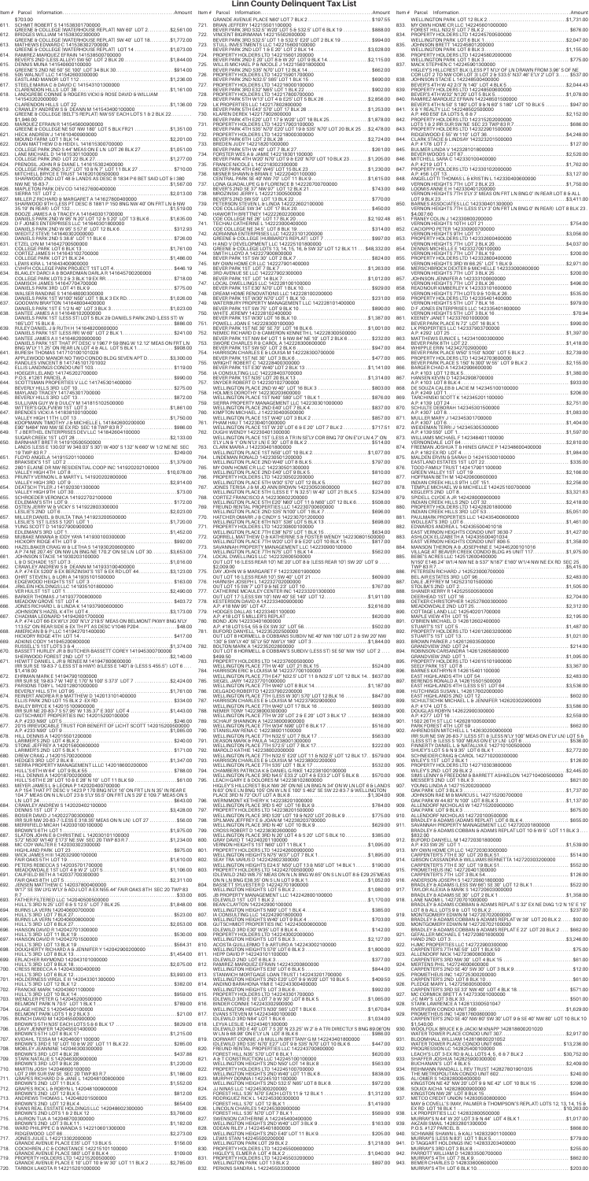Item # Parcel Information..........................................................Amount  Item # Parcel Information..........................................................Amount  Item # Parcel Information..........................................................Amount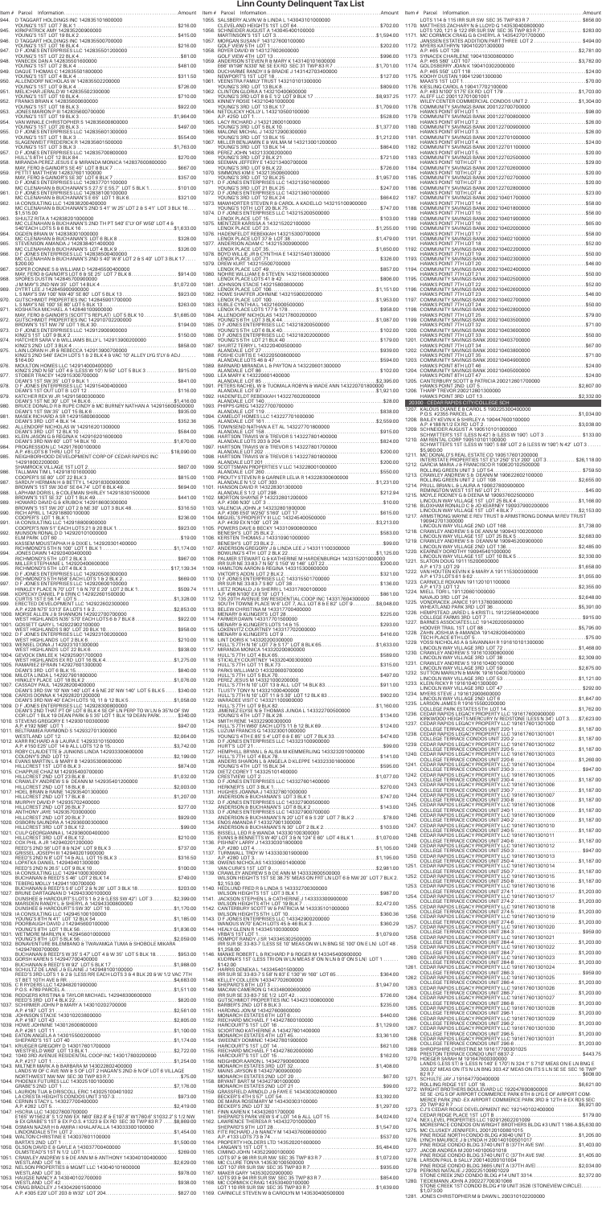# Linn County Delinquent Tax List

Item # Parcel Information... Amount

944. D TAGGART HOLDINGS INC 142835101600000 YOUNG'S 1ST LOT 7 BLK 1 ... $216.00
945. KIRKPATRICK AMY 142835200900000 YOUNG'S 1ST LOT 19 BLK 2 ... $415.00
946. D TAGGART HOLDINGS INC 142835500700000 YOUNG'S 1ST LOT 18 BLK 4 ... $216.00
947. D F JONES ENTERPRISES LLC 142835501200000 YOUNG'S 1ST LOT 13 BLK 4 ... $81.00
948. YANEZ DE DANA A 142835501600000 YOUNG'S 1ST LOT 2 BLK 4 ... $451.00
949. DAGUE THOMAS C 142835501800000 YOUNG'S 1ST LOT 4 BLK 4 ... $311.50
950. ALLENDORF NICHOLAS W 142835502200000 YOUNG'S 1ST LOT 9 BLK 4 ... $726.00
951. MELCHAR JEWEL D W 142835502300000 YOUNG'S 1ST LOT 10 BLK 4 ... $710.00
952. DOLAN JUSTIN C 142835502800000 YOUNG'S 1ST LOT 18 BLK 3 ... $922.00
953. JONES MARVIN P III 142835600700000 YOUNG'S 1ST LOT 19 BLK 2 ... $1,964.00
954. WAYNANKE CHRISTOPHER S 142835600800000 YOUNG'S 1ST LOT 20 BLK 3 ... $497.00
955. D F JONES ENTERPRISES LLC 142835601300000 YOUNG'S 1ST LOT 1 BLK 3 ... $554.00
956. SLAGENWEIT FREDRICK R 142835601500000 YOUNG'S 1ST LOT 3 BLK 3 ... $1,763.00
957. D F JONES ENTERPRISES LLC 142835700800000 HULL'S 7TH N LOT 12 BLK 64 ... $270.00
958. MIRANDA PEREZ JESUS E & MIRANDA MONICA 142837600800000 MAY, FERO & GANOE'S LOT 6 BLK 7 ... $626.00
959. PETTIT MATTHEW 142837601100000 MAY, FERO & GANOE'S SE 30' LOT 8 BLK 7 ... $357.00
960. D F JONES ENTERPRISES LLC 142837701100000 MC CLENAHAN & BUCHANAN'S 2 5' E 55.7' LOT 5 BLK 1 ... $101.00
961. D F JONES ENTERPRISES LLC 142838100100000 MC CLENAHAN & BUCHANAN'S E 65' LOT 1 BLK 8 ... $321.00
962. IA CONSULTING LLC 142838200400000 MC CLENAHAN & BUCHANAN'S 2ND 5 41' W 25' LOT 2 & 5 41' LOT 3 BLK 16 ... $1,215.00
963. SHULTZ RITA A 142838201000000 MC CLENAHAN & BUCHANAN'S 2ND TH PT 540' E'LY OF W50' LOT 4 & 540' EACH LOTS 5 & 6 BLK 16 ... $1,633.00
964. OGDEN BRIAN W 142838300100000 MC CLENAHAN & BUCHANAN'S LOT 6 BLK 8 ... $328.00
965. STEVENSON AMANDA J 142838401400000 MC CLENAHAN & BUCHANAN'S LOT 4 BLK 9 ... $326.00
966. D F JONES ENTERPRISES LLC 142838504000000 MC CLENAHAN & BUCHANAN'S 2ND 5 40' W 8' LOT 2 & 5 40' LOT 3 BLK 17 ... $200.00
967. SOPER CONNIE S & WILLIAM D 142845504000000 MAY, FERO & GANOE'S LOT 8 & SE 25' LOT 7 BLK 8 ... $914.00
968. SPORES DUSTIN 142845700800000 J M MAY'S 2ND NW 35' LOT 14 BLK 4 ... $1,072.00
969. DYTRT LEE J 142845900000000 L S MAY'S NW 100' NW 40' SE 80' LOT 5 BLK 13 ... $923.00
970. GUTSCHMIDT PROPERTIES INC 142845901700000 L S MAY'S NE 100' SE 80' LOT 6 BLK 13 ... $263.00
971. KORHRON MICHAEL A 142846100600000 MARTIN & CHANDLER'S NW 40' NW40' W 34' LOT 5 BLK 10 ... $1,866.00
972. GUTSCHMIDT PROPERTIES INC 142910702200000 BROWN'S 1ST NW 79' LOT 1 BLK 30 ... $194.00
973. D F JONES ENTERPRISES LLC 142912900900000 KING'S 1ST LOT 9 BLK 2 ... $150.00
974. HATCHER SARA V & WILLIAMS BILLY L 142913900200000 KING'S 2ND LOT 3 BLK 8 ... $858.00
975. LAIN LORAIN H JR & REBECCA 142913900700000 KING'S 2ND 540' EACH LOTS 1 & 2 BLK 6 & N 30' ALLEY LYG S'LY & ADJ ... $797.00
976. MOULTON HOMES LLC 142914000400000 KING'S 2ND N 50' LOT 4 & N 50' LOT 5 BLK 3 ... $915.00
977. STOBER TRACEY 142915300700000 DEAN'S 1ST SW 35' LOT 9 BLK 1 ... $841.00
978. D F JONES ENTERPRISES LLC 142915400400000 DEAN'S 1ST OUT LOT 8 ... $116.00
979. KATCHER KEN W JR 142915600300000 DEAN'S 1ST NE 90' LOT 14 BLK 8 ... $1,416.00
980. BRUCE DONALD R & RUPE CINDY E & MC BURNEY NATHAN A 142915600500000 DEAN'S 1ST SW 30' LOT 15 & 16 BLK 8 ... $935.00
981. D F JONES ENTERPRISES LLC 142915800600000 DEAN'S 3RD LOT 4 BLK 14 ... $352.36
982. ALLENDORF NICHOLAS W 142916201300000 DEAN'S 3RD LOT 12 BLK 10 ... $584.00
983. KLEIN JASON G & REGINA K 142916201600000 DEAN'S 3RD NW 60' LOT 14 BLK 10 ... $1,670.00
984. PROGRESSION LLC 142917800100000 A P & LOTS 8 THRU LOT 12 ... $18,090.00
985. NEIGHBORHOOD DEVELOPMENT CORP OF CEDAR RAPIDS INC 142917800200000 SHAMROCK VILLAGE 1ST LOT 2 ... $807.00
986. MC CAULEY TINA L 142918100500000 COOPER'S SE 80' LOT 22 BLK 3 ... $211.00
987. SARDUY HERMAN H & BETTY L 142918300900000 BROWN'S 1ST SW 30.6' SE 64.74' LOT 6 BLK 49 ... $694.00
988. LAPHAM DORIS L & COLEMAN SHIRLEY 142918301500000 BROWN'S 1ST SE 32' LOT 1 BLK 49 ... $441.00
989. HOWARD DAVID G & KRUBON 142918600300000 BROWN'S 1ST SW 20' LOT 2 & NE 30' LOT 3 BLK 48 ... $316.50
990. RICH APRIL L 142918600100000 COOPER'S SE 100' LOT 19 BLK 3 ... $236.00
991. IA CONSULTING LLC 142918800900000 COOPER'S NW 81' EACH LOTS 21 & 20 BLK 1 ... $923.00
992. MUNSON RONALD D 142920101000000 CLAMPARK LOT 60 ... $19.00
993. KASSEM MOUSTAPHA H & DIXIE L 142920301400000 RICHMOND'S 5TH NE 100' LOT 1 BLK 1 ... $1,174.00
994. JONES DAWN 142920400400000 RICHMOND'S 5TH LOT 2 BLK 3 ... $987.00
995. MILLER STEPHANIE L 142920400600000 RICHMOND'S 5TH LOT 4 BLK 6 ... $17,139.34
996. D F JONES ENTERPRISES LLC 142920500800000 RICHMOND'S 5TH N58' EACH LOTS 1 & 2 BLK 2 ... $889.00
997. D F JONES ENTERPRISES LLC 142920600100000 HINKLEY PLACE N 70' LOT 1 & N 70' E 20' LOT 2 BLK 1 ... $509.74
998. KOPECKY DANIEL P & ERIN C 142922001500000 CURTIS 1ST E 56.14' LOT 5 ... $1,328.00
999. ERECTED DEVELOPMENT LLC 142922600200000 A P #226 N75' 53.1' EACH LOTS 1 & 2 ... $2,853.00
1000. MONSE ALLEN J & SHANNON 142922700700000 WEST HIGHLANDS ADD 50 FT EACH LOTS 6 & 7 BLK 8 ... $922.00
1001. GOSSETT GARY L 142922900100000 WEST HIGHLANDS S 80' LOT 20 BLK 10 ... $958.00
1002. D F JONES ENTERPRISES LLC 142923100200000 WEST HIGHLANDS LOT 3 BLK 6 ... $210.00
1003. WENDEL DONNA J 142923101300000 WEST HIGHLANDS LOT 22 BLK 6 ... $938.00
1004. GEVOCK EMILIE K 142923900700000 WEST HIGHLANDS EX RD LOT 16 BLK 4 ... $1,275.00
1005. RAMIREZ EFRAIN 142927601300000 DEAN'S 3RD LOT 8 BLK 15 ... $840.00
1006. HENDRICKS LELAND F 142928100800000 HINKLEY PLACE LOT 18 BLK 2 ... $1,076.00
1007. CASSADY PAUL 142928200400000 DEAN'S 3RD SW 10' NW 140' LOT 4 & NE 20' NW 140' LOT 5 BLK 5 ... $340.00
1008. CARDIS DONNA A 142928201200000 DEAN'S 3RD NW 40' EACH LOTS 10, 11 & 12 BLK 5 ... $1,058.00
1009. D F JONES ENTERPRISES LLC 142928600100000 DEAN'S 2ND THAT PT OF LOT 6 BLK 4 SE OF LN PERP TO WLN & 35'N OF SW COR LOT 1 BLK 10 DEAN PARK & 35' LOT 1 BLK 10 DEAN PARK ... $340.00
1010. STEVENS GREGORY E 142930100300000 A P #102 NW 100' ... $947.00
1011. HENDRICKS WILLIAM S 142930700300000 WEST HIGHLANDS LOT 12 ... $2,064.00
1012. KARR RICHARD A & LAURA E 142931101500000 A P #102 S 25' LOT 14 & ALL LOTS 12 & 15 ... $3,742.00
1013. ROBY CLAUDETTE & JENNINGS LINDA 142933300600000 COLONY'S 2ND LOT 12 ... $2,199.00
1014. EVANS MARTIN L & MARY B 142935306600000 HILLCREST 1ST LOT 6 BLK 3 ... $874.00
1015. CHAPPLE CHAZ M 142935400700000 HILLCREST 1ST LOT 13 BLK 3 ... $1,328.00
1016. CRAWLEY ANDREW S & DEANN M 142935401200000 HILLCREST 2ND LOT 18 BLK 8 ... $2,003.00
1017. HOEL BRIAN & PAINE 142935401300000 HILLCREST 2ND LOT 17 BLK 8 ... $1,207.00
1018. MURPHY DAVID P 142935702400000 HILLCREST 2ND LOT 26 BLK 7 ... $277.00
1019. ANTHONY JAYE 142935703000000 HILLCREST 2ND LOT 20 BLK 7 ... $2,002.00
1020. OSBORN SAUNDRA A 142936000300000 HILLCREST 3RD LOT 3 BLK 13 ... $99.00
1021. D F JONES ENTERPRISES LLC 142936002000000 HILLCREST 3RD LOT 4 BLK 12 ... $210.00
1022. COX PHIL A JR 142940201200000 REED'S 2ND SE 100' LOT 8 & N24' LOT 9 BLK 3 ... $737.00
1023. GRESSEL JOSEPH III 142940201600000 REED'S 2ND N 27' LOT 14 & ALL LOT 15 BLK 3 ... $213.00
1024. LOPATKA DANIEL 142940401500000 REED'S 2ND N 26.5' LOT 9 BLK 10 ... $100.00
1025. IA CONSULTING LLC 142941000100000 BUCHANAN & REED'S S 66' LOT 2 BLK 14 ... $740.00
1026. TEBERG MOLLY 142941100700000 BUCHANAN & REED'S S E LOT 2 & N 26' LOT 3 BLK 16 ... $232.00
1027. BRUNE DARTAGNAN D 142943300100000 DUNSHEE & HARCOURT'S LOTS 1 & 2 & LESS SW 42'1 LOT 3 ... $2,399.00
1028. MARSDEN RANDY L & SHERYL A 142943300800000 DUNSHEE & HARCOURT'S SW 50' LOT 10 ... $1,170.00
1029. IA CONSULTING LLC 142945100100000 YOUNG'S 5TH N 41' LOT 12 BLK 54 ... $1,185.00
1030. POORHAUGH DAVID J 142945400500000 YOUNG'S 5TH LOT 3 BLK 6 ... $1,836.00
1031. BOLTON MICHAEL 142946100900000 YOUNG'S 5TH LOT 5 BLK 56 ... $2,059.00
1032. BONAVENTURE BURMAILEN & TAWAMASA TUMA & SHOBOLE MIKARA 142947900700000 BUCHANAN & REED'S W 35' S 47' LOT 4 & W 35' LOT 5 BLK 18 ... $953.00
1033. GOERH KAREN S 142947700400000 BUCHANAN & REED'S W 50' LOT 6 BLK 17 ... $1,988.00
1034. SCHULTZ DE LANE J & ELAINE J 142948100100000 REED'S 3RD LOTS 1 2 & 9 LESS RR EACH LOTS 3 & 4 BLK 20 & W 1/2 VAC 7TH ST BET 10TH AVE & RR ... $4,683.00
1035. C R RIVERS LLC 142948201600000 REED'S 3RD LOT 14 BLK 21 ... $1,151.00
1036. RODGERS KRISTINA & TAYLOR MICHAEL 142948300600000 REED'S 3RD LOT 4 BLK 22 ... $820.00
1037. SCHRIMER JOHN P & MARY A 143010202700000 A P #187 LOT 31 ... $2,561.00
1038. JOHNSON STACIE 143010208000000 A P #187 LOT 43 ... $334.00
1039. HOWE JORDAN B 143010208080000 A P #261 LOT 11 ... $1,100.00
1040. LINDLEY SARA K 143010500000000 SHEPARD'S 1ST LOT 46 ... $1,174.00
1041. WINGERT GREGORY S 143017601700000 WESTWOOD 1ST LOT 19 BLK 1 ... $2,722.00
1042. 1040 3RD AVENUE RESIDENTIAL CONDO INC 143017800200000 A P #217 LOT 1 ... $1,254.00
1043. MILTNER MARK A & BARBARA M 143022804000000 LAMDS W OF C AVE NW S OF LOT 2 HAGAN'S 2ND & N OF LOT 6 VILLAGE NORTHWEST NW NW SEC 30 TWP 83 R 7 ... $75.00
1044. PHOENIX FUTURES LLC 143025100100000 GRABE'S 2ND LOT 1 ... $7,176.00
1045. ROBISON TIMOTHY & MCCULLERIC 143025100700000 LA CRESTA HEIGHTS CONDOS UNIT 5107-3 ... $973.00
1046. CERNIN STACY L 143027300400000 A P #260 LOT 2 ... $2,419.00
1047. HSCR LLC 143027800900000 E169' W1562.6' S 1/2 NW E: N60' 89.2 B' & 19' 82.8' W1780.6' S1032.2' S 1/2 NW NW SEC 32 TWP 83 R 7 ... $6,868.00
1048. OSMAN NAZAR H & AMINA I KHALAFALLA 143033300100000 LINDENWOOD 5TH LOT 2 ... $1,454.00
1049. PLAINS DAVID WAYNE L 143037601200000 BARTA'S 2ND LOT 12 ... $2,555.00
1050. OLSON DAVID B & GAYLE A 143037700400000 OLMSTEAD'S 1ST N 1/2 LOT 1 ... $2,103.00
1051. CRAWLEY ANDREW S & DEANN M & ANTHONY 143040100400000 WESTLAND LOT 3 ... $2,620.00
1052. NELSON PROPERTIES 3 MGMT LLC 143040101600000 WESTLAND LOT 30 ... $720.00
1053. HAGGE NANCY A 143040102700000 WESTLAND LOT 42 ... $938.00
1054. CRAIG BRADLEY 143040200500000 A P #305 E20' LOT 203 & W32' LOT 204 ... $827.00
1055. SALSBERY ALAN W & LINDA L 143043101000000 CLEVELAND HEIGHTS 1ST LOT 64 ... $702.00
1056. SCHNEIDER AUGUST A 143045400100000 MARTINSON'S 1ST LOT 3 ... $1,594.00
1057. MORGAN SUSAN T 143127600100000 GOLF VIEW 5TH LOT 9 ... $202.00
1058. FORSTHOFF KIM 143127600200000 HOLLY'S LOT 8 ... $996.00
1059. ANDERSON STEVEN R & MARY K 143140101600000 E66' W108' N330' NE 1/4 EX RD SEC 31 TWP 83 R 7 ... $1,701.00
1060. DUCHARME RANDY II & BRAUDE J 143147203400000 NEWPORT'S 1ST LOT 18 ... $127.00
1061. VEENSTRA FAMILY TRUST 143210101300000 YOUNG'S 3RD LOT 13 BLK 8 ... $809.00
1062. CLINTON GLORIA A 143210400600000 YOUNG'S 3RD LOT 8 & E 1/2 LOT 9 BLK 17 ... $8,937.25
1063. JOHNSON TIM 143210401000000 YOUNG'S 3RD LOT 13 BLK 17 ... $1,709.00
1064. RETOLICKY HOLLY L 143210500100000 A P #250 LOT 1 ... $15.00
1065. LACY RICHARD J 143212600100000 YOUNG'S 3RD LOT 5 BLK 10 ... $1,377.00
1066. MALONE MICHAEL J 143212900300000 YOUNG'S 3RD LOT 5 BLK 11 ... $1,212.00
1067. MILLER BENJAMIN E & WILMA M 143213001200000 YOUNG'S 3RD LOT 13 BLK 14 ... $864.00
1068. PEREZ JOHN 143213300200000 ALFONSE'S 1ST LOTS 35 & 36 BLK 2 ... $721.00
1069. SEEMAN JEFFERY E 143213400700000 YOUNG'S 3RD LOT 1 BLK 33 ... $218.00
1070. SIMMONS KIM E 143213500600000 YOUNG'S 3RD LOT 12 BLK 25 ... $1,957.00
1071. D F JONES ENTERPRISES LLC 143213501600000 YOUNG'S 3RD LOT 1 BLK 26 ... $247.00
1072. D F JONES ENTERPRISES LLC 143213801000000 YOUNG'S 3RD LOT 12 BLK 24 ... $864.02
1073. MANIFORTER STEVEN R & CAROL A KADEL 143215100900000 YOUNG'S 10TH LOT 30 BLK 10 ... $747.00
1074. D F JONES ENTERPRISES LLC 143215200600000 LENOX PLACE LOT 15 ... $103.00
1075. MENTZER KARISSA A 143215202100000 LENOX PLACE LOT 23 ... $1,255.00
1076. HADENFELDT REBEKAH 143215300700000 LENOX PLACE LOT 37 & LOT 38 ... $1,479.00
1077. ANDERSON ADAM C 143215300800000 LENOX PLACE LOT 35 ... $1,650.00
1078. BOYD WILLIE JR & CYNTHIA E 143215401300000 LENOX PLACE LOT 49 ... $326.00
1079. DREW KURT 143215500700000 LENOX PLACE LOT 49 ... $857.00
1080. NOHRE WILLIAM E & STEVEN 143215600300000 LENOX PLACE LOTS 41 & 42 ... $806.00
1081. JOHNSON STACIE 143215800800000 LENOX PLACE LOT 106 ... $1,151.00
1082. HOWE SHAFFER JOHNNIE 143215900200000 LENOX PLACE LOT 96 ... $1,953.00
1083. KRULL CYNTHIA L 143216000500000 LENOX PLACE LOTS 77 & 178 ... $958.00
1084. MURPHY TYLER J 143217800200000 YOUNG'S 6TH LOT 3 BLK 44 ... $1,087.00
1085. D F JONES ENTERPRISES LLC 143218200500000 YOUNG'S 5TH LOT 8 BLK 40 ... $102.00
1086. D F JONES ENTERPRISES LLC 143218200200000 YOUNG'S 5TH LOT 21 BLK 40 ... $179.00
1087. SHIRTZ TERRY L 143220400100000 ALANDALE LOT 27 ... $939.00
1088. FORSYTHE CURTIS F 143220500600000 ALANDALE LOTS 48 & 49 ... $594.00
1089. BARNARD MIRANDA L & PAYTON A 143220601300000 ALANDALE LOT 44 ... $1,859.00
1090. LEA MARY K 143220601400000 ALANDALE LOT 85 ... $2,395.00
1091. PETERS RACHEL W & TUOMALA ROBYN & WADE ANN 143220701800000 ALANDALE LOT 97 ... $1,921.00
1092. HADENFELDT REBEKAH 143227802000000 ALANDALE LOT 140 ... $28.00
1093. PHIPPS GREG 143227702700000 ALANDALE LOT 110 ... $838.00
1094. LANGE ALICE M LLC 143227701600000 ALANDALE LOT 181 ... $2,559.00
1095. TOWNSEND NATHAN A ET AL 143227701800000 ALANDALE LOT 198 ... $915.00
1096. HARTSON JASON G & TREVOR S 143227801400000 ALANDALE LOTS 203 & 204 ... $824.00
1097. HARTSON TRAVIS W & TREVOR S 143227801700000 ALANDALE LOT 201 ... $200.00
1098. HARTSON TRAVIS W & TREVOR S 143227801800000 ALANDALE LOT 201 ... $200.00
1099. SCOTTSMAN PROPERTIES V LLC 143228001000000 YOUNG'S 10TH LOT 360 ... $562.00
1100. PROUTY STEVEN R & GARNER LELIA R 143228300600000 ALANDALE N 1/2 LOT 383 ... $1,236.00
1101. HANSON DAVID R 143228301300000 ALANDALE N 1/2 LOT 398 ... $212.94
1102. MORTON SHAWN P 143228301200000 A P #306 N50' LOT 3 ... $10.00
1103. VALENCIA JOHN A 143228301800000 A P #306 E60' W260' S180' LOT 17 ... $615.00
1104. PRECISION BUILT REALTY LLC 143245400500000 A P #49 EX N100' LOT 28 ... $3,213.00
1105. POWERS DALE & BECKY 143310008000000 KERSTEN THOMAS J 143310901000000 NELSONS LOT 25 B ... $583.00
1106. KERSTEN THOMAS J 143310901000000 EDGEWOOD 1ST LOT 18 ... $99.00
1107. ANDERSON GREGORY J & LINDA LEE J 143311100300000 BOWLING'S 4TH LOT 2 BLK 22 ... $1,125.00
1108. PALMER STEWART G & KATHERINE M HARDENBURGH 143315201000000 IRR SUR NE 33-83-7 N 50' S 150' W 146' LOT 22 ... $200.00
1109. HAMILTON AARON & REGINA 143315300800000 BOWLING'S 2ND LOT 2 BLK 2 ... $321.00
1110. D F JONES ENTERPRISES LLC 143315501700000 IRR SUR NE 33-83-7 S 80' LOT 38 ... $136.00
1111. LIETZ RONALD J & SHERRI L 143317600100000 A P #38 W80' EX E 10' LOT 101 ... $961.00
1112. 135 20TH AVENUE SW RESIDENTIAL COOP INC 143317604300000 SOUTH TOWNE PLACE W 87.7, ALL LOT 8 & E 82' LOT 9 ... $8,048.00
1113. BELEW CHRISTINA M 143317700400000 MENARY & KLINGER'S LOT 29 ... $225.00
1114. HOUDEK MICHELLE 143317700500000 MENARY & KLINGER'S LOTS 14 & 15 ... $293.00
1115. LOWENDUE COURTNEY 143317702600000 MENARY & KLINGER'S LOT 9 ... $416.00
1116. UNT DORIS L 143322003300000 HULL'S 7TH N LOT 7 & S 17' LOT 8 BLK 65 ... $1,633.00
1117. MIRANDA MONICA 143322008000000 HULL'S 7TH LOT 4 BLK 65 ... $588.00
1118. STICKELY COURTNEY 143322004300000 HULL'S 7TH LOT 11 BLK 73 ... $315.00
1119. PARKS WILLIAM D 143322007000000 HULL'S 7TH LOTS 18 & 19 BLK 70 ... $497.00
1120. PEREZ JESUS 143322104000000 HULL'S 7TH N 10' LOT 13 & ALL LOT 14 BLK 83 ... $911.00
1121. TLUSTY TONY N 143323100400000 HULL'S 7TH N 10' LOT 11 & S 30' LOT 12 BLK 83 ... $902.00
1122. WARNKE VIST C 143327100900000 HULL'S 7TH LOT 9 BLK 82 ... $1,160.00
1123. JIMENEZ ELVIS I & THOMAS JUNDA L 143322705000000 YOUNG'S 4TH LOT 7 BLK 26 ... $134.00
1124. SMITH RENE 143322900300000 HULL'S 7TH N69' LOT 13 & 12 BLK 89 ... $124.00
1125. D F JONES ENTERPRISES LLC 143330001000000 YOUNG'S 4TH E 89' S 4' LOT 8 & E 85' LOT 2 BLK 32 ... $474.00
1126. D F JONES ENTERPRISES LLC 143330200000000 HURT'S LOT 21 ... $90.00
1127. HEMPHILL BRIAN L & ALISA M KEMMERLING 143332301000000 HULL'S 7TH LOT 4 BLK 78 ... $141.00
1128. ANDERS SHARON L & ANGELA D KLEPPE 143332301600000 YOUNG'S 4TH LOT 15 BLK 34 ... $595.00
1129. DIETZ COREY T 143332501200000 YOUNG'S 4TH LOT 4 BLK 28 ... $1,077.00
1130. D F JONES ENTERPRISES LLC 143332700500000 HERNDEN'S 1ST LOT 3 BLK 1 ... $270.00
1131. HUGHES JOANNA J 143332801000000 ANDERSON & BUCHANAN'S LOT 3 BLK 7 ... $112.00
1132. D F JONES ENTERPRISES LLC 143332900500000 ANDERSON & BUCHANAN'S LOT 8 BLK 2 ... $143.00
1133. D F JONES ENTERPRISES LLC 143332900700000 ANDERSON & BUCHANAN'S N 28' LOT 6 & S 20' LOT 7 BLK 2 ... $78.00
1134. ENOS AMANDA F 143332901300000 ANDERSON & BUCHANAN'S N 30' LOT 3 BLK 3 ... $103.00
1135. ANDERSON SUSAN & JOHNSON MARY 143333000000000 EVANS & BENNETT'S N 40' LOT 3 & N 124' E 60' LOT 4 BLK 1 ... $210.00
1136. FISHNEY JERRY J 143333003100000 A P #250 LOT 9 ... $1,105.00
1137. TURNWALL TROY W 143333003190000 A P #250 LOT 3 ... $1,195.00
1138. OBRIEN MICHAEL 143333003600000 VANCURA'S 1ST LOT 9 ... $2,981.00
1139. CRAWLEY ANDREW S & DE ANN M 143333600500000 WILSON HEIGHTS 1ST SE 38.75' MEAS ON FRT LN LOT 6 & NW 20' LOT 7 BLK 2 ... $2,115.00
1140. HEDLUND STEVEN M & LINDA S 143333700600000 WILSON HEIGHTS 1ST LOT 3 BLK 1 ... $987.00
1141. JACKSON STEPHEN L & CATHERINE J 143333300900000 WILSON HEIGHTS 4TH LOT 19 BLK 7 ... $2,472.00
1142. CARTWRIGHT SCOTT W & PATRICIA M 143335101000000 WILSON HEIGHTS 5TH LOT 19 ... $360.36
1143. D F JONES ENTERPRISES LLC 143342900200000 WANDS W 70' EACH LOTS 45 & 46 BLK 3 ... $362.00
1144. HEAD GLENN E 143345100100000 A P #153 LOT 1 ... $1,079.00
1145. ROBERT RANDY J SR 143345300200000 IRR SUR SE 33-83-7 S 256.5' NE 128' SE 100' ON E LN 100' ON E LN ... $1,256.00
1146. MANKE ROBERT L & RICHARD P & ROGER M 143345400900000 KUDRNA'S 1ST LESS TRI ON W LN MEAS 8' ON N LN & 8' ON S LN LOT 1 ... $142.00
1147. HARRIS DENISE L 143345401600000 IRR SUR SE 33-83-7 S 99' N 297' E 300' W 160' LOT 85 ... $364.00
1148. KELLEY COLLEEN 143347702800000 SHEPARD'S 4TH LOT 29 ... $747.00
1149. YANCY REBECCA L 143348000000000 IRR SUR SE 33-83-7 SE 1/2 LOT 42 ... $707.00
1150. GUTSCHMIDT PROPERTIES INC 143423100800000 BARNES 2ND LOT 8 BLK 3 ... $235.00
1151. HARDING JOHN M 143425100600000 MONAHAN ESTATES 6TH LOT 6 ... $440.00
1152. RECHKEMMER DANIEL F 143427600100000 HARCOURT'S 1ST LOT 18 ... $1,129.00
1153. SCOTTSMAN KATHRYN A 143427601400000 HARCOURT'S 1ST LOT 44 ... $3,361.00
1154. SWEENEY DOMINIC 143427601900000 HARCOURT'S 1ST LOT 3 ... $210.00
1155. RIECHARD MICHAEL F 143427800200000 HARCOURT'S 1ST LOT 101 ... $1,162.00
1156. NEIDHOR AARON L 143427900000000 MONAHAN ESTATES 2ND LOT 18 ... $1,408.00
1157. MARIS JAYSON E 143427900900000 MONAHAN ESTATES 2ND LOT 20 ... $678.00
1158. BRYANT BART M 143427901600000 MONAHAN ESTATES 2ND LOT 25 ... $427.00
1159. ROBINSON JERRY S & CLAUDIA R 143430300200000 BECKER'S 4TH S 57' LOT 54 ... $3,392.00
1160. DE MARIA ROSEMARY M 143430301000000 BECKER'S 2ND LOT 2 BLK 1 ... $2,129.00
1161. PAIN KAREN 143432601700000 SHEPARD'S PARK VIEW 4 LOT 14 & ALL LOT 15 ... $2,424.00
1162. LAWRENCE THERESA A 143433100700000 SHEPARD'S 9TH LOT 28 ... $1,547.00
1163. FITZ RICHARD J & NANCY M 143437600600000 HAMILTON 1ST LOT 23 ... $2,158.00
1164. PRIORITY HOLDERS LTD 143520201000000 LANGAN'S 1ST LOT 3 ... $5,464.00
1165. CIMINO JOHN 143522900100000 LOTS 20 & 9 IRR SUR SW SEC 35 TWP 83 R 7 ... $1,272.00
1166. MC CLURE TONYA 143530100500000 LOT 107 IRR SUR SW SEC 35 TWP 83 R 7 ... $935.00
1167. MAIER GARY 143530202300000 LOTS 20 & 94 IRR SUR SW SEC 35 TWP 83 R 7 ... $859.00
1168. MC CORMICK CRAIG 143530400100000 LOT 103 IRR SUR SW SEC 35 TWP 83 R 7 ... $1,639.00
1169. CARNICLE STEVEN W & CAROLYN M 143530400500000 LOTS 114 & 115 IRR SUR SW SEC 35 TWP 83 R 7 ... $858.00
1170. MATTHESS ZACHARY N & LLOYD G 143530400800000 LOTS 120, 121 & 122 IRR SUR SW SEC 35 TWP 83 R 7 ... $283.00
1171. MC CORMICK CRAIG G & CHERYL A 143542701700000 JANSSEN ESTATES ADDITION PART THREE LOT 2 ... $494.00
1172. MYERS KATHRYN 190410201300000 A P #65 LOT 128 ... $2,781.00
1173. CHAIMSON CARLENE 190410300800000 A P #65 S80' LOT 107 ... $3,782.00
1174. GOLDSBERRY ADAM K 190410302000000 A P #65 S50' LOT 118 ... $24.00
1175. KOONY DUSTIN 190412901300000 MAAS'S 1ST LOT 11 ... $70.00
1176. KESLING CAROL A 190417702100000 A P #63 N100' S175' EX RD LOT 179 ... $1,703.00
1177. ALJEFF LLC 200112701001000 COMMUNITY BANKS COMMERCIAL CONDOS UNIT 2 ... $1,304.00
1178. COMMUNITY SAVINGS BANK 200127700700000 HAWKS POINT 9TH LOT 1 ... $98.00
1179. COMMUNITY SAVINGS BANK 200127700800000 HAWKS POINT 9TH LOT 2 ... $26.00
1180. COMMUNITY SAVINGS BANK 200127700900000 HAWKS POINT 9TH LOT 3 ... $26.00
1181. COMMUNITY SAVINGS BANK 200127701000000 HAWKS POINT 9TH LOT 4 ... $24.00
1182. COMMUNITY SAVINGS BANK 200127701100000 HAWKS POINT 10TH LOT 1 ... $24.00
1183. COMMUNITY SAVINGS BANK 200127702500000 HAWKS POINT 10TH LOT 1 ... $29.00
1184. COMMUNITY SAVINGS BANK 200127702600000 HAWKS POINT 10TH LOT 2 ... $20.00
1185. COMMUNITY SAVINGS BANK 200127702700000 HAWKS POINT 10TH LOT 3 ... $20.00
1186. COMMUNITY SAVINGS BANK 200127702800000 HAWKS POINT 10TH LOT 4 ... $23.00
1187. COMMUNITY SAVINGS BANK 200127801700000 HAWKS POINT 7TH LOT 14 ... $58.00
1188. COMMUNITY SAVINGS BANK 200127801800000 HAWKS POINT 7TH LOT 15 ... $86.00
1189. COMMUNITY SAVINGS BANK 200127801900000 HAWKS POINT 7TH LOT 16 ... $65.00
1190. COMMUNITY SAVINGS BANK 200127802000000 HAWKS POINT 7TH LOT 17 ... $58.00
1191. COMMUNITY SAVINGS BANK 200127802100000 HAWKS POINT 7TH LOT 18 ... $52.00
1192. COMMUNITY SAVINGS BANK 200127802200000 HAWKS POINT 7TH LOT 19 ... $50.00
1193. COMMUNITY SAVINGS BANK 200127802300000 HAWKS POINT 7TH LOT 20 ... $46.00
1194. COMMUNITY SAVINGS BANK 200127802400000 HAWKS POINT 7TH LOT 21 ... $50.00
1195. COMMUNITY SAVINGS BANK 200127802500000 HAWKS POINT 7TH LOT 22 ... $52.00
1196. COMMUNITY SAVINGS BANK 200127802600000 HAWKS POINT 7TH LOT 23 ... $46.00
1197. COMMUNITY SAVINGS BANK 200127802700000 HAWKS POINT 7TH LOT 24 ... $50.00
1198. COMMUNITY SAVINGS BANK 200127802800000 HAWKS POINT 7TH LOT 25 ... $79.00
1199. COMMUNITY SAVINGS BANK 200127803500000 HAWKS POINT 7TH LOT 32 ... $71.00
1200. COMMUNITY SAVINGS BANK 200127803600000 HAWKS POINT 7TH LOT 33 ... $50.00
1201. COMMUNITY SAVINGS BANK 200127803700000 HAWKS POINT 7TH LOT 34 ... $67.00
1202. COMMUNITY SAVINGS BANK 200127803800000 HAWKS POINT 7TH LOT 35 ... $71.00
1203. COMMUNITY SAVINGS BANK 200127804000000 HAWKS POINT 8TH LOT 46 ... $24.00
1204. COMMUNITY SAVINGS BANK 200127804100000 HAWKS POINT 8TH LOT 47 ... $24.00
1205. CANTERBURY SCOTT & PATRICIA 200212601700000 HAWKS POINT 2ND LOT 5 ... $2,807.00
1206. THARP TREVOR 200212601300000 HAWKS POINT 3RD LOT 13 ... $2,332.00

## 20300 - CEDAR RAPIDS CITY/COLLEGE SCH

1207. KALOUS DUANE E & CAROL S 190225300400000 P.O.S. #295 PARCEL A ... $1,034.00
1208. BAILEY KEVIN E & SHIRLEY A 190447600100000 A P #188 N 1/2 EX RD LOT 2 ... $3,038.00
1209. SCHNEIDER AUGUST A 190510101000000 SCHWETER'S 1ST LESS N 42'1 & LESS W 190'1 LOT 3 ... $133.00
1210. AM RENTAL CORP 190510101100000 SCHWETER'S 1ST LESS W 190' S 88' LOT 2 & LESS W 190' N 42' LOT 3 ... $4,256.00
1211. MC DONALD'S REAL ESTATE CO 190517801200000 INTERSTATE PROPERTIES 1ST E'LY 250' S'LY 200' LOT 3 ... $26,118.00
1212. GARCIA MARIA J & FRANCISCO R 190620102500000 ROLLING GREEN 3RD LOT 14 ... $759.00
1213. CRAWLEY ANDREW S & DEANN M 190622602100000 ROLLING GREEN 3RD LOT 20 ... $2,655.00
1214. PAULL BRIAN L & LAURA M 190627800000000 REMINGTON WEST 1ST LOT 21 ... $45.00
1215. KALOUS RODNEY G & TERESA M 190637800200000 LINCOLN WAY VILLAGE 1ST LOT 25 BLK 4 ... $1,166.00
1216. BUCHANAN RONALD C & JO KEARNEY 190637900000000 LINCOLN WAY VILLAGE 1ST LOT 4 BLK 7 ... $2,153.00
1217. ARMSTRONG WAYNE E REV TRUST & ARMSTRONG DONNA M REV TRUST 190642701300000 LINCOLN WAY VILLAGE 2ND LOT 16 ... $1,738.00
1218. CRAWLEY ANDREW S & DE ANN M 190643100200000 LINCOLN WAY VILLAGE 1ST LOT 25 BLK 5 ... $2,683.00
1219. CRAWLEY ANDREW S & DEANN M 190645200900000 LINCOLN WAY VILLAGE 2ND LOT 190 ... $2,485.00
1220. GRAHAM LACEY J 190645300000000 LINCOLN WAY VILLAGE 1ST LOT 18 BLK 5 ... $2,330.00
1221. SLATON DOUG 191115200000000 A P #73 LOT 29 ... $1,858.00
1222. WAHOUT KEVIN K & MARY A 191115300300000 A P #73 LOTS 61 & 62 ... $1,055.00
1223. CARNICLE ROXANN 191120110100000 A P #73 LOT 12 ... $2,355.00
1224. WELL TORI L 191120600100000 NAVAJO 3RD LOT 34 ... $2,648.00
1225. VANDERCOLUMBE 191137800800000 HEMPSTEAD JARED L & KRISTI L 191225900400000 COLLEGE FARMS 3RD LOT 7 ... $5,391.00
1226. HEMPSTEAD JARED L & KRISTI L 191225900400000 COLLEGE FARMS 3RD LOT 7 ... $915.00
1227. BARRS ESTATES ASSOCIATES LLC 191420200500000 HOOVER TRAIL 1ST LOT 68 ... $5,795.00
1228. ZAHN JOSHUA & AMANDA 191428200400000 TECH PLACE 8TH LOT 19 ... $275.00
1229. YOSSI NICHOLAS A & SAVANNAH R 191610101300000 LINCOLN WAY VILLAGE 3RD LOT 72 ... $1,468.00
1230. CRAWLEY ANDREW S 191610300800000 LINCOLN WAY VILLAGE 3RD LOT 38 ... $2,309.00
1231. CRAWLEY ANDREW S 191610400100000 LINCOLN WAY VILLAGE 3RD LOT 59 ... $2,875.00
1232. SUTTON MARVIN & NANCY 191610400700000 LINCOLN WAY VILLAGE 3RD LOT 53 ... $1,121.00
1233. KLEIN RICKY R 191610401300000 LINCOLN WAY VILLAGE 3RD LOT 47 ... $292.00
1234. MYERS STEVE J 191612900600000 LINCOLN WAY VILLAGE 2ND LOT 5 ... $1,847.00
1235. JOHNSON JAMES R 191615000000000 BARRS ESTATES 5TH LOT 14 ... $1,762.00
1236. CEDAR RAPIDS LEGACY PROPERTY LLC 191617800900000 KIRKWOOD HEIGHTS MERCURY IV REDSTONE LESS N 34' LOT 3 ... $7,623.00
1237. CEDAR RAPIDS LEGACY PROPERTY LLC 191617801001000 CEDAR TERRACE CONDOS UNIT 220-1 ... $1,187.00
1238. CEDAR RAPIDS LEGACY PROPERTY LLC 191617801002000 CEDAR TERRACE CONDOS UNIT 220-2 ... $1,187.00
1239. CEDAR RAPIDS LEGACY PROPERTY LLC 191617801003000 CEDAR TERRACE CONDOS UNIT 220-3 ... $1,187.00
1240. CEDAR RAPIDS LEGACY PROPERTY LLC 191617801004000 CEDAR TERRACE CONDOS UNIT 220-4 ... $1,187.00
1241. CEDAR RAPIDS LEGACY PROPERTY LLC 191617801005000 CEDAR TERRACE CONDOS UNIT 220-5 ... $947.00
1242. CEDAR RAPIDS LEGACY PROPERTY LLC 191617801006000 CEDAR TERRACE CONDOS UNIT 220-6 ... $1,187.00
1243. CEDAR RAPIDS LEGACY PROPERTY LLC 191617801101000 CEDAR TERRACE CONDOS UNIT 230-1 ... $1,187.00
1244. CEDAR RAPIDS LEGACY PROPERTY LLC 191617801102000 CEDAR TERRACE CONDOS UNIT 230-2 ... $1,187.00
1245. CEDAR RAPIDS LEGACY PROPERTY LLC 191617801103000 CEDAR TERRACE CONDOS UNIT 230-3 ... $1,187.00
1246. CEDAR RAPIDS LEGACY PROPERTY LLC 191617801104000 CEDAR TERRACE CONDOS UNIT 230-4 ... $1,187.00
1247. CEDAR RAPIDS LEGACY PROPERTY LLC 191617801105000 CEDAR TERRACE CONDOS UNIT 230-5 ... $1,187.00
1248. CEDAR RAPIDS LEGACY PROPERTY LLC 191617801106000 CEDAR TERRACE CONDOS UNIT 230-6 ... $1,187.00
1249. CEDAR RAPIDS LEGACY PROPERTY LLC 191617801201000 CEDAR TERRACE CONDOS UNIT 250-1 ... $1,187.00
1250. CEDAR RAPIDS LEGACY PROPERTY LLC 191617801202000 CEDAR TERRACE CONDOS UNIT 250-2 ... $947.00
1251. CEDAR RAPIDS LEGACY PROPERTY LLC 191617801203000 CEDAR TERRACE CONDOS UNIT 250-3 ... $1,187.00
1252. CEDAR RAPIDS LEGACY PROPERTY LLC 191617801204000 CEDAR TERRACE CONDOS UNIT 250-4 ... $1,187.00
1253. CEDAR RAPIDS LEGACY PROPERTY LLC 191617801205000 CEDAR TERRACE CONDOS UNIT 250-5 ... $1,187.00
1254. CEDAR RAPIDS LEGACY PROPERTY LLC 191617801206000 CEDAR TERRACE CONDOS UNIT 250-6 ... $1,203.00
1255. CEDAR RAPIDS LEGACY PROPERTY LLC 191617801301000 CEDAR TERRACE CONDOS UNIT 274-1 ... $1,203.00
1256. CEDAR RAPIDS LEGACY PROPERTY LLC 191617801302000 CEDAR TERRACE CONDOS UNIT 274-2 ... $1,203.00
1257. CEDAR RAPIDS LEGACY PROPERTY LLC 191617801303000 CEDAR TERRACE CONDOS UNIT 274-3 ... $959.00
1258. CEDAR RAPIDS LEGACY PROPERTY LLC 191617801304000 CEDAR TERRACE CONDOS UNIT 274-4 ... $1,203.00
1259. CEDAR RAPIDS LEGACY PROPERTY LLC 191617801305000 CEDAR TERRACE CONDOS UNIT 274-5 ... $1,203.00
1260. CEDAR RAPIDS LEGACY PROPERTY LLC 191617801306000 CEDAR TERRACE CONDOS UNIT 274-6 ... $1,203.00
1261. CEDAR RAPIDS LEGACY PROPERTY LLC 191617801401000 CEDAR TERRACE CONDOS UNIT 286-1 ... $1,203.00
1262. CEDAR RAPIDS LEGACY PROPERTY LLC 191617801402000 CEDAR TERRACE CONDOS UNIT 286-2 ... $1,203.00
1263. CEDAR RAPIDS LEGACY PROPERTY LLC 191617801403000 CEDAR TERRACE CONDOS UNIT 286-3 ... $1,203.00
1264. CEDAR RAPIDS LEGACY PROPERTY LLC 191617801404000 CEDAR TERRACE CONDOS UNIT 286-4 ... $1,203.00
1265. CEDAR RAPIDS LEGACY PROPERTY LLC 191617801405000 CEDAR TERRACE CONDOS UNIT 286-5 ... $1,203.00
1266. CEDAR RAPIDS LEGACY PROPERTY LLC 191617801406000 CEDAR TERRACE CONDOS UNIT 286-6 ... $1,203.00
1267. CEDAR RAPIDS LEGACY PROPERTY LLC 191617801501000 CEDAR TERRACE CONDOS UNIT 300-1 ... $1,203.00
1268. SHROPSHIRE CHRISTINE M 191617700301025 PRESTON TERRACE CONDOS UNIT 6837-2 ... $443.76
1269. HOEGER SARAH M 191617900000000 LANDS LESS STI & LESS 149.1' E 170' N 324.1' S 710' MEAS ON E LN BNG E 303.82' MEAS ON (TS N LN 303.42' MEAS ON (TS S LN SE SE SEC 16 TWP 82 R 7 ... $608.00
1270. SCHULTE JAY J 191647700400000 ROLLING RIDGE 1ST LOT 18 ... $6,621.00
1271. WRIGHT BROTHERS BLVD LLC 192047600900000 SE SE LYG S OF AIRPORT COMMERCE PARK 5TH & S'LY OF AIRPORT COMMERCE PARK 2ND & S OF AIRPORT COMMERCE PARK 3RD & 10TH & EX RDS SEC 20 TWP 82 R 7 ... $6,921.00
1272. CEDAR RIDGE CONDOMINIUMS INC 192714100400000 CEDAR RIDGE PLACE 1ST LOT 9 ... $731.00
1273. MCE REAL PROPERTIES LLC 192912602701000 WRIGHT BROTHERS BLVD-#33 TEMP UNIT 1 (WRIGHT BROTHERS BLVD # 33 UNIT 1188-4,5,6 ... $1,200.00
1274. MC CLUSKEY JENNIFER L 200120100800015 PINE RIDGE NORTH CONDOS BLDG #360 UNIT D ... $1,200.00
1275. LYNCH MAURICE J & LYNCH H 200114005001010 PINE RIDGE CONDO BLDG 3740 UNIT 6 (3740 LN SW) ... $1,403.00
1276. JACOB ANDREA M 200114010500100 STONE CREEK 2ND CONDO BLDG 21 UNIT C (37TH AVE SW) ... $1,405.00
1277. LARSON PAUL & SALLY 200140201010000 PINE RIDGE CONDO BLDG 3860 (4 1/37TH AVE) ... $2,024.00
1278. YOUNG NATALIE J 200225100000000 STONE CREEK 2ND CONDO BLDG #14 UNIT 3314 ... $2,312.00
1279. TIEDEMAN JOHN A 200227700300000 STONE CREEK 1ST CONDO BLDG #19 UNIT 3526 (STONEVIEW CIRCLE) ... $1,973.00
1281. JONES CHRISTOPHER & DAWN L 200310120200000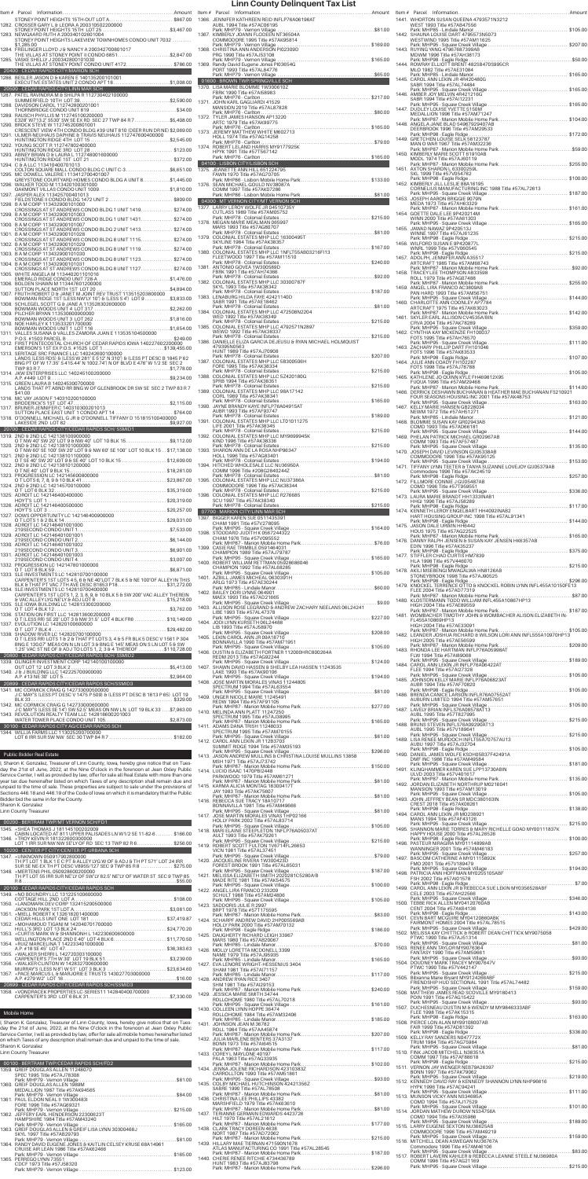Item # Parcel Information .... Amount

STONEY POINT HEIGHTS 15TH-OUT LOT A .... $867.00
1282. CROSSER GARY L & LEORA A 20031050220000 STONEY POINT HEIGHTS 15TH LOT 25 .... $3,467.00
1283. NEWGAARD RUTH A 20034010261004 STONEY POINT HEIGHTS LAKEVIEW TOWNHOMES CONDO UNIT 7032 .... $1,285.00
1284. FREILINGER LLOYD J & NANCY A 20034270801017 THE VILLAS AT STONEY POINT CONDO 6815 .... $2,847.00
1285. VASE SHELLY J 20034280010124 THE VILLAS AT STONEY POINT CONDO UNIT 4172 .... $786.00

## 20400 - CEDAR RAPIDS CITY/MARION SCH
1286. BESLER JASON D & KAREN E 14015520101001 EXECUTIVE ESTATES UNIT 2 CONDO APT 18 .... $1,008.00

## 20500 - CEDAR RAPIDS CITY/LINN MAR SCH
1287. PATEL RAVINDRA M & SHILPA R 11324021000000 SUMMERFIELD 10TH LOT 39 .... $2,590.00
1288. DAVIDSON CAROL 11274080011001 THORNBRIDGE CONDO UNIT 1 B102 .... $34.00
1289. RAUSCH PHYLLIS M 11274100200000 E32F W73.3' S50F SW SE EX RD SEC 27 TWP 84 R7 .... $5,468.00
1290. BROCK STEVE W 11274520080100 CRESCENT VIEW 4TH CONDO BLDG #39 UNIT B10 (DEER RUN DR NE) $2,089.00
1291. ULMER NEUHAUS DAPHNE & TRAVIS NEUHAUS 11274760040000 HUNTINGTON RIDGE 4TH LOT 15 .... $2,545.00
1292. YOUNG SCOTT R 11274780240000 HUNTINGTON RIDGE 3RD LOT 28 .... $123.00
1293. ABNEY BRIAN D & LAURA L 11274801600000 HUNTINGTON RIDGE 1ST LOT 31 .... $273.00
1294. PKS LLC 11341044071001 COLTON SQUARE MALL CONDO BLDG C UNIT C-3 .... $6,651.00
1295. MC DOWELL VALERIE J 11341270041007 GREYSTONE COURTYARD HOMES CONDO BLDG A UNIT 8 .... $1,445.00
1296. WALKER TODD M 11342010031000 OAKMONT VILLAS CONDO UNIT 1009 .... $1,810.00
1297. JASPER ALEX 11342700401013 FIELDSTONE II CONDO BLDG 1472 UNIT 2 .... $809.00
1298. B A M CORP 11343020010000 CROSSINGS AT ST ANDREWS CONDO BLDG 1 UNIT 1419 .... $274.00
1299. B A M CORP 11343020011001 CROSSINGS AT ST ANDREWS CONDO UNIT 1431 .... $274.00
1300. B A M CORP 11343290011007 CROSSINGS AT ST ANDREWS CONDO BLDG 2 UNIT 1413 .... $274.00
1301. B A M CORP 11343290011028 CROSSINGS AT ST ANDREWS CONDO BLDG 1 UNIT 1115 .... $274.00
1302. B A M CORP 11343290011029 CROSSINGS AT ST ANDREWS CONDO BLDG 1 UNIT 1119 .... $274.00
1303. B A M CORP 11343290011030 CROSSINGS AT ST ANDREWS CONDO BLDG 1 UNIT 1123 .... $274.00
1304. B A M CORP 11343290011031 CROSSINGS AT ST ANDREWS CONDO BLDG 1 UNIT 1127 .... $274.00
1305. WHITE ANGELA M 11344020111016 EMERALD RIDGE CONDO UNIT 728-A .... $1,476.00
1306. GOLDEN SHAWN M 11344760120000 SUTTON PLACE NORTH 1ST LOT 20 .... $4,894.00
1307. FRUTH ROBERT D & JANET M JOINT REV TRUST 11351520380000 BOWMAN RIDGE 1ST (LESS NE'LY 10' & LESS 54') LOT 9 .... $3,833.00
1308. SCHLEGEL SCOTT G & JANE A 11353030200000 BOWMAN WOODS UNIT 4 1ST LOT 317 .... $2,262.00
1309. PULLER BRYAN 11353060040000 BOWMAN WOODS UNIT 4 1ST LOT 71 .... $80.00
1310. NOE HARLEY K 11353201700000 BOWMAN WOODS UNIT 1 LOT 118 .... $1,654.00
1311. VALLES SUSANA & VALLES ZAMORA JUAN E 11353510450000 P.O.S. #1503 PARCEL B .... $249.00
1312. FIRST PENTECOSTAL CHURCH OF CEDAR RAPIDS IOWA 14022760220000 EMERSON'S 1ST EX P.O.S. #1525 LOT 1 .... $139,450.00
1313. SERITAGE SRC FINANCE LLC 14024280010000 LANDS (LESS ROW & LESS W 287' E 512' N 510' & LESS PT DESC B 1845 P 82 & LESS E 17.35' S415.44' N 1002.74') N OF BLVD E 478' W 1/2 SE SEC 2 TWP 83 R7 .... $1,778.00
1314. JKW ENTERPRISES LLC 14024510020000 A.P. #449 LOT 9 .... $9,234.00
1315. GREEN LAURA B 14024530070000 LANDS THAT PT ABND RR BNG W OF GLENBROOK DR SW SE SEC 2 TWP 83 R7 .... $41.00
1316. MC W JASON F 14031020010000 BRODERICK'S 1ST LOT 47 .... $2,115.00
1317. BRUNER JENNIFER C 14031030021013 SUTTON PLACE NE UNIT 1 CONDO APT 14 .... $764.00
1318. O'DONNELL MICHAEL G JR & O'DONNELL TIFFANY D 15181510040000 LAKESIDE 2ND LOT 82 .... $9,927.00

## 20700 - CEDAR RAPIDS CITY/CEDAR RAPIDS SCH SSMID1
1319. 2ND & 2ND LLC 14213810010000 O T NW 40' SW 22' LOT 8 NW 40' LOT 10 BLK 15 .... $9,112.00
1320. 2ND & 2ND LLC 14213810020000 O T SW 40' NE 62' LOT 8 EX SW 60' NE 100' LOT 10 BLK 15 .... $17,138.00
1321. 2ND & 2ND LLC 14213810100000 O T SE 40' SW 20' LOT 9 & SE 40' LOT 10 BLK 15 .... $12,609.00
1322. 2ND & 2ND LLC 14213810120000 O T NE 40' LOT 9 BLK 15 .... $18,281.00
1323. PROGRESSION LLC 14214600800000 O T LOTS 6, 7, 8 & 9 BLK 41 .... $23,867.00
1324. 2ND & 2ND LLC 14214570010000 O T LOT 6 BLK 32 .... $35,319.00
1325. AOROT LLC 14214604000000 HOYT'S LOT 1 .... $20,319.00
1326. AOROT LLC 14214605000000 HOYT'S LOT 3 .... $20,257.00
1327. DOWS OPPORTUNITY LLC 14214640900000 O T LOTS 1 & 2 BLK 14 .... $29,031.00
1328. AOROT LLC 14214640101000 219SECOND CONDO UNIT 1 .... $7,533.00
1329. AOROT LLC 14214640101001 219SECOND CONDO UNIT 2 .... $6,144.00
1330. AOROT LLC 14214640101002 219SECOND CONDO UNIT 3 .... $6,901.00
1331. AOROT LLC 14214640101003 219SECOND CONDO UNIT 4 .... $3,607.00
1332. PROGRESSION LLC 14214780100000 O T LOT 8 BLK 59 .... $6,871.00
1333. SLE INVESTMENTS LLC 14281070030000 CARPENTER'S 1ST LOTS 4,5 & 6 NE 40' LOT 7 BLK 5 & NE 100' OF ALLEY IN THIS BLK 5 THAT PT VAC 7TH AVE DESC B1653 P18 .... $31,272.00
1334. SLE INVESTMENTS LLC 14281070040000 CARPENTER'S 1ST LOTS 1, 2, 3, 8, 9 & 10 BLK 5 & SW 200' VAC ALLEY THEREIN & VAC ALLEY LOT 6 BLK 5 .... $15,218.00
1335. SLE INVESTMENTS LLC 14281120020000 O T LOT 4 BLK 12 .... $3,762.00
1336. STATION ONE FIRST LLC 14281360020000 O T (LESS RR) SE 20' LOT 3 & NW 31.5' LOT 4 BLK FR6 .... $10,149.00
1337. EVOLUTION LLC 14282010080000 O T LOT 7 BLK 4 .... $29,482.00
1338. SHADOW RIVER LLC 14282070010000 O T (LESS RR) LOTS 1 & 2 & THAT PT LOTS 3, 4 & 5 FR BLK 5 DESC V 1581 P 304 & NE 50' OF ... LOTS 1, 2, 3 & 4 THEREOF .... $110,728.00

## 20800 - CEDAR RAPIDS CITY/COLLEGE COMM SCH SSMID1
1339. OLINGER INVESTMENT CORP 14214010010000 OUT LOT 12 LOT 3 BLK 2 .... $5,413.00
1340. J & J BUILDING LLC 14222570090000 A.P. #13 NE 30' LOT 5 .... $2,964.00

## 20900 - CEDAR RAPIDS CITY/CEDAR RAPIDS SCH/SSMID3
1341. MC CORMICK CRAIG E 14273300050000 J C MAY'S (LESS PT DESC V 1475 P 599) & (LESS PT DESC B 1813 P65) LOT 19 BLK 33 .... $329.00
1342. MC CORMICK CRAIG E 14273300060000 J C MAY'S (LESS SE 74') SW 50.0' MEAS ON NW LN LOT 19 BLK 33 .... $7,963.00
1343. WATER TOWER PLACE LLC 14281660020000 WATER TOWER PLACE CONDO UNIT 105 .... $2,873.00

## 30100 - CEDAR RAPIDS CITY/CEDAR RAPIDS SCH
1344. WILLIA FARMS LLC 11302520010000 LOT 6 IRR SUR SW NW SEC 30 TWP 84 R 7 .... $182.00

# Public Bidder Real Estate

I, Sharon K. Gonzalez, Treasurer of Linn County, Iowa, hereby give notice that on Tuesday the 21st of June, 2022, at the Nine O'clock in the forenoon at Jean Oxley Public Service Center, I will as provided by law, offer for sale all Real Estate with more than one year tax due hereinafter listed on which Taxes of any description shall remain due and unpaid to the time of sale. These properties are subject to sale under the provisions of Sections 446.18 and 446.19 of the Code of Iowa on which it is mandatory that the Public Bidder bid the same in for the County.
Sharon K. Gonzalez
Linn County Treasurer

## 00200 - BERTRAM TWP/MT VERNON SCH/FD1
1345. +SHEA THOMAS J 18114510020000 CABIN LOCATED AT #1 UPPER PALISADES LN W1/2 SE 11-82-6 .... $166.00
1346. +TROY KEVIN E 18132260300000 LOT I IRR SUR NW NW SE OF RD SEC 13 TWP 82 R 6 .... $256.00

## 10200 - CENTER PT CITY/CENTER PT-URBANA SCH
1347. +UNKNOWN 05001760200000 TH PT LOT 1 BLK 1 E C PT & ALLEY LYG W OF & ADJ N 1ST ST LOT 24 IRR SUR SE NE EX TH PT DESC .... $275.00
1348. +METTENS PHIL 05092160200000 TH PT LOT 35 IRR SUR NE OF SW 1/4 E 82.5' NE'LY OF WATER ST SEC 9 TWP 85 R 8 .... $56.00

## 20100 - CEDAR RAPIDS CITY/CEDAR RAPIDS SCH
1349. +NO BOUNDRY LLC 13122510060000 COTTAGE HILL 2ND LOT 36 .... $108.00
1350. +LANDMARK CIVI CORP 12241520050000 JACKSON PARK 1ST LOT A .... $3,081.00
1351. +MEI L ROBERT A 13261820140000 CEDAR HILLS UNIT ONE LOT 181 .... $37,419.87
1352. +ROSENBAUM ... HULL'S 3RD LOT 13 BLK 24 .... $24,770.00
1353. +CURTIS MARK W & SHANNON L 14223060060000 WELLINGTON PLACE 2ND E 40' LOT 4 BLK 6 .... $11,770.00
1354. +RUIZ MARCELINA T 14223340100000 A.P. #19 SE 45' LOT 47 .... $36,383.63
1355. +WALKER SHERRI L 14272030130000 CARPENTER'S 7TH W 30' LOT 19 BLK 51 .... $3,239.00
1356. +WALKER LYNDON W 14284370060000 MURRAY'S (LESS N 8') W 51' LOT 3 BLK 3 .... $23,634.00
1357. +PACE MARCUS L & MAYLORIE E TRUSTS 14302770300000 OUT LOT 5 LOT 30 .... $16.00

## 20800 - CEDAR RAPIDS CITY/CEDAR RAPIDS SCH/SSMID3
1358. +VONDRACEK PROPERTIES LC-SERIES 11 14284040070000 CARPENTER'S 3RD LOT 6 BLK 11 .... $7,330.00

# Mobile Home

I, Sharon K. Gonzalez, Treasurer of Linn County, Iowa, hereby give notice that on Tuesday the 21st of June, 2022, at the Nine O'clock in the forenoon at Jean Oxley Public Service Center, I will as provided by law, offer for sale all mobile homes hereinafter listed on which Taxes of any description shall remain due and unpaid to the time of sale.
Sharon K. Gonzalez
Linn County Treasurer

## 00100 - BERTRAM TWP/CEDAR RAPIDS SCH/FD2
1359. GREIF DOUGLAS ALLEN 11248070 SPEC 1995 Title #57A78386 Park: MHP79 - Vernon Village .... $81.00
1360. GREIF DOUGLAS ALLEN 115BM MEDALLION 1987 Title #57AK94585 Park: MHP79 - Vernon Village .... $84.00
1361. PAUL ELDON WAYNE 1BD2B2 FORD 1996 Title #57AG69321 Park: MHP79 - Vernon Village .... $215.00
1362. JEFFERY EARL HENDERSON 22308K23T HAMPSHIRE 1984 Title #57AM43240 Park: MHP79 - Vernon Village .... $165.00
1363. GREIF DOUGLAS ALLEN & GREIF LISA LYNN 30300468J SKYL 1997 Title #57A2R793 Park: MHP79 - Vernon Village .... $81.00
1364. HIGGINBOTHAM JEREMY S & KAITLIN CELSEY KRUSE 88A14676 CRUISE AIR LEAN 1986 Title #57AK62466 Park: MHP79 - Vernon Village .... $165.00
1365. PERREGO LYNN 13551 CDCT 1973 Title #57A88230 Park: MHP79 - Vernon Village .... $123.00
1366. JENNIFER KATHREEN REID INFL76AK0619AT AUBL 1994 Title #57AC06195 Park: MHP79 - Vernon Village .... $81.00
1367. KIMBERLY JOANN FLOQDEN NT365044A COMMODORE 1995 Title #57A056814 Park: MHP79 - Vernon Village .... $169.00
1368. CHRISTINA ANN ANDERSON PI023000 HOLL 1995 Title #57AC82130 Park: MHP79 - Vernon Village .... $165.00
1369. Randy David Bujarski James PID365AG PORT 1993 Title #57AL84776 Park: MHP79 - Vernon Village .... $65.00

## 01600 - BROWN TWP/SPRINGVILLE SCH
1370. LISA MARIE BLOMME 1W30061032 FBRC 1990 Title #57A89869 Park: MHP70 - Carlton .... $217.00
1371. JOHN KARL GAGLIARDI 41529 MANSION 2019 Title #57AL87828 Park: MHP70 - Carlton .... $84.00
1372. TYLER JAMES HANSON AP13220 ARTC 1979 Title #57AK99775 Park: MHP70 - Carlton .... $165.00
1373. STEPHANIE MARIE STREET M602713 HOLL 1974 Title #57AG14298 Park: MHP70 - Carlton .... $79.00
1374. ROBERT LELAND HARRIS M99177925K HPYK 1991 Title #57TS67142 Park: MHP70 - Carlton .... $165.00

## 04100 - LISBON CITY/LISBON SCH
1375. JEANETTE ANN HILL 651224795 FAMS 1975 Title #57AG76705 Park: MHP66 - Lisbon Mobile Home Park .... $133.00
1376. SEAN MICHAEL DOUD NV380874 COMM 1997 Title #57AK07286 Park: MHP66 - Lisbon Mobile Home Park .... $81.00

## 04300 - MT VERNON CITY/MT VERNON SCH
1377. LARRY LEROY WOLFE JR 04510789Y CUTLASS 1989 Title #57AM05752 Park: MHP78 - Colonial Estates .... $215.00
1378. MEGAN MARIE WEALMAN 065997 MARS 1993 Title #57AG80707 Park: MHP78 - Colonial Estates .... $81.00
1379. COLONIAL ESTATES MHP LLC 16300495T FTWD 1994 Title #57AK38357 Park: MHP78 - Colonial Estates .... $167.00
1380. COLONIAL ESTATES MHP LLC 1NFLT55A803216F113 FLEETWOOD 1997 Title #57AM11510 Park: MHP78 - Colonial Estates .... $240.00
1381. ANTONIO GOVEA 1W30059BD FRIK 1991 Title #57AF96962 Park: MHP78 - Colonial Estates .... $92.00
1382. COLONIAL ESTATES MHP LLC 30300787F SKYL 1993 Title #57AK38342 Park: MHP78 - Colonial Estates .... $187.00
1383. COLONIAL ESTATES MHP LLC 31140D SABR 1991 Title #57AF18462 Park: MHP78 - Colonial Estates .... $81.00
1384. COLONIAL ESTATES MHP LLC 47250BN2204 WEID 1992 Title #57AK38340 Park: MHP78 - Colonial Estates .... $215.00
1385. COLONIAL ESTATES MHP LLC 4792571N2897 WEWD 1992 Title #57AK38337 Park: MHP78 - Colonial Estates .... $215.00
1386. DANIELLE ELIZA GARCIA DEJESUS & RYAN MICHAEL HOLMQUIST 4792598R9348 FLINT 1998 Title #57AJ70968 Park: MHP78 - Colonial Estates .... $207.00
1387. COLONIAL ESTATES MHP LLC 5B300506H FORE 1995 Title #57AK38334 Park: MHP78 - Colonial Estates .... $215.00
1388. COLONIAL ESTATES MHP LLC 5Z420180G 9PHB 1994 Title #57AK38339 Park: MHP78 - Colonial Estates .... $215.00
1389. COLONIAL ESTATES MHP LLC 89A17142 COLE 1996 Title #57AK38341 Park: MHP78 - Colonial Estates .... $165.00
1390. JAYNE WENDY KAYE INFL76AK0941SAT AUBR 1993 Title #57AF93747 Park: MHP78 - Colonial Estates .... $189.00
1391. COLONIAL ESTATES MHP LLC LTO1011275 LIFE 2001 Title #57AK38336 Park: MHP78 - Colonial Estates .... $215.00
1392. COLONIAL ESTATES MHP LLC MY9969994K KIND 1996 Title #57AK38338 Park: MHP78 - Colonial Estates .... $215.00
1393. SHANNON ELIZABETH HOOVER N5486347 HOLL 1996 Title #57AG83401 Park: MHP78 - Colonial Estates .... $194.00
1394. HITCHED WHOLESALE LLC NU36950A COMM 1996 Title #20RG280442 Park: MHP78 - Colonial Estates .... $81.00
1395. COLONIAL ESTATES MHP LLC NU373864 COMMODORE 1996 Title #57AK38344 Park: MHP78 - Colonial Estates .... $215.00
1396. COLONIAL ESTATES MHP LLC R276685 SCU 1997 Title #57AK38340 Park: MHP78 - Colonial Estates .... $215.00

## 07700 - MARION CITY/LINN MAR SCH
1397. BIGGER KAREN SUE 051353991 CHAM 1991 Title #57V278005 Park: MHP95 - Square Creek Village .... $81.00
1398. STODDARD JUDITH K 056724432 CHAM 1976 Title #57V095552 Park: MHP87 - Marion Mobile Home Park .... $76.00
1399. CASEY NL TRIMBLE 0591464031 CHAMPION 1989 Title #57AJ79787 Park: MHP87 - Marion Mobile Home Park .... $165.00
1400. ROBERT WILLIAM RETTMAN 0528686046 CHAMPION 1992 Title #57AL68285 Park: MHP95 - Square Creek Village .... $105.00
1401. ADELL JAMES MICHAEL 08305H PEARLS 1984 Title #57AB26444 Park: MHP98 - Linndale Manor .... $60.00
1402. BAILEY DORI LYNNE 094901 MACE 1993 Title #57AO21665 Park: MHP95 - Square Creek Village .... $93.00
1403. ALLISON ROSE LEGRAND & ANDREW ZACHARY NEELANS 06L24241 LIBE 1993 Title #57AL47378 Park: MHP95 - Square Creek Village .... $227.00
1404. JOSHUA KURSETH 06L24488 LIBE 1993 Title #57AL48070 Park: MHP95 - Square Creek Village .... $208.00
1405. LEVIN CAROLINE JR 0BA18710 BONNAVILLA 1990 Title #57AM71951 Park: MHP95 - Square Creek Village .... $105.00
1406. DARRELL ELLIOTT FORTNER 112000HRC800264A REDM 2013 Title #57AG62246 Park: MHP95 - Square Creek Village .... $124.00
1407. SHAWN DAVID HANSEN & SHELBY LEA HANSEN 11243635 LAKE 1993 Title #57AG30106 Park: MHP95 - Square Creek Village .... $94.00
1408. NOELIA MARIN MORALES VINAS 11244805 SPECTRUM 1994 Title #57AL63554 Park: MHP95 - Square Creek Village .... $81.00
1409. UNGER NICOLE MARIE 11245491 REDM 1994 Title #57AF91105 Park: MHP95 - Square Creek Village .... $277.00
1410. MELINDA ANN PLATT 11247250 SPECTRUM 1995 Title #57AJ36995 Park: MHP87 - Marion Mobile Home Park .... $105.00
1411. DANIEL JOHN KAIN 11248033 SPECTRUM 1995 Title #57AM70155 Park: MHP95 - Square Creek Village .... $111.00
1412. CAROL ANN LEKIN JR 11283703 SUMMIT RIDGE 1994 Title #57AM35193 Park: MHP95 - Square Creek Village .... $206.00
1413. JASON ANDREW RAWLINS & CHRISTINA LOUISE MULLINS 13858 MSH 1971 Title #57AJ73742 Park: MHP87 - Marion Mobile Home Park .... $150.00
1414. LUCIO DAAC 147DPB12448 PARKWOOD 1979 Title #57AM61271 Park: MHP87 - Marion Mobile Home Park .... $165.00
1415. KARMA ALICIA MONTAG 183004177 AUR 1983 Title #57AK75097 Park: MHP87 - Marion Mobile Home Park .... $81.00
1416. REBECCA SUE TRACY 1B410717 BONNAVILLA 1981 Title #57AM49668 Park: MHP95 - Square Creek Village .... $81.00
1417. JOSE MARTIN MORALES VINAS 1HP02166 HOLLY PARK 2002 Title #57AL83714 Park: MHP95 - Square Creek Village .... $105.00
1418. MARY ELAINE STEPLETON 1NFL-P76A05037AT AUBURN 1990 Title #57AF66757 Park: MHP95 - Square Creek Village .... $215.00
1419. ROBERT SCOTT NELSON 1U6714FL26853 VICN 1981 Title #57AL37474 Park: MHP98 - Linndale Manor .... $79.00
1420. JACQUELINE RIVERA 1W30042320 FOREST BROOK 1991 Title #57AL85031 Park: MHP95 - Square Creek Village .... $167.00
1421. MELISSA ELIZABETH SMITH 2002081K52280A/B GOLD 2002 Title #57AL82075 Park: MHP95 - Square Creek Village .... $105.00
1422. ANGEL LINN FRANCO 233209 SCHULT 1988 Title #57AM28806 Park: MHP95 - Square Creek Village .... $105.00
1423. SADDORIS JULIE R 2997 BRPT 1978 Title #57117505 Park: MHP98 - Linndale Manor .... $66.00
1424. SCHARF ANDREW DAVID 2HP00586AB HOLLY PARK 2002 Title #57AM70132 Park: MHP98 - Eagle Ridge .... $66.00
1425. HAYES KATHRYN VERONIKA 33987 MARS 1980 Title #57AB20067 Park: MHP98 - Eagle Ridge .... $70.00
1426. MOLLY LORETTA MCDONELL 3399 NAME 1979 Title #57AJ95935 Park: MHP98 - Eagle Ridge .... $165.00
1427. EVA LENORE WRIGHT HESSENIUS 3404 SHAM 1981 Title #57AJ71157 Park: MHP98 - Eagle Ridge .... $81.00
1428. SHAWN DAVID HANSEN 3638 SHM 1981 Title #57AJ29153 Park: MHP98 - Eagle Ridge .... $240.00
1429. JESSICA MARIE SMITH 34744 ROLLOHOME 1980 Title #57AL70218 Park: MHP95 - Square Creek Village .... $161.00
1430. COLLEEN LYNN HOPE 38474 ROLLOHOME 1984 Title #57AM32406 Park: MHP95 - Square Creek Village .... $185.00
1431. JOHNSON JEAN M 38762 ROLL 1984 Title #57AA65874 Park: MHP87 - Marion Mobile Home Park .... $207.00
1432. JULIA MARLENE BENTERS 37A3137 IRONW 1973 Title #57AL87109 Park: MHP98 - Eagle Ridge .... $117.00
1433. COREY L MAYLONE 4R707 FALA 1963 Title #57AG33935 Park: MHP98 - Eagle Ridge .... $102.00
1434. JENNA JOLENE RICHARDSON 42310383Z CARROLLTON 1990 Title #57AM51881 Park: MHP98 - Eagle Ridge .... $93.00
1435. COLBY MICHAEL HUTCHINSON 424213562 LIBRE 1996 Title #57AL78538 Park: MHP98 - Eagle Ridge .... $81.00
1436. CHRISTINA LEE PHILLIPS 43382 MARSHFIELD 1979 Title #57AK63610 Park: MHP98 - Eagle Ridge .... $81.00
1437. TERIANNE GERMAN EDWARDS 4423726 HELT 1978 Title #57AL21612 Park: MHP98 - Eagle Ridge .... $117.00
1438. CLARK TRACY DOREEN 4638 MARS 1981 Title #57AJ99651 Park: MHP98 - Eagle Ridge .... $215.00
1439. HILLARY ANE TIERNAN 4715N04167B ATLAS MANUFACTURING CO 1991 Title #57AL28545 Park: MHP98 - Eagle Ridge .... $81.00
1440. CHERI RENEE RITCHIE 4734436789 HUNT 1983 Title #57A28738 Park: MHP98 - Eagle Ridge .... $296.00
1441. WHORTON SUSAN QUEENA 4793571N3212 WEST 1993 Title #57AB47556 Park: MHP95 - Linndale Manor .... $105.00
1442. SHAUNA LOUISE DART 4795573N5073 WESTWIND 1995 Title #57AM11625 Park: MHP95 - Square Creek Village .... $207.00
1443. RUTKO VIKKI 47957BD738850 CONN 1995 Title #57AK35173 Park: MHP98 - Eagle Ridge .... $50.00
1444. POWER ELLIOTT BRENT 4828B470595CR MLO 1982 Title #57AE31084 Park: MHP95 - Linndale Manor .... $165.00
1445. CAROL ANN LEKIN JR 4R420480G SABR 1994 Title #57AL74484 Park: MHP95 - Square Creek Village .... $165.00
1446. AMBER JOY MELVIN 4R421016G SABR 1994 Title #57A11231 Park: MHP95 - Square Creek Village .... $165.00
1447. DUCHAIN LOUISE YVETTE 5180M MEDALLION 1987 Title #57AM71247 Park: MHP87 - Marion Mobile Home Park .... $104.00
1448. ANGELA JANE BLAD 64967029407AB DEERBROOK 1996 Title #57AM29533 Park: MHP98 - Eagle Ridge .... $172.00
1449. GRETCHEN LOUISE SELK 5813787 MAN O WAR 1967 Title #57AM32236 Park: MHP87 - Marion Mobile Home Park .... $59.00
1450. WENDY MARIE SCOTT 6T91034B MODL 1974 Title #57AJ60119 Park: MHP87 - Marion Mobile Home Park .... $255.00
1451. AXTON SHARON L 633002590 SKY 1996 Title #57V054782 Park: MHP98 - Eagle Ridge .... $100.00
1452. KIMBERLY JILL LESLIE 88A16195 CORNELIUS MANUFACTURING INC 1988 Title #57AL72613 Park: MHP95 - Square Creek Village .... $187.00
1453. JOSEPH AARON BRIGGE 9079N MEDA 1973 Title #57AM63326 Park: MHP87 - Marion Mobile Home Park .... $161.00
1454. GOETTE DALE LEE 9P420214M WINN 2000 Title #57AM61303 Park: MHP95 - Square Creek Village .... $165.00
1455. JAWAD NAWAZ 9P420513J WINNE 1997 Title #57AJ61235 Park: MHP95 - Square Creek Village .... $215.00
1456. WILFORD SUSAN E 9P420877L WINN 1998 Title #57V066155 Park: MHP95 - Square Creek Village .... $215.00
1457. ADOLPH JENNIFER ANN A35517 AIRCRAFT 1985 Title #57AM89743 Park: MHP87 - Marion Mobile Home Park .... $92.00
1458. TRACEY LEE THOMPSON A835598 ROLL 1979 Title #57AG87488 Park: MHP87 - Marion Mobile Home Park .... $255.00
1459. ANGEL LIRA FRANCO AC3809A8 PAN HARD 1993 Title #57AM56751 Park: MHP95 - Square Creek Village .... $144.00
1460. CHARLOTTE ANN CONNLEY AP7784 SHELTER 1975 Title #57AK63023 Park: MHP98 - Linndale Manor .... $142.00
1461. SKYLER EARL ALLISON CV4535A/BIN CRVA 2004 Title #57AK78289 Park: MHP95 - Square Creek Village .... $359.00
1462. CYNTHIA KAY MCKENZIE FH100037 FOTS 1996 Title #57AH76570 Park: MHP95 - Square Creek Village .... $111.00
1463. ZACHARY PHILLIP DART FH101046 FOTS 1998 Title #57AK97093 Park: MHP98 - Eagle Ridge .... $107.00
1464. JULIE ANN COADY FH102287 FOTS 1998 Title #57AJ78788 Park: MHP98 - Eagle Ridge .... $105.00
1465. KATHLENE JO QUINN KYLE FH489812X95 FUQUA 1998 Title #57AM29488 Park: MHP98 - Eagle Ridge .... $114.00
1466. DERRICK DESHAWN BUCHANAN & HEATHER MAE BUCHANAN FS210021 FOUR SEASONS HOUSING INC 2001 Title #57AK48753 Park: MHP98 - Eagle Ridge .... $163.00
1467. DONALD HARVEY HANSEN GS228034 NEWM 1972 Title #57AH51271 Park: MHP98 - Linndale Manor .... $121.00
1468. BLOMME SUSAN KAY GR02943AB COMO 1993 Title #57AD681845 Park: MHP95 - Square Creek Village .... $144.00
1469. PHELAN PATRICK MICHAEL GR02967AB COMM 1993 Title #57AF57487 Park: MHP95 - Square Creek Village .... $135.00
1470. JOSEPH DAVID LEVINSON GU05338AB COMMODORE 1996 Title #57AK65125 Park: MHP95 - Square Creek Village .... $153.00
1471. TIFFANY LYNN TEETER & TANYA SUZANNE LOVEJOY GU05379AB Commodore 1996 Title #57AK24519 Park: MHP98 - Eagle Ridge .... $257.00
1472. FILLMORE CONNIE J GU05487AB COMO 1996 Title #57T959551 Park: MHP98 - Eagle Ridge .... $336.00
1473. LAURA MARIE BRANDT HH13331NA81 HINZ 1986 Title #57AJ58290 Park: MHP98 - Eagle Ridge .... $117.00
1474. KENNETH LEROY ENGELBART HH4092INAB2 HART HOUSING GROUP INC 1998 Title #57AL91341 Park: MHP98 - Eagle Ridge .... $144.00
1475. JASON DALE URWIN HH6442 HOLS 1975 Title #57AG22525 Park: MHP87 - Marion Mobile Home Park .... $165.00
1476. DANNY RALPH JENSEN & SUSAN KAY JENSEN HH8357AB EDIN 1996 Title #57AK35237 Park: MHP98 - Eagle Ridge .... $375.00
1477. TIFFANIE D MCCURTIS HH7839 EDIN 1998 Title #57V44670 Park: MHP98 - Eagle Ridge .... $215.00
1478. AKILI MSEBENGI MWAGALWA HN8126A8 STONEY BROOK 1998 Title #57AJ90525 Park: MHP98 - Eagle Ridge .... $206.00
1479. KNOCKEL TERENCE OTTO & KNOCKEL ROBIN LYNN INFL455A10150FE13 FLEE 2004 Title #57AD77310 Park: MHP98 - Eagle Ridge .... $87.00
1480. KUSTERMANN TODD WILLIAM INFL45A10867HP13 FLEETWOOD 2004 Title #57AE89559 Park: MHP98 - Eagle Ridge .... $187.00
1481. WOMBACHER TIMOTHY JOHN & WOMBACHER ALISON ELIZABETH INFL455A10869HP13 HIGH 2004 Title #57AE33091 Park: MHP98 - Eagle Ridge .... $105.00
1482. LEANDER JOSHUA RICHARD & WILSON LORI ANN INFL555A10970HP13 HIGH 2005 Title #57AE56599 Park: MHP98 - Eagle Ridge .... $209.00
1483. RHONDA LEE HARTMAN INFL P76A0599BAT FLEE 1994 Title #57AB80088 Park: MHP98 - Eagle Ridge .... $189.00
1484. CAROL ANN LEKIN JR INFL P76AD6422AT FLEE 1994 Title #57AD27328 Park: MHP98 - Eagle Ridge .... $105.00
1485. JOHNSON KELLY MARIE INFL P76A06823AT AUBR 1994 Title #57AF70820 Park: MHP98 - Eagle Ridge .... $186.00
1486. BRENDA CANDICE LARSON INFL P76A07552AT AUBURN LIMITED 1994 Title #57AM76751 Park: MHP95 - Square Creek Village .... $105.00
1487. JUDY JEAN INFL P76A08971AT AUBR 1994 Title #57AF33295 Park: MHP95 - Square Creek Village .... $215.00
1488. LISA RENEE MURDOCH INFL T56A70757AU13 AUBU 1997 Title #57AJ32704 Park: MHP95 - Square Creek Village .... $105.00
1489. DANIEL JAMES MOLFE K52HD58377F24491A SUMMIT RIDGE 1990 Title #57AL05720 Park: MHP95 - Square Creek Village .... $181.00
1490. KLINGHAMMER KAREN SUE LPP13730ABIN ULUO 2003 Title #57V401617 Park: MHP87 - Marion Mobile Home Park .... $135.00
1491. JORDAN ELIZABETH NORTHRUP M0216041 MANSION 1993 Title #57AM10019 Park: MHP95 - Square Creek Village .... $105.00
1492. JOHN JEFFREY BEAN SR MDC3801595N CREST 2018 Title #57AK08281 Park: MHP98 - Eagle Ridge .... $138.00
1493. CAROL ANN LEKIN JR MD238921 MANS 1994 Title #57AF43128 Park: MHP95 - Square Creek Village .... $215.00
1494. SHANNON MARIE TORRES & MARY RICHELLE GOAD MY00111837K HAPPY HOUSE 2019 Title #57AL28528 Park: MHP98 - Eagle Ridge .... $100.00
1495. PASTEUR MIRAGIRA MYD7114899AB WANNINGER 2001 Title #57AM46183 Park: MHP95 - Square Creek Village .... $257.00
1496. TWYLA CATHERINE B MYD11816928 FANTASY 1990 Title #57V189479 Park: MHP95 - Square Creek Village .... $104.00
1497. PATRICIA ANN HOFFMAN MYD255105ABF FSH 2002 Title #57AG01578 Park: MHP98 - Eagle Ridge .... $70.00
1498. CAROL ANN LEKIN JR & REBECCA SUE LEKIN MYD356528ABF CELE 2003 Title #57AH22566 Park: MHP95 - Square Creek Village .... $346.00
1499. TERRI RICK ALLEN MYD4128760AB CENT 2004 Title #57AH45129 Park: MHP98 - Eagle Ridge .... $143.00
1500. CEVIN BART MCGUIRE MYD412086OABK FAIRMONT HOMES 2004 Title #57AL78515 Park: MHP95 - Square Creek Village .... $429.00
1501. MELISSA KAY CHITTICK & ROBERT DEAN CHITTICK MY0075058 PTWC 1990 Title #57AJ51314 Park: MHP95 - Square Creek Village .... $81.00
1502. RENEE ANN TAYLOR MYN076364 FANTASY 1995 Title #57AM96861 Park: MHP95 - Square Creek Village .... $93.00
1503. DOLORES MARIE TRACEY MYN07647K PTWC 1990 Title #57V46214 Park: MHP95 - Square Creek Village .... $215.00
1504. Bibianna Marie Sheard MY124264ABF FRIENDSHIP HOU SECTIONAL 1991 Title #57AL74482 Park: MHP95 - Square Creek Village .... $159.00
1505. MATTHEW JAMES READ SCOVILLE MY9180413 ROSE 1991 Title #57AG14203 Park: MHP95 - Square Creek Village .... $107.00
1506. DUCHESNEAU DUSTIN & WENDY MY9846333ABF CHAMPION HOMES 1999 Title #57AK78283 Park: MHP95 - Square Creek Village .... $183.00
1507. PIERCE LON ALAN MY9918807AB FANT 1999 Title #57AD81332 Park: MHP98 - Eagle Ridge .... $336.00
1508. KELLY RAY SANDERS N047772X PRIM 1984 Title #57AG76845 Park: MHP95 - Square Creek Village .... $81.00
1509. PAK JACOB MITCHELL N383551A COMM 1997 Title #57AF88618 Park: MHP98 - Eagle Ridge .... $165.00
1510. FERRON L.P. WENGER NE6797A26397 BONN 1997 Title #57AK79062 Park: MHP95 - Square Creek Village .... $219.00
1511. KENNEDY DAVID RAY & KENNEDY SHANNON LYNN NHP96616 HYPK 1996 Title #57AG04271 Park: MHP95 - Square Creek Village .... $111.00
1512. MUNSON VICKY ANN NS34685A COMO 1994 Title #57AJ17529 Park: MHP98 - Eagle Ridge .... $99.00
1513. JORDAN MATTHEW DURBIN NS34756A COMO 1994 Title #57AJ35986 Park: MHP98 - Eagle Ridge .... $189.00
1514. MITCHELL LEAH ANN REAGAN NU36767A Commodore 1996 Title #57AM46106 Park: MHP98 - Eagle Ridge .... $230.00
1515. LARRY EUGENE SEXTON NU36825AB COMMODORE 1996 Title #57AM49219 Park: MHP95 - Square Creek Village .... $215.00
1516. ROBERT LAVERN KAHLER & REBECCA LEANNE STEELE NU36980A COMM 1996 Title #57AG21189 Park: MHP95 - Square Creek Village .... $215.00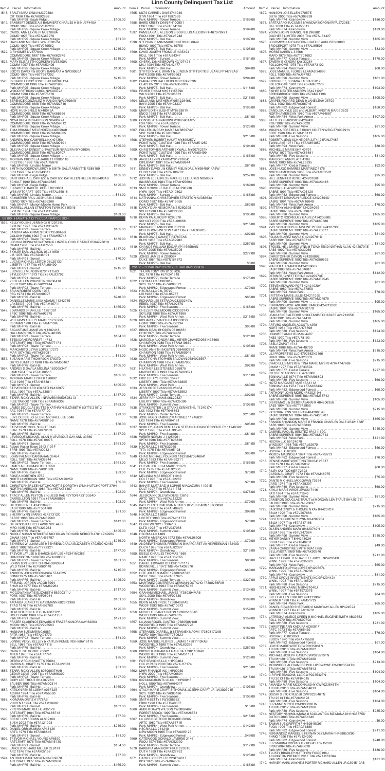| Item # | Parcel Information | Amount |
|---|---|---|
| 1518. | WALTHATZ SARA LYNN NU37038A; CIT 1996 Title #57AB92888; Park MHP98 - Eagle Ridge | $105.00 |
| 1519. | BAMMERT DENISE A & BAMMERT CHARLES H III NU37440A; COMO 1996 Title #57AB45228; Park MHP95 - Square Creek Village | $105.00 |
| 1520. | CAROL ANN LEKIN JR NU37886A; COMO 1996 Title #57AB...; Park MHP95 - Square Creek Village | $81.00 |
| 1521. | HAVILAND MICHAEL W NU37852A; COMO 1996 Title #57V039582; Park MHP95 - Square Creek Village | $215.00 |
| 1522. | C R HOMES NV37784A; COMMODORE 1997 Title #57AK82579; Park MHP95 - Square Creek Village | $215.00 |
| 1523. | MARY ELIZABETH CONKERY NV38200A; COMM 1997 Title #57AL53406; Park MHP95 - Square Creek Village | $100.00 |
| 1524. | BOOTS DAVID R & BOOTS BARBARA A NW39500A; COMO 1998 Title #57T987302; Park MHP95 - Square Creek Village | $215.00 |
| 1525. | RICHARD LEROY FOSTER JR NW39012A; COMMODORE 1998 Title #57AK08988; Park MHP95 - Square Creek Village | $105.00 |
| 1526. | WOOD PATRICIA CAROL NW39372A; COMM 1998 Title #57AF75170; Park MHP95 - Square Creek Village | $105.00 |
| 1527. | JUAN MANUEL RAMIREZ NW39509A8; COMMODORE 1998 Title #57AM02718; Park MHP95 - Square Creek Village | $163.00 |
| 1528. | HOPE HUENEFELD NX40075A; COMMODORE 1999 Title #57AK58526; Park MHP95 - Square Creek Village | $215.00 |
| 1529. | NOVA RHEA RICHARDSON NX40274A; COMMODORE 1999 Title #57AM59612; Park MHP95 - Square Creek Village | $105.00 |
| 1530. | TIMA BRIANNE MELENDEZ NX40098A8; COMMODORE 1999 Title #57AM04526; Park MHP95 - Square Creek Village | $315.00 |
| 1531. | ANDREW RAY CAMPBELL NX40135A; COMMODORE 1999 Title #57AM00101; Park MHP95 - Square Creek Village | $105.00 |
| 1532. | OLEVIA OZA ERNEST or PASTEUR NIRAGIRA NY40900A; COMMODORE 2000 Title #57AL60707; Park MHP95 - Square Creek Village | $215.00 |
| 1533. | MORGAN PRISCILLA JARRETT P005118; PRESTIGE 1986 Title #57AD76751; Park MHP98 - Eagle Ridge | $105.00 |
| 1534. | SMITH WOODROW LEROY & SMITH SALLY ANNETTE R286189; SCU 1999 Title #57AV43617; Park MHP98 - Eagle Ridge | $105.00 |
| 1535. | BART MICHAEL CARRIZZI & CARRIZZI KATHLEEN HELEN R2684968; SCHULT 1999 Title #57AK40585; Park MHP98 - Eagle Ridge | $125.00 |
| 1536. | ELIZABETH RACHEL KELLE RV13601; WBS ARTCRAFT 1979 Title #57AL48518; Park MHP86 - Lindale Manor | $81.00 |
| 1537. | KAMMERER PAUL JOSHUA R S1888; DAMO 1974 Title #57AL66389; Park MHP87 - Marion Mobile Home Park | $185.00 |
| 1538. | DARRELL ALLAN STRATTON TWM9C511501 6; SKYLINE 1984 Title #57AM11489; Park MHP95 - Square Creek Village | $189.00 |

### 08 100 - HIAWATHA CITY/CEDAR RAPIDS SCH

| Item # | Parcel Information | Amount |
|---|---|---|
| 1539. | KELLY KOLENE JENNINGS 01201128L; SKYLINE 1977 Title #57AM31478; Park MHP92 - Tower Terrace | $185.00 |
| 1540. | SANDRA ANN GRIMES D2CP13598A&B; COLONY PARK 1992 Title #57AM55748; Park MHP92 - Tower Terrace | $135.00 |
| 1541. | JOSHUA DEWAYNE WATSON & LINZIE NICHOLE STANT 0584923619; CHAM 1988 Title #57AB75558; Park MHP75 - Bali Hai | $81.00 |
| 1542. | TYLER EARL WILLIAMS 06L11669; LIB 1978 Title #57AD46101; Park MHP91 - Sunset | $70.00 |
| 1543. | LUCAS MICHAEL LEITCH 06L20133; LIBERTY 1987 Title #57AL90490; Park MHP91 - Sunset | $215.00 |
| 1544. | LUCAS ELI MUNSON 0701711563; STYLECRAFT 1973 Title #57AL92792; Park MHP91 - Sunset | $81.00 |
| 1545. | KEITH ALLEN VORSTEIN 10236418; MARL 1992 Title #57AK22444; Park MHP92 - Tower Terrace | $150.00 |
| 1546. | BRIAN ROBERT DORN 1033; RSS 1973 Title #57AM80097; Park MHP92 - Tower Terrace | $240.00 |
| 1547. | DANIELLE MARIE JASA-ADAMS 11242756; LAKESIDE 1993 Title #57AM16711; Park MHP75 - Bali Hai | $165.00 |
| 1548. | EDWARDS BRIAN LEE 11251301; SPEC 1996 Title #57AA02275; Park MHP75 - Bali Hai | $215.00 |
| 1549. | WILLIAMS ASHLEY MARIE 11255295; REDMAN 1998 Title #57AM71099; Park MHP75 - Bali Hai | $95.00 |
| 1550. | SAGASTUME JAMIE ANN 1202418; HALLMARK 1978 Title #57AJ46395; Park MHP92 - Tower Terrace | $104.00 |
| 1551. | STEIN DANE FORREST 14742; ARTCRAFT 1981 Title #57AM77174; Park MHP92 - Tower Terrace | $81.00 |
| 1552. | MARGARITO LEYVA LOPEZ 17273; ELCONA 1984 Title #57AM69218; Park MHP92 - Tower Terrace | $81.00 |
| 1553. | SUSAN MARIE THOMPSON 17937D; DUTCH LIMITED 1998 Title #57AM50167; Park MHP75 - Bali Hai | $105.00 |
| 1554. | ANDRES D DAVILA MOLINA 18300534T; JAMI 1984 Title #57AL08515; Park MHP92 - Tower Terrace | $165.00 |
| 1555. | MORGAN MARIE FOSTER 198892; SCU 1988 Title #57AH68381; Park MHP91 - Sunset | $105.00 |
| 1556. | STEVEN RICHARD KOLLSTEDT 19A18977; BELL 1991 Title #57AL33861; Park MHP77 - Cedar Terrace | $167.00 |
| 1557. | STARR RICKY ALLEN 1WLW554805082BJ13; FLEETWOOD 1999 Title #57AM86308; Park MHP75 - Bali Hai | $163.00 |
| 1558. | JAMES DOUGLAS BUTTS & KATHRYN ELIZABETH BUTTS 21912; ARC 1984 Title #57AK77100; Park MHP92 - Tower Terrace | $93.00 |
| 1559. | LUKE DEBBIE ELAINE & MICHAEL LEE 3048; NAME 1978 Title #57AG88156; Park MHP75 - Bali Hai | $86.00 |
| 1560. | STEVEN MITCHELL SLIGHT 3145; SHAL 1979 Title #57AK79103; Park MHP75 - Bali Hai | $117.00 |
| 1561. | LEVESQUE MICHAEL ALAN & LEVESQUE GAY ANN 33360; ROLL 1978 Title #57AC19975; Park MHP91 - Sunset | $161.00 |
| 1562. | Robert Walter Rowe 35421101F; SPRB 1993 Title #57A00321; Park MHP91 - Sunset | $95.00 |
| 1563. | JOHN PALMER CARNAHAN 35454; ROLL 1981 Title #57AG82444; Park MHP92 - Tower Terrace | $161.00 |
| 1564. | JAMEY ALLAN MAXFIELD 3650; NAME 1980 Title #57AK91089; Park MHP75 - Bali Hai | $83.00 |
| 1565. | ROSE A NORTHA 3757; NORTH AMERICAN 1981 Title #57AM20259; Park MHP75 - Bali Hai | $55.00 |
| 1566. | CHRISTOPHER LEE HUTCHCROFT & DOROTHY LYNN HUTCHCROFT 3794; NORTH AMERICAN 1981 Title #57AK51467; Park MHP75 - Bali Hai | $92.00 |
| 1567. | TRACY ALLEN PEYTON and JESSI RAE PEYTON 42310354D; CARROLLTON 1991 Title #57AM80593; Park MHP75 - Bali Hai | $93.00 |
| 1568. | HILTON IRENE 424218982; SABR 1990 Title #57T947851; Park MHP75 - Bali Hai | $81.00 |
| 1569. | SHERRY LYNN SPARKS 42421312X; LIBERTY 1989 Title #57AM82890; Park MHP92 - Tower Terrace | $142.00 |
| 1570. | DIERICKX JEFFREY LAWRENCE 4432; MRC 1985 Title #57V323263; Park MHP75 - Bali Hai | $105.00 |
| 1571. | NICOLE SUSAN NEBIKER & NICHOLAS RICHARD NEBIKER 478147N9939; CHAM 1988 Title #57AH65575; Park MHP91 - Sunset | $215.00 |
| 1572. | BEHRENS WILLIAM LEE & BEHRENS CARLA ELIZABETH 479259N2410; HUNT 1992 Title #57T72331; Park MHP75 - Bali Hai | $177.00 |
| 1573. | TREVOR JAY LEE LEBARON KAY LEE 479341N0385; HUNTINGTON 1989 Title #57AH90082; Park MHP92 - Tower Terrace | $181.00 |
| 1574. | JOHNSTON SCOTT D 479458N3864; WED 1994 Title #57V060146; Park MHP75 - Bali Hai | $215.00 |
| 1575. | ANDREW JOHN PROCHASKA 57A4525; BONN 1975 Title #57AK75467; Park MHP75 - Bali Hai | $125.00 |
| 1576. | FREUND JORDAN JACOB 5994; SHAR LO 1977 Title #57AM69264; Park MHP75 - Bali Hai | $117.00 |
| 1577. | MCGOWAN KATIE ELIZABETH 58300311J; FORS 1997 Title #57AH06144; Park MHP91 - Sunset | $101.00 |
| 1578. | AMANDA JEANETTE GASSMANN 6026F2398; TRAD 1976 Title #57AH96760; Park MHP75 - Bali Hai | $125.00 |
| 1579. | HEATHER RENEA TECHAU 607122; HOLLY PARK 1989 Title #57AL51257; Park MHP92 - Tower Terrace | $121.00 |
| 1580. | FRAZIER CLARENCE EDWARD & FRAZER SANDRA KAY 62063; MOON 1974 Title #57V206583; Park MHP75 - Bali Hai | $165.00 |
| 1581. | HANNAH SUE MAHRING 6887; PATR 1983 Title #57AK91776; Park MHP92 - Tower Terrace | $81.00 |
| 1582. | LONNIE VERYL KELLEY & KAITLIN RENEE IRISH 88A15175; BELL 1988 Title #57AM37118; Park MHP77 - Cedar Terrace | $95.00 |
| 1583. | CARA ELISE MOORE 70062; MIFEN 1996 Title #57AM77741; Park MHP75 - Bali Hai | $95.00 |
| 1584. | DEBRA VIRGINIA WATTS 75694; CARDINAL CRAFT 1976 Title #57AJ22333; Park MHP75 - Bali Hai | $81.00 |
| 1585. | STARR RICKY ALLEN 80300837HAB; CEDAR COVE 1996 Title #57AM66309; Park MHP92 - Tower Terrace | $127.00 |
| 1586. | CORY LEE TROUT 8KH0072B6H; SAUBER 1995 Title #57AM00314; Park MHP75 - Bali Hai | $185.00 |
| 1587. | KATILYN RENEE LOBKE 4067325; ACURA 1994 Title #57AM55500; Park MHP75 - Bali Hai | $83.00 |
| 1588. | XIOMARA ORTIZ A1778AB; VINCENT 1974 Title #57AM18987; Park MHP91 - Sunset | $152.00 |
| 1589. | KRISTIN MARIE KUBA A35179; ARTCRAFT 1994 Title #57AL86748; Park MHP75 - Bali Hai | $77.00 |
| 1590. | BRENT LON BREHM A39188; SUSH 2002 Title #57AJ21093; Park MHP75 - Bali Hai | $161.00 |
| 1591. | DANIEL ORR MUMMA AP13136; ARTC 1979 Title #57AB08845; Park MHP91 - Sunset | $81.00 |
| 1592. | TREVOR MICHAEL YOUNG AP6530; ARTCRAFT 1978 Title #57AM15130; Park MHP91 - Sunset | $154.00 |
| 1593. | JANSEN MICHAEL MILLER CL9191; ARC 1976 Title #57AK05158; Park MHP75 - Bali Hai | $77.00 |
| 1594. | ANTONIO MARC MCKENNA CL9878; ARTCRAFT 1977 Title #57AM08286; Park MHP75 - Bali Hai | $165.00 |
| 1595. | KILTS CARRIE L DW84741040; STW 1964 Title #57T987569; Park MHP92 - Tower Terrace | $159.00 |
| 1596. | BAIRD KRISTY LYNN FH100801; FORT 1996 Title #57AF74104; Park MHP92 - Tower Terrace | $194.00 |
| 1597. | PAMELA GAIL ALLISON & BOB ELLIS ALLISON FH467679X91; FORT 1991 Title #57AJ25248; Park MHP75 - Bali Hai | $107.00 |
| 1598. | STEPHANIE ANN MARIE HINTON HL6849; BKWD 1997 Title #57AJ19758; Park MHP75 - Bali Hai | $105.00 |
| 1599. | DAVID JOSEPH FRONDLE IA35494; ROLL 1981 Title #57V040347; Park MHP91 - Sunset | $161.00 |
| 1600. | CHERYL LYNNE BROWN KG107421; BELL 1990 Title #57AL42477; Park MHP75 - Bali Hai | $94.00 |
| 1601. | STEPHANIE BRANT & LUNDEN STIFTER TOBI JEAN LPP14778AB; PATR 2005 Title #57AF53563; Park MHP92 - Tower Terrace | $294.00 |
| 1602. | DIANA LYNN HALLBERG MDC374952IN; CLAYTON 2013 Title #57AG06339; Park MHP75 - Bali Hai | $118.00 |
| 1603. | FRANCISCO MEJIA MH11598YK; WILS 2001 Title #57V196872; Park MHP75 - Bali Hai | $105.00 |
| 1604. | SHAWN DENNIS MYERS MS12284AK; BAYV 2005 Title #57AH93337; Park MHP75 - Bali Hai | $165.00 |
| 1605. | MARY EDITH SLIGHT MY885361V; ENCO 1988 Title #57AJ80669; Park MHP75 - Bali Hai | $81.00 |
| 1606. | CONSOLATA NYANDWI MY885061ABV; FSH 1988 Title #57AJ85272; Park MHP75 - Bali Hai | $125.00 |
| 1607. | FULLER LINDSEY MARIE MY885974V; VOT 1988 Title #57AD69641; Park MHP75 - Bali Hai | $105.00 |
| 1608. | STEPHEN ROBERT HAUPT MY8962570; POINT WEST CUSTOM 1989 Title #57AH71259; Park MHP75 - Bali Hai | $105.00 |
| 1609. | CHRISTOPHER ARTHUR EKWALL MY9075237K; POINT WEST CUSTOM 1990 Title #57AK60499; Park MHP75 - Bali Hai | $165.00 |
| 1610. | ANGELA LYNN KARR MY9171958X; DIPLOMAT 1991 Title #57AM08944; Park MHP75 - Bali Hai | $81.00 |
| 1611. | KINNEY DAVID J & KINNEY MELINDA L MY9845914A8W; DUBO 1998 Title #57V086767; Park MHP75 - Bali Hai | $257.00 |
| 1612. | JUSTIN LEE LUKES & RACHEL LEE LUKES NO5888K; INNSBRUCK 1984 Title #57AH95694; Park MHP75 - Bali Hai | $189.00 |
| 1613. | SMITH ORVILLE DALE JR NHP96238; HYPK 1998 Title #57AD19302; Park MHP91 - Sunset | $165.00 |
| 1614. | NATHANIEL CHRISTOPHER STRATTON NV38663A; COMO 1997 Title #57AH15355; Park MHP75 - Bali Hai | $83.00 |
| 1615. | DARCY DIANNE MCMAHEN R280298; SCHU 1998 Title #57AB13306; Park MHP75 - Bali Hai | $105.00 |
| 1616. | KEVIN PAUL KOEPP R293576; SCHULT 2000 Title #57AL09866; Park MHP75 - Bali Hai | $215.00 |
| 1617. | MARGARET ANN COOK R37210; BELLVIDERE WESTW 1987 Title #57AL90925; Park MHP75 - Bali Hai | $92.00 |
| 1618. | BLAIR ROSS GAUNTT R37837AB; RLHS 1988 Title #57AG89982; Park MHP75 - Bali Hai | $257.00 |
| 1619. | CHANCE WILLIAM EDGAR VP11569BAIN; NORT 2005 Title #57AK35225; Park MHP92 - Tower Terrace | $277.00 |
| 1620. | JONES JAMES R Z006867; DUKE 1981 Title #07N167872; Park MHP75 - Bali Hai | $6.00 |

### 20 100 - CEDAR RAPIDS CITY/CEDAR RAPIDS SCH

| Item # | Parcel Information | Amount |
|---|---|---|
| 1621. | THURN TONY RAY 01303030L; SKL 1978 Title #57V241918; Park MHP77 - Cedar Terrace | $175.00 |
| 1622. | HSCRA LLC 013301K; SKYL 1977 Title #57AK08572; Park MHP82 - Edgewood Forrest | $70.00 |
| 1623. | HSCRA LLC 01L19720; LIB 1982 Title #57AL05767; Park MHP82 - Edgewood Forrest | $65.00 |
| 1624. | RICHARD LEE STRADA 03300249W; REBEL 1987 Title #57AL92570; Park MHP84 - West Park Annex | $165.00 |
| 1625. | CHELSEY RAE MOORE 03300374X; SKYLINE 1988 Title #57AJ71958; Park MHP84 - West Park Annex | $215.00 |
| 1626. | RICHARD KEVIN CIHLA 03303025; HOME 1983 Title #57AL06134; Park MHP80 - Five Seasons | $65.00 |
| 1627. | BRIAN DEAN RHODES 05166651; CHM 1971 Title #57AG14483; Park MHP77 - Cedar Terrace | $121.00 |
| 1628. | MARCELA ALONDRA BILLMEYER CHAVEZ 0581433560; CHAMPION 1988 Title #57AM19869; Park MHP84 - West Park Annex | $105.00 |
| 1629. | NGOC ANH THI NGUYEN 0584693739; CHAMPION 1988 Title #57AM80019; Park MHP84 - West Park Annex | $81.00 |
| 1630. | SCOTT CHRISTOPHER BALDWIN 0584923557; CHAMPION 1988 Title #57AM07856; Park MHP84 - West Park Annex | $92.00 |
| 1631. | HEATHER LEE STEVENS 085875; MARSHFIELD 1993 Title #57AI83321; Park MHP80 - Five Seasons | $111.00 |
| 1632. | ERIC LEE EVERLY 06L15427; LIBERTY 1981 Title #57AM32895; Park MHP84 - West Park | $60.00 |
| 1633. | JESSI ROSE HUNNICUTT 06L2644; LIBERTY 1997 Title #57AM82552; Park MHP77 - Cedar Terrace | $92.00 |
| 1634. | JERRY RAY ADAMS 06L29827; LIBERTY 1999 Title #57AH25399; Park MHP96 - Summit View | $105.00 |
| 1635. | TSARKSTERFL & SPARKS KENNETH L 11240174; LKS 1994 Title #57T648853; Park MHP77 - Cedar Terrace | $215.00 |
| 1636. | LUKE DEBBIE ELAINE MARTINEZ 11245831; LKS 1994 Title #57AK84191; Park MHP80 - Five Seasons | $95.00 |
| 1637. | SHIRLEY JOANN BENTLEY & STEFAN ALEXANDER BENTLEY 11248392; SPEC 1995 Title #57AJ99520; Park MHP80 - Five Seasons | $81.00 |
| 1638. | WEBER NORMA J 11251961; SPTM 1996 Title #57T896829; Park MHP80 - Five Seasons | $81.00 |
| 1639. | HSCRA LLC 1157632998; TITA 1975 Title #57AK85128; Park MHP82 - Edgewood Forrest | $65.00 |
| 1640. | CHAD MICHAEL POLKERS 11825847064861; MELO 1983 Title #57AH99211; Park MHP80 - Five Seasons | $165.00 |
| 1641. | CHEVALIER JULIA MARIE 11873; CLIF 1975 Title #57AE92060; Park MHP82 - Edgewood Forrest | $70.00 |
| 1642. | MELINDA MAE BRODT 11943; COLT 1975 Title #57AL22267; Park MHP77 - Cedar Terrace | $71.00 |
| 1643. | BAHATI MUTABAZI & SOPHIE NYAGAZURA 11991E; COLT 1997 Title #57AJ11738; Park MHP74 - Grandview | $375.00 |
| 1644. | JESSICA NICOLE WINDERS 13616; ARTC 1979 Title #57AL12226; Park MHP84 - West Park Annex | $70.00 |
| 1645. | BATEY LESTER MERVIN & BATEY BEVERLY ANN 137C0090; REDM 1999 Title #57AF45686; Park MHP82 - Edgewood Forrest | $98.00 |
| 1646. | HSCRA LLC 13906; LIBERTY 1986 Title #57AK17773; Park MHP82 - Edgewood Forrest | $70.00 |
| 1647. | DUGAN WENDY L 13941D; DLTD 1998 Title #57V037058; Park MHP96 - Summit View | $105.00 |
| 1648. | HSCRA LLC 14098; NORTH AMERICAN 1972 Title #57AL08308; Park MHP82 - Edgewood Forrest | $70.00 |
| 1649. | ANDREW THOMAS FREEMAN & MARGARET ANNE FREEMAN 15240D; DUCH 1998 Title #57AJ83387; Park MHP77 - Cedar Terrace | $215.00 |
| 1650. | EISELE JOHN MARVIN & MARY A 1565; NAME 1973 Title #57AD02555; Park MHP80 - Five Seasons | $83.00 |
| 1651. | DANIEL EDWARD DEFORD 171112; BONNEVILLE 1972 Title #57AK08576; Park MHP82 - Edgewood Forrest | $60.00 |
| 1652. | HITE ARLEEN MARIE 17380241FAB; WDFI 1993 Title #57AF77625; Park MHP77 - Cedar Terrace | $163.00 |
| 1653. | RAMIREZ CONTRERAS GERMAN OCTAVIO 17380256FAB; WOODFIELD 1993 Title #57AM75715; Park MHP96 - Summit View | $134.00 |
| 1654. | GRAHAM MICHAEL JAMES 17380394MAB; SKYL 2001 Title #57AF02130; Park MHP74 - Grandview | $168.00 |
| 1655. | KEVIN ALAN FREISE 17380468FAB; WDDF 1993 Title #57AK10572; Park MHP96 - Summit View | $159.00 |
| 1656. | MICHELLE JEAN CLINTON 17380518FAB; WDFD 1993 Title #57AH24076; Park MHP96 - Summit View | $159.00 |
| 1657. | LILIANA ROGEL CASTRO 17380588HAB; WOODFIELD 1995 Title #57AM47726; Park MHP96 - Summit View | $165.00 |
| 1658. | STEPHANIE CARRELL & STEPANEK NAOMI 17380817GAB; WDFD 1994 Title #57T789623; Park MHP96 - Summit View | $159.00 |
| 1659. | JOSE MANUEL FLORES LLAMAS 17381110KAB; WOODFIELD 1996 Title #57AL63399; Park MHP96 - Summit View | $257.00 |
| 1660. | PROSPER RUHARUKA GAHEBA 17381153AB; WOODFIELD 1996 Title #57AM51131; Park MHP96 - Summit View | $125.00 |
| 1661. | FIVE SEASONS LLC 1910464; HOLLY PARK 2000 Title #57AJ71774; Park MHP80 - Five Seasons | $81.00 |
| 1662. | MHPI FINANCE INC 1HP00930; HYPK 2000 Title #57AM06894; Park MHP80 - Five Seasons | $81.00 |
| 1663. | NDAWADUSHUTU ALLEN 1HP09916; HOLL 1999 Title #57AE46017; Park MHP74 - Grandview | $105.00 |
| 1664. | STACY MARIE CRAFT & THOMAS JOSEPH CRAFT JR 1W300391E; SKYL 1992 Title #57AK85196; Park MHP80 - Five Seasons | $100.00 |
| 1665. | SMITH BETTY I 1W300558Z; FRRK 1990 Title #57T540007; Park MHP80 - Five Seasons | $15.00 |
| 1666. | AMBERDAWN WILSON 1W3004692; FOREST BROOK 1990 Title #57AH26531; Park MHP80 - Five Seasons | $215.00 |
| 1667. | LILLARD NICK RICHARD 20392; ARTC 1980 Title #57AA63715; Park MHP84 - West Park Annex | $70.00 |
| 1668. | HSCRA LLC 21424B; NEW MOON 1965 Title #57AK95127; Park MHP82 - Edgewood Forrest | $49.00 |
| 1669. | GATEWOOD DONALD LAVERNE 2146; FUGA 1974 Title #57AC52330; Park MHP77 - Cedar Terrace | $117.00 |
| 1670. | HAROLD EDWARD KOPP 22351E; DUTH 1999 Title #57AJ27752; Park MHP74 - Grandview | $215.00 |
| 1671. | HASSEL KRISTY LEE 22GF54017; BDX 1976 Title #57AD46456; Park MHP96 - Summit View | $185.00 |
| 1672. | HANSON LOIS ELLEN 27057E; DUTH 2000 Title #57AD08239; Park MHP74 - Grandview | $186.00 |
| 1673. | BARTIZARRO ROCUMI & NYANDWI KORONARIYA 27238E; DIL 2000 Title #57AJ56811; Park MHP74 - Grandview | $133.00 |
| 1674. | YOUNG JOHN FRANKLIN III 29898D; DUTCHMANOR 1999 Title #57AL31427; Park MHP96 - Summit View | $105.00 |
| 1675. | LOUDMENIA ALEXANDRIA LHAELLE AUGUSTIN 3080; BRIDGEPORT 1978 Title #57AL85506; Park MHP96 - Summit View | $83.00 |
| 1676. | MORSE KAREN L 31566; MAFD 1979 Title #57T701602; Park MHP77 - Cedar Terrace | $175.00 |
| 1677. | THERMIE KENDRA KAY 33284; CMCOMMO 1978 Title #57AM73102; Park MHP84 - West Park | $68.00 |
| 1678. | JOSE MANUEL FLORES LLAMAS 34695; ROLL 1980 Title #57AJ57792; Park MHP96 - Summit View | $161.00 |
| 1679. | RODRIGUEZ, SUSANA LAURA 35017; ROLLOCHOME 1981 Title #57AM87278; Park MHP74 - Grandview | $103.00 |
| 1680. | FISHER DEXTER ANDREW 3542112F; SPRINGBROOK 1993 Title #57AM71196; Park MHP96 - Summit View | $105.00 |
| 1681. | DEBRA KAY KNOX DEAN & JANE LEAH 35702; ROLL 1982 Title #57AG86745; Park MHP82 - Edgewood Forrest | $158.00 |
| 1682. | CANDLER, KYLE LEE and ALBERT, KRISTIN MARIE 3602; NORTH AMERICAN 1980 Title #57AM84687; Park MHP84 - West Park Annex | $107.00 |
| 1683. | PATTI JO PEARSON 36420942E; PISU 1992 Title #57AK45020; Park MHP96 - Summit View | $81.00 |
| 1684. | MIKAYLA ROSE BELL & RICKY COLTEN WEIG 37300291V; FORT 1988 Title #57AM18113; Park MHP80 - Five Seasons | $165.00 |
| 1685. | ROBERTA JEAN SCHNEIDER 3JT4124F3N27467; TWIN LAKE 1971 Title #57AM54857; Park MHP84 - West Park | $80.00 |
| 1686. | MICHELLE MARIE EHR 40791; MARW 1977 Title #57AK83481; Park MHP80 - Five Seasons | $81.00 |
| 1687. | MARJORIE ANN PLATT 4108; NAME 1985 Title #57AL32635; Park MHP77 - Cedar Terrace | $92.00 |
| 1688. | JOSE HUGO RAMIREZ MARTINEZ 4175; NORTH AMERICAN 1983 Title #57AM51501; Park MHP96 - Summit View | $95.00 |
| 1689. | HILL JENNIFER RENEE 424201888F; SABRE SUPREME 1993 Title #57AC23416; Park MHP96 - Summit View | $95.00 |
| 1690. | HSCRA LLC 424203580; SABRE 1991 Title #57AK95129; Park MHP82 - Edgewood Forrest | $60.00 |
| 1691. | DEVONTE DESHAWN RUSSELL 42420394D; SABRE 1991 Title #57AE98840; Park MHP84 - West Park Annex | $70.00 |
| 1692. | BRITTANY ANN HENRY 424204056; SABRE 1992 Title #57AJ79872; Park MHP96 - Summit View | $165.00 |
| 1693. | ROBERTO RODRIGUEZ GALVEZ 42420680E; SABRE SUPREME 1992 Title #57AK60380; Park MHP96 - Summit View | $165.00 |
| 1694. | YELLOW JOSEPH & NALENE PIERRE 424207336; SABRE SUPREME 1992 Title #57AL26677; Park MHP96 - Summit View | $81.00 |
| 1695. | ROJAS SUAREZ MARIA C 42420761D; SABR 1991 Title #57AE80712; Park MHP96 - Summit View | $81.00 |
| 1696. | TROXEL HEIL MARCI LYNN & TOWNSEND NATHAN ALAN 424207918; SABR 1992 Title #57AD32360; Park MHP96 - Summit View | $81.00 |
| 1697. | CHRISTOPHER CANON 4242089E; SABRE SUPREME 1992 Title #57AG59692; Park MHP96 - Summit View | $81.00 |
| 1698. | BRENT ALEXANDER 424208666X; SABR 1988 Title #57AL34607; Park MHP84 - West Park Annex | $142.00 |
| 1699. | DERISIER, GINETTE RENE 42420973E; SABRE SUPREME 1992 Title #57AM87645; Park MHP96 - Summit View | $81.00 |
| 1700. | STEVEN EDWARD FORTI 42421020Y; SABRE 1989 Title #57AL57850; Park MHP84 - West Park | $70.00 |
| 1701. | BRITTANY MARIE JULIS 424211096; SABRE SUPREME 1992 Title #57AM04575; Park MHP96 - Summit View | $95.00 |
| 1702. | FERNANDO JOSE AGUIRRE RAMOS 42421200D; SABRE 1991 Title #57AM20779; Park MHP96 - Summit View | $165.00 |
| 1703. | JEAN-MINIER ALTIDOR or SULTANISE CHARLES 42421305D; SABR 1991 Title #57AL54418; Park MHP96 - Summit View | $165.00 |
| 1704. | ARTURO ANGELES ACOSTA 4258; NORT 1984 Title #57AH76088; Park MHP80 - Five Seasons | $124.00 |
| 1705. | JENNIFER ANN HELMAN 4487; NAES 1970 Title #57AT8193; Park MHP80 - Five Seasons | $123.00 |
| 1706. | ASELA ZAPOT 4743; NAME 1988 Title #57AH40700; Park MHP84 - West Park Annex | $215.00 |
| 1707. | JJJ PROPERTIES LLC 4792582N2368; HUNT 1992 Title #57AD20852; Park MHP80 - Five Seasons | $96.00 |
| 1708. | CHAD ELLIS MYERS & TINA MARIE MYERS 479747477989; HUNT 1997 Title #57AF33664; Park MHP77 - Cedar Terrace | $227.00 |
| 1709. | CR FIVE SEASONS LLC 47A3860; BONNAVILLE 1974 Title #57AM08893; Park MHP80 - Five Seasons | $60.00 |
| 1710. | HOTZ MARGARET MAE 47A4112; BONNAVILLA 1974 Title #57AA88432; Park MHP82 - Edgewood Forrest | $60.00 |
| 1711. | ANTHONY JOHN MOHR 484050138; SABRE SUPREME 1995 Title #57AM58743; Park MHP96 - Summit View | $105.00 |
| 1712. | DIERSMAX J B DIERS RAEANN M 484206356; SABR 1994 Title #57T742955; Park MHP96 - Summit View | $105.00 |
| 1713. | VICTORIA LYNN SULLIVAN 484208670; SABRE SUPREME 1994 Title #57AK73701; Park MHP96 - Summit View | $165.00 |
| 1714. | FRANCK SHANNON MARIE & FRANCK CHARLES DALE 484211386; SABR 1993 Title #57AE85839; Park MHP96 - Summit View | $215.00 |
| 1715. | ABEL RANDEL BENITEZ 484211169G; SABRE SUPREME 1994 Title #57AK89712; Park MHP96 - Summit View | $121.00 |
| 1716. | HSCRA LLC 55124078; WINDSOR 1968 Title #57AL92670; Park MHP82 - Edgewood Forrest | $56.00 |
| 1717. | HSCRA LLC 62862; MOODY MAGNOLIA 1974 Title #57AK75513; Park MHP82 - Edgewood Forrest | $70.00 |
| 1718. | DENISE MARIE WHITTINGTON 6412851T; REN 1978 Title #57AL06032; Park MHP77 - Cedar Terrace | $68.00 |
| 1719. | RILEY KAY TOOMER 72322; CARDINAL CRAFT 1972 Title #57AM46075; Park MHP80 - Five Seasons | $75.00 |
| 1720. | DANTE MICHAEL MCGOWAN 73624; CARD 1974 Title #57AK28397; Park MHP80 - Five Seasons | $60.00 |
| 1721. | KAYLA MARIE WOBLEVSKI 7446; PATT 1984 Title #57AF7540; Park MHP96 - Summit View | $81.00 |
| 1722. | CAMERON DOUGLAS TRAUT or MORGAN LEA TRAUT 8H420176I; SAUBER 1996 Title #57AL70697; Park MHP96 - Summit View | $215.00 |
| 1723. | BASCOM CINDY & THOMSEN KAY 8H420707I; SBLM 1996 Title #57V207888; Park MHP96 - Summit View | $165.00 |
| 1724. | FOSTER COURTNEY LYNN 8H420720J; SBLM 1997 Title #57AE11198; Park MHP74 - Grandview | $105.00 |
| 1725. | OLSEN ANDREA MARY 8H420749H; SBLM 1995 Title #57V247084; Park MHP96 - Summit View | $215.00 |
| 1726. | MEYER DANNY 8H421302H; SBLM 1995 Title #57T840231; Park MHP77 - Cedar Terrace | $49.00 |
| 1727. | SARAH CHRISTINE SMITH 98A17285; BELLAVISTA 1989 Title #57AK93546; Park MHP80 - Five Seasons | $211.00 |
| 1728. | HACKLETT PHILL D & HACKLETT JUDY L 9P420343L; WNNL 1999 Title #57V039623; Park MHP84 - West Park | $95.00 |
| 1729. | MARGARITO LEYVA LOPEZ 9P4205671; WNNL 1999 Title #57AJ78238; Park MHP74 - Grandview | $81.00 |
| 1730. | APPLE GROVE INVESTMENTS INC 9P420442K; WNNL 1998 Title #57T852633; Park MHP80 - Five Seasons | $215.00 |
| 1731. | HUGHES ROXANNE 9P421040J; WNNL 1997 Title #57T973075; Park MHP80 - Five Seasons | $84.00 |
| 1732. | BRETT ALLEN EDDERT 9P421198K; WINNER 1998 Title #57AM51729; Park MHP84 - West Park | $165.00 |
| 1733. | DANIEL EDWARD SHEPPARD & MARY KAY ALLEN 9P42452J; WINNER 1997 Title #57A118731; Park MHP74 - Grandview | $105.00 |
| 1734. | LATRESHA ANEICE GREEN & MICHAEL EUGENE SMITH AB33653; ROLL 1979 Title #57AK60777; Park MHP80 - Five Seasons | $231.00 |
| 1735. | CHRISTINE ANN KADURA AC6001F; ARTC 1971 Title #57AH95420; Park MHP77 - Cedar Terrace | $79.00 |
| 1736. | HSCRA LLC BK3050; BUDDY 1970 Title #57AK75508; Park MHP82 - Edgewood Forrest | $51.00 |
| 1737. | JOYCE MARIE WHITE CWP0023633TN; TRU MH 2013 Title #57AM47082; Park MHP80 - Five Seasons | $104.00 |
| 1738. | MICHAEL JOSEPH CASEY CWP023510TN; TRU MH 2013 Title #57AM10490; Park MHP80 - Five Seasons | $104.00 |
| 1739. | MORWOOD, ALEXANDER PHILLIP DWAYNE CWP023524TN; TRU MH 2013 Title #57AM87843; Park MHP80 - Five Seasons | $104.00 |
| 1740. | C R FIVE SEASONS, LLC CWP023542TN; TRU 2013 Title #57AF84015; Park MHP80 - Five Seasons | $104.00 |
| 1741. | AMANDA MARIE MCCONAUGHY CWP023565TN; TRU MH 2013 Title #57AM54813; Park MHP80 - Five Seasons | $104.00 |
| 1742. | OSCAR ISIDRO CRUZ JR CWP023546TN; TRU 2013 Title #57AK23193; Park MHP80 - Five Seasons | $104.00 |
| 1743. | SUZANNE MEYER CWP023630TN; TRU MH 2017 Title #57AM10166; Park MHP80 - Five Seasons | $205.00 |
| 1744. | NESTORY NSHIMILIMANA & SCOLASTICA BIZIMANA DHTN36875D; DUTCH 2003 Title #57AK51348; Park MHP74 - Grandview | $6.00 |
| 1745. | TAMMI SUE GRIFFITH FH469835X; FHMO 1996 Title #57AE71869; Park MHP82 - Edgewood Forrest | $211.00 |
| 1746. | FERNANDEZ MANUEL & FERNANDEZ MARIA FH469853X95; FHMO 1996 Title #57V124290; Park MHP82 - Edgewood Forrest | $240.00 |
| 1747. | LUZ MARINA RODRIGUEZ ROJAS FS215260; FRSN 2004 Title #57AM09828; Park MHP80 - Five Seasons | $186.00 |
| 1748. | TERRY BRADLEY MATTHEW FVS00198J; ARLINGTON PREMIER 2017 Title #57AM73284; Park MHP74 - Grandview | $131.00 |
| 1749. | HARVEY MARK WAYNE & PORTER RICHARD ALLEN JR G30451949A8; Park MHP96 - Summit View | $ |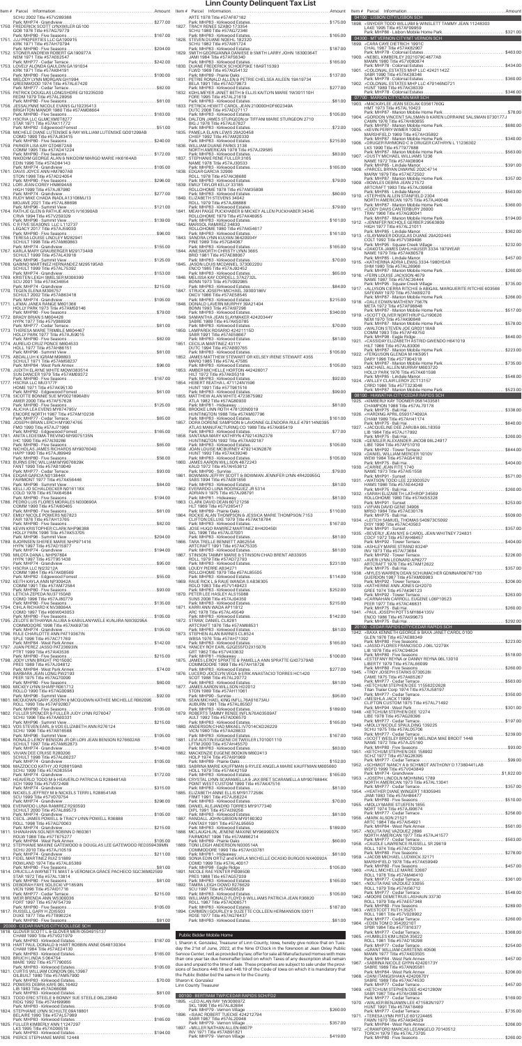# Linn County Delinquent Tax List

Item # Parcel Information ... Amount

SCHU 2002 Title #57V289388
Park: MHP74 - Grandview ... $277.00

1750. FREDERICK SCOTT SYLVANIER GS100 GOB 1978 Title #57AG79779
Park: MHP80 - Five Seasons ... $167.00

1751. JJJ PROPERTIES LLC GA160915 KIRK 1971 Title #57AH0764
Park: MHP80 - Five Seasons ... $204.00

1752. STONER ANDREW ROBERT GA190977A REM 1971 Title #57AG2647
Park: MHP77 - Cedar Terrace ... $242.00

1753. LOVELY ALONZA GARLON GA191034 KIRK 1971 Title #57AH84191
Park: MHP80 - Five Seasons ... $100.00

1754. MELODY LYNN MORGAN GI11994 GREENWOOD 1974 Title #57AL67420
Park: MHP80 - Five Seasons ... $82.00

1755. PATRICK DOUGLAS LONGSHORE GI10235030 REDM 1979 Title #57AL28996
Park: MHP80 - Five Seasons ... $81.00

1756. JESSALYNNE NICOLE EVANS GJ10235413 BRIGHTON MANOR 1980 Title #57AM08664
Park: MHP80 - Five Seasons ... $163.00

1757. HSCRA LLC GJKCMT8277 STAR 1971 Title #57AK11772
Park: MHP82 - Edgewood Forrest ... $51.00

1758. MICHELLE DANIELLE TENSE & RAY WILLIAM LUTENSKE GO01299AB CIMO 1993 Title #57AJ83415
Park: MHP80 - Five Seasons ... $240.00

1759. PARKER LISA KAY GY0467248 COMM 1995 Title #57AD41224
Park: MHP80 - Five Seasons ... $172.00

1760. NIXDORF GEORGE ALAN & NIKODIM MARGO MARIE HK8164AB CEN 1996 Title #57AD84165
Park: MHP74 - Grandview ... $105.00

1761. DAVIS JOYCE ANN HM7807AB STON 1998 Title #57AD24054
Park: MHP80 - Five Seasons ... $296.00

1762. LORD MINNIE ANDERSON HO8099448 HIGH 1999 Title #57AJ67980
Park: MHP77 - Cedar Terrace ... $277.00

1763. RUDY MIKE CHADA INADLA13108MJ13 MOJAVE 2021 Title #57AL88008
Park: MHP96 - Summit View ... $121.00

1764. KATHLIE GLEN & PHYLLIS ARLYS IV16390AB CRAK 1994 Title #57V259329
Park: MHP96 - Summit View ... $139.00

1765. RIANA HALEY ILP-12327
LEGACY 2017 Title #57AJ59300
Park: MHP74 - Grandview ... $96.00

1766. TERESA LOUISE LINDLEY M282941 SCHULT 1998 Title #57AM80863
Park: MHP74 - Grandview ... $155.00

1767. KARLA MARY GRAUBERGER M291734AB SCHULT 1999 Title #57AL43918
Park: MHP96 - Summit View ... $125.00

1768. GARMO MARTINEZ HERNANDEZ M295195AB SCHULT 1999 Title #57AL75322
Park: MHP74 - Grandview ... $153.00

1769. KRISTEN LEIGH SMEL SER M306399 SCU 2001 Title #57AK34654
Park: MHP74 - Grandview ... $215.00

1770. TEGEN ELENA M306757 SCHULT 2002 Title #57AR83418
Park: MHP74 - Grandview ... $105.00

1771. LAWAL JANEA RANGE M601366 HOLLY PARK 1973 Title #57AM90146
Park: MHP80 - Five Seasons ... $79.00

1772. BRADY BRIAN S M604426 HYPK 1977 Title #57AB89028
Park: MHP77 - Cedar Terrace ... $81.00

1773. THERESA MARIE TIMMELL M604467 HOLLY PARK 1977 Title #57AJ59015
Park: MHP80 - Five Seasons ... $82.00

1774. AURELIO CRUZ PONCE M604533 HOLL 1977 Title #57AH85151
Park: MHP96 - Summit View ... $81.00

1775. ABDULLAH A KAHAB M68683 SCHULT 1971 Title #57AH93377
Park: MHP84 - West Park Annex ... $96.00

1776. JUDITH ELAYNE WATSON M0W0383514 SUN DANCER 1979 Title #57AM03972
Park: MHP74 - Grandview ... $167.00

1777. HSCRA LLC M13177F HOME 1971 Title #57AK95130
Park: MHP82 - Edgewood Forrest ... $61.00

1778. SCOTT E BONNIE SUE MY00219864BY AMER 2000 Title #57AF57828
Park: MHP80 - Five Seasons ... $125.00

1779. ALICIA LEA FAIRLEY MY60915 ENCORE NORTH 1987 Title #57AM10238
Park: MHP77 - Cedar Terrace ... $65.00

1780. JOSEPH BRIAN LERCH MY9074765 FAID 1990 Title #57AJ7
Park: MHP82 - Edgewood Forrest ... $185.00

1781. ANITA LEESMA TREVINO MY9075135N IHC 1990 Title #57AI39288
Park: MHP80 - Five Seasons ... $65.00

1782. NICHOLAS JADE RENDON MY9076040 HAPP 1990 Title #57AJ89949
Park: MHP80 - Five Seasons ... $56.00

1783. BURNS ERIC WILLIAM MY9076829K FANT 1990 Title #57AB19049
Park: MHP77 - Cedar Terrace ... $93.00

1784. EDGAR GARCIA N013844A FAIRMONT 1977 Title #57AK56448
Park: MHP96 - Summit View ... $84.00

1785. KELLI JO SCHALDECKER N016118X COLO 1978 Title #57AN84584
Park: MHP81 - Hideaway ... $76.00

1786. PEDRO LUIS FLORES MORALES N030690A COMM 1990 Title #57AB0465
Park: MHP80 - Five Seasons ... $81.00

1787. EMILY NICOLE POWERS N07823 FAIR 1978 Title #57AH13765
Park: MHP80 - Five Seasons ... $82.00

1788. KEVIN KRISTOPHER CLARK NHP96388 HOLLY PARK 1996 Title #57AG3835
Park: MHP80 - Five Seasons ... $204.00

1789. BJORNSEN SHEREE MARIE NHP9571416 HYPK 1997 Title #57AG15977
Park: MHP74 - Grandview ... $194.00

1790. MILOTA DANAL NHP97804 HYPK 1997 Title #57795148
Park: MHP74 - Grandview ... $95.00

1791. HSCRA LLC N12312A COMM 1984 Title #57AO88589
Park: MHP82 - Edgewood Forrest ... $55.00

1792. KEITH & KAYLA ANN NP30942A SKYLINE 1983 Title #57AH247584
Park: MHP80 - Five Seasons ... $93.00

1793. LETICIA ZEPEDA NU037505AB COMD 1996 Title #57AJ80779
Park: MHP80 - Five Seasons ... $135.00

1794. CIHLA RICHARD K NV38084A COMD 1997 Title #86W043053
Park: MHP80 - Five Seasons ... $105.00

1795. ZELOTE BITHIMWA ALUBA & KABULANYWELE KUNJIRA NW39295A COMMODORE 1998 Title #57AK89736
Park: MHP74 - Grandview ... $105.00

1796. RULE CHARLES PARTIN PRT0887IN SPLE 1998 Title #57AC71769
Park: MHP84 - West Park Annex ... $142.00

1797. JUAN PEREZ JASSO PAT23693IN FTRT 1999 Title #57AH43536
Park: MHP80 - Five Seasons ... $215.00

1798. JODY LYNN BRIGHT P615000 PRES 1989 Title #57AJ04812
Park: MHP84 - West Park Annex ... $74.00

1799. ZENOBIA ZONISHA KELLEY P628505 PEER 1975 Title #57AG70090
Park: MHP80 - Five Seasons ... $60.00

1800. MICKEY LYNN SHARP R061712 ROLLO 1990 Title #57AG00983
Park: MHP96 - Summit View ... $92.00

1801. MCQUOWN GARY JOSEPH & MCQUOWN KATHEE MICHELLE R062095 ROLL 1990 Title #57AF62887
Park: MHP80 - Five Seasons ... $105.00

1802. FULLER SPENCER & FULLER JUDY LYNN R276047 SCHU 1996 Title #57AM0531
Park: MHP96 - Summit View ... $105.00

1803. VOS STEVEN EARL & VOS ELIZABETH ANN R276124 SCHU 1996 Title #57AB16688
Park: MHP96 - Summit View ... $105.00

1804. RONALD LEROY BENSON JR OR LORI JEAN BENSON R276602AB SCHULT 1997 Title #57AM52873
Park: MHP74 - Grandview ... $149.00

1805. VIVIAN DEE CRUISE R280206 SCHULT 1998 Title #57AL06237
Park: MHP74 - Grandview ... $105.00

1806. MAZZOCCO KATHY JO R288159AB SCHU 1999 Title #57AD83554
Park: MHP74 - Grandview ... $172.00

1807. HEAVERLO TODD M & HEAVERLO PATRICIA G R288481AB SCH 1999 Title #57V072498
Park: MHP74 - Grandview ... $315.00

1808. NICKELS JEFFREY M & NICKELS TERRI L R288541AB SCU 1999 Title #57V070754
Park: MHP74 - Grandview ... $296.00

1809. FERNANDEZ LINA RAMIREZ R293593 SCHULT 2000 Title #57AL88275
Park: MHP74 - Grandview ... $105.00

1810. CECIL JAMES POWELL & TRACY LYNN POWELL R36888 ROLL 1998 Title #57AG70063
Park: MHP80 - Five Seasons ... $215.00

1811. SHANAHAN SOLNER ROBINN D R60361 ROLW 1986 Title #57Y87614
Park: MHP84 - West Park Annex ... $105.00

1812. STEPHANIE MARIE GATEWOOD & DOUGLAS LEE GATEWOOD RED38409MW SCHU 2010 Title #57AJ10519
Park: MHP74 - Grandview ... $211.00

1813. FIDELINA RUIZ S006644 ROWLAND 1974 Title #57AL65389
Park: MHP80 - Five Seasons ... $81.00

1814. DRUCILLA WHITETTE MAST & VERONICA GRACE PACHECO SGC36M02599 STAR 1972 Title #57AL19814
Park: MHP80 - Five Seasons ... $60.00

1815. DEBORAH FAYE SOLECKO VF18591N VICN 1986 Title #57AI0170
Park: MHP77 - Cedar Terrace ... $215.00

1816. KEVIN MEEK VIP1S2636 FORT 1997 Title #57AF43790
Park: MHP80 - Five Seasons ... $83.00

1817. RUSSELL GARY H ZD16503 DUKE 1977 Title #57TB96224
Park: MHP80 - Five Seasons ... $81.00

## 20030 - CEDAR RAPIDS CITY/COLLEGE SCH

1818. GLOVER SCOTT L & GLOVER MERI 05049151137 CHAM 1990 Title #57V021979
Park: MHP83 - Kirkwood Estates ... $187.00

1819. HART PAUL DONALD & HART ROBBIN ANNE 05481303364 CHAM 1984 Title #57AC24130
Park: MHP83 - Kirkwood Estates ... $165.00

1820. BRUCH LINDA S 064754 MARE 1992 Title #57T790055
Park: MHP83 - Kirkwood Estates ... $105.00

1821. CURTIS WILLIAM CONDON 08L13967 FLEETWOOD 1989 Title #57AM57900
Park: MHP83 - Kirkwood Estates ... $72.00

1822. POWERS DEBRA KAYE 08L1640Z LIB 1983 Title #57AD86088
Park: MHP83 - Kirkwood Estates ... $81.00

1823. TODD ERIC STEELE & BONNY SUE STEELE 08L22840 RIDG 1992 Title #57A099980
Park: MHP83 - Kirkwood Estates ... $165.00

1824. STEPHANIE LYNN SCHULTE 08A18801 LIB 1975 Title #57AL37985
Park: MHP83 - Kirkwood Estates ... $81.00

1825. ELLIS LEEANDRES ANN 112472977 LKS 1996 Title #57AD06518
Park: MHP83 - Kirkwood Estates ... $194.00

1826. PIERCE STEPHANIE MARIE 12448
ARTE 1978 Title #57AF87182
Park: MHP83 - Kirkwood Estates ... $175.00

1827. TRACY RENEE SZABO 173354 SCHU 1980 Title #57AG72348
Park: MHP83 - Kirkwood Estates ... $165.00

1828. STEVEN DUANE NOEHL 182320 SCHU 1982 Title #57AG97174
Park: MHP83 - Kirkwood Estates ... $79.00

1829. SMITH GEORGIANNA DANIESE B SMITH LARRY JOHN 18300364T JANE 1984 Title #57AF66340
Park: MHP83 - Kirkwood Estates ... $165.00

1830. DUKNE FREDERICK SCHOEPSKE 18A9T15393 FLWD 1989 Title #57AG54132
Park: MHP89 - Prairie Oaks ... $137.00

1831. PETRIE RONALD ALLEN & PETRIE CHELSEA AILEEN 19A19734 BELA 1991 Title #57AD079873
Park: MHP83 - Kirkwood Estates ... $277.00

1832. KOHLMEYER JANET BETH & ELLIS KAITLYN MARIE 1W301110H CORE 1986 Title #57AL21810
Park: MHP83 - Kirkwood Estates ... $81.00

1833. PETRIE HEWITT CAROL JEAN 210000HDF602349A DUTC 2008 Title #57AD27117
Park: MHP83 - Kirkwood Estates ... $105.00

1834. DALTON JAMES STURGEON or TIFFANI MARIE STURGEON 2710 BELJ 1976 Title #57AL67827
Park: MHP83 - Kirkwood Estates ... $72.00

1835. PAMELA JEAN LEWIS 2S4Q0458 ARTE 1991 Title #57AH20306
Park: MHP83 - Kirkwood Estates ... $215.00

1836. WILLIAM DUANE PARKS 33453 NORTH AMERICAN 1978 Title #57AJ29585
Park: MHP83 - Kirkwood Estates ... $83.00

1837. STEPHANIE RENE FULLER 3165 NAME 1978 Title #57AJ30533
Park: MHP83 - Kirkwood Estates ... $165.00

1838. EDGAR GARCIA 306006 ROLL 1978 Title #57AK38680
Park: MHP83 - Kirkwood Estates ... $79.00

1839. EMILY TAYLOR LEE 373388 ROLLOHOME 1978 Title #57AM35808
Park: MHP83 - Kirkwood Estates ... $80.00

1840. ELIZABETH STEVENS 34042 ROLL 1979 Title #57AJ98888
Park: MHP83 - Kirkwood Estates ... $79.00

1841. MICAH PAGE PUCKHABER & MICKEY ALLEN PUCKHABER 34346 ROLLOHOME 1979 Title #57AK46955
Park: MHP83 - Kirkwood Estates ... $161.00

1842. BRENDA CANAREZ 34811 ROLLOHOME 1980 Title #57AK54617
Park: MHP83 - Kirkwood Estates ... $161.00

1843. SANDRA LYNN KULYAN 36420934Y PRES 1989 Title #57G84067
Park: MHP83 - Kirkwood Estates ... $165.00

1844. AINESWORTH CHRISTY LYNN 3665 BRID 1981 Title #57AE86067
Park: MHP83 - Kirkwood Estates ... $79.00

1845. JASON LOUIS MCDANIEL 3730022DU ENCO 1985 Title #57AJ02453
Park: MHP83 - Kirkwood Estates ... $65.00

1846. MELISSA KAY CORDELL 37A2732L BONN 1973 Title #57V062085
Park: MHP83 - Kirkwood Estates ... $84.00

1847. STRICK JOSEPH MICHAEL 39300186V OKCY 1986 Title #57AE58545
Park: MHP83 - Kirkwood Estates ... $215.00

1848. DONALD LAVERN MURPHY 39A21404 BONN 1983 Title #57AD97296
Park: MHP83 - Kirkwood Estates ... $340.00

1849. SAMANTHA JEAN SLAYMAKER 42420344Y SABRE 1989 Title #57AK50785
Park: MHP83 - Kirkwood Estates ... $79.00

1850. LAMPHERE ROSARIO 42421115D SABR 1991 Title #57AE58667
Park: MHP83 - Kirkwood Estates ... $81.00

1851. CECILIA MARTINEZ 4311Y DUTC 1984 Title #57AB80765
Park: MHP83 - Kirkwood Estates ... $105.00

1852. JAMES MATTHEW STEWART OR KELSEY IRENE STEWART 4355 NORTHWEST 1976 Title #57AK57085
Park: MHP83 - Kirkwood Estates ... $105.00

1853. AMBER MICHELLE HORTON 442426017 HILT 1972 Title #57AK05318
Park: MHP83 - Kirkwood Estates ... $92.00

1854. HEBERT HEATH L 47112AN1S96 HUNT 1991 Title #577961516
Park: MHP83 - Kirkwood Estates ... $99.00

1855. MATTHEW ALAN WHITE 4723875982 ATLA 1982 Title #57AD80930
Park: MHP81 - Hideaway ... $81.00

1856. BROOKE LIN WOOLSEY 47S20N0019 HUNTINGTON 1988 Title #57AM07796
Park: MHP83 - Kirkwood Estates ... $161.00

1857. DORA DORENE SAMPSON & LAVONNE GLENDORA RULE 479114N0395 ATLAS MANUFACTURING CO 1989 Title #57AK85419
Park: MHP83 - Kirkwood Estates ... $77.00

1858. SANTANA MARY KATHRYN 4792143N2378 HUNTINGTON 1992 Title #57AA92187
Park: MHP83 - Kirkwood Estates ... $105.00

1859. LUCIA CABRERA-RAMIREZ 4792143N2876 HUNT 1992 Title #57AK39246
Park: MHP83 - Kirkwood Estates ... $105.00

1860. JAMES AARON WILLSON 4872243 KALO 1972 Title #57AM58721
Park: MHP90 - Sunrise ... $79.00

1861. BOWMAN JEFFRY SCOTT & BOWMAN JENNIFER LYNN 4R4209S5Q SABS 1994 Title #57AE81856
Park: MHP83 - Kirkwood Estates ... $81.00

1862. EVERARDO LUNA RODRIGUEZ JR 5314 ADRIAN ESTATES 1974 Title #57AJ58791
Park: MHP81 - Hideaway ... $81.00

1863. CLARK DAVID DEAN 60121256 HILT 1969 Title #57G85417
Park: MHP89 - Prairie Oaks ... $110.00

1864. ROCKIE ALAN THOMPSON & JESSICA MARIE THOMPSON 7153 CLIFTON DELUXE 1979 Title #57AK18784
Park: MHP83 - Kirkwood Estates ... $167.00

1865. JOSE HUGO RAMIREZ MARTINEZ 8H4204S01 SKL 1988 Title #57AJ37691
Park: MHP83 - Kirkwood Estates ... $81.00

1866. TARA TRELLE BENNETT A062554 ARTCRAFT 1991 Title #57AK75335
Park: MHP83 - Kirkwood Estates ... $81.00

1867. STINSON TAMMY MARIE & STINSON CHAD BRENT A833935 ROLL 1979 Title #57AD72793
Park: MHP83 - Kirkwood Estates ... $231.00

1868. LOUDY PERRIE A834271 ROLLOHOME 1979 Title #57AE85505
Park: MHP83 - Kirkwood Estates ... $114.00

1869. RAUE RICK L & RAUE WANDA S A836305 ROLLOHOME 1980 Title #57AB58802
Park: MHP83 - Kirkwood Estates ... $252.00

1870. PETER LEE HASLEY AL510288 SUNS 2008 Title #57AJ04350
Park: MHP83 - Kirkwood Estates ... $215.00

1871. KARRI ANN WADA AP11812 ARC 1978 Title #57AL49549
Park: MHP83 - Kirkwood Estates ... $142.00

1872. STRAW, DANIEL CL8281 ARTCRAFT 1978 Title #57AM68531
Park: MHP83 - Kirkwood Estates ... $81.00

1873. STEPHEN MICHAEL BARNES 1S5524 WBSA 1976 Title #57AH71392
Park: MHP83 - Kirkwood Estates ... $165.00

1874. YANCEY ROY EARL G2G655FD2X15076 LIFE 1982 Title #57V433632
Park: MHP81 - Hideaway ... $100.00

1875. JAMES LEROY PRAETTE & PAMELLA ANN SPRATTE GX07379AB COMMODORE 1999 Title #57AH18726
Park: MHP83 - Kirkwood Estates ... $277.00

1876. CECIRO JOCELYN VALLEJO & ANASTACIO TORRES H1420 SCOT 1988 Title #57AL20772
Park: MHP83 - Kirkwood Estates ... $81.00

1877. JAMES AARON WILLSON HD2012 TOIN 1989 Title #57AH11061
Park: MHP90 - Sunrise ... $95.00

1878. SEAN MICHAEL KING INFLL76A01673AU AUBURN 1991 Title #57AL85507
Park: MHP83 - Kirkwood Estates ... $189.00

1879. ROBERTS TAMMY RENEE INFLN76A03509AT AULT 1992 Title #57AD6957O
Park: MHP83 - Kirkwood Estates ... $165.00

1880. ANDERSON CHAD MIKAEL IV7014CKD26229 VICN 1980 Title #57AA28833
Park: MHP83 - Kirkwood Estates ... $167.00

1881. LEVI AUSTIN EUGENE RATHJEN LT01001110 LFTM 2000 Title #57AK56770
Park: MHP83 - Kirkwood Estates ... $83.00

1882. MACKENZIE EUGENE BOKEN M802413 HOLLY 1974 Title #57AG91993
Park: MHP89 - Prairie Oaks ... $152.00

1883. SABRINA MARIE KAUFFMAN & RYLEE ANGELA MARIE KAUFFMAN M605660 HOLL 1978 Title #57AK42150
Park: MHP83 - Kirkwood Estates ... $165.00

1884. CRYSTAL LYNN SCHRAMMELL & JAX BRET SCARAMELLA MY9076884K POINT WEST CUSTOM 1990 Title #57AK47516
Park: MHP83 - Kirkwood Estates ... $81.00

1885. ELIZABETH ANNE ELLIS MY9177258K FINST 1991 Title #57AJ58224
Park: MHP83 - Kirkwood Estates ... $70.00

1886. DANIEL ALEJANDRO TORRES MY9177340 LIFE 1991 Title #57AI30254
Park: MHP83 - Kirkwood Estates ... $65.00

1887. RANDALL JOHN GIBSON MY9180302 FANTASY 1991 Title #57AL06650
Park: MHP83 - Kirkwood Estates ... $189.00

1888. MCLAUGHLIN JENENE MAXINE MY9690007K FAIRMONT 1998 Title #57AM62914
Park: MHP83 - Kirkwood Estates ... $80.00

1889. TONI LEIGH ANDERSON N005614A COMMODORE 1980 Title #57AH37781
Park: MHP83 - Kirkwood Estates ... $81.00

1890. SONIA EDITH ESTRADA & MICHELLE OCASIO BURGOS NX40092A COMO 1999 Title #57AL40017
Park: MHP89 - Prairie Oaks ... $81.00

1891. NICOLE RAE VETTER P608650B PRES 1988 Title #57AG70314
Park: MHP83 - Kirkwood Estates ... $161.00

1892. TAMRA LEAH DOWD R276629 SCU 1997 Title #57AD05529
Park: MHP83 - Kirkwood Estates ... $105.00

1893. WILLIAMS RONALD R & WILLIAMS PATRICIA JEAN R36820 ROLL 1987 Title #57AD86571
Park: MHP83 - Kirkwood Estates ... $167.00

1894. CARMEN I GODILLEY & SUZETTE COLLEEN HERMANSON S3011 ROSE 1977 Title #57AG74820
Park: MHP83 - Kirkwood Estates ... $81.00

## Public Bidder Mobile Home

I, Sharon K. Gonzalez, Treasurer of Linn County, Iowa, hereby give notice that on Tuesday the 21st of June, 2022, at the Nine O'Clock in the forenoon at Jean Oxley Public Service Center, I will as provided by law, offer for sale all Manufactured Homes with more than one year tax due hereinafter listed on which Taxes of any description shall remain due and unpaid to the time of sale. These properties are subject to sale under the provisions of Sections 446.18 and 446.19 of the Code of Iowa on which it is mandatory that the Public Bidder bid the same in for the County.

Sharon K. Gonzalez
Linn County Treasurer

## 00100 - BERTRAM TWP/CEDAR RAPIDS SCH/FD2

1895. LEO ALAN RAY NO3300972 SKL 1996 Title #57AL62684
Park: MHP79 - Vernon Village ... $260.00

1896. ISAAC ROBERT TUCKER 424212794 SABR 1987 Title #57AL20948
Park: MHP79 - Vernon Village ... $357.00

1897. MILLER NATHAN ALLEN 6607F INV 1971 Title #57AB81821
Park: MHP79 - Vernon Village ... $419.00

## 04100 - LISBON CITY/LISBON SCH

1898. SNYDER TODD WILLIAM & WINSLETT TAMMY JEAN 11248303 LKSE 1995 Title #57V089959
Park: MHP86 - Lisbon Mobile Home Park ... $321.00

## 04700 - MT VERNON CITY/MT VERNON SCH

1899. CARA CAYE DIETRICH 1991C CHAL 1987 Title #57AK82067
Park: MHP78 - Colonial Estates ... $463.00

1900. NOBEL KIMBERLEY 2021079E-4877AB MANN 1980 Title #57V080874
Park: MHP78 - Colonial Estates ... $434.00

1901. COLONIAL ESTATES MHP LLC 424211422 SABR 1990 Title #57AK38348
Park: MHP78 - Colonial Estates ... $360.00

1902. COLONIAL ESTATES MHP LLC 479146N0721 HUNT 1993 Title #57AK54567
Park: MHP78 - Colonial Estates ... $346.00

## 07100 - MARION CITY/LINN MAR SCH

1903. MACKAYE JEAN SEDLAK 03561760G HMT 1973 Title #57AL10423
Park: MHP87 - Marion Mobile Home Park ... $78.00

1904. GORDON VINCENT SALMAN & KAREN LORRAINE SALMAN 07301??J CANN 1976 Title #57AH80055
Park: MHP87 - Marion Mobile Home Park ... $680.00

1905. KEVIN PERRY WIMER 10052 MARSHFIELD 1969 Title #57AH35892
Park: MHP87 - Marion Mobile Home Park ... $340.00

1906. DRUGER RAYMOND C & DRUGER CATHRYN L 11236302 LKS 1990 Title #57T977888
Park: MHP87 - Marion Mobile Home Park ... $563.00

1907. DUSTY MICHAEL WILLIAMS 1236 NAME 1972 Title #57AK08904
Park: MHP85 - Lindale Manor ... $391.00

1908. PARCEL BRYAN DWAYNE 202-4714 MARW 1979 Title #57AE72502
Park: MHP87 - Marion Mobile Home Park ... $357.00

1909. BOWLES DEBRA JEAN 21572 ARTCRAFT 1983 Title #57AJ39958
Park: MHP85 - Lindale Manor ... $563.00

1910. STEPHEN ALLEN STANFIELD 2304 NORTH AMERICAN 1974 Title #57AJ40048
Park: MHP87 - Marion Mobile Home Park ... $260.00

1911. CODY DAVIS CANTERBURY 26000 TRAV 1986 Title #57AG90047
Park: MHP87 - Marion Mobile Home Park ... $194.00

1912. JENNIFER NICHOLE GERBER 29583809 HIGH 1977 Title #57AL21011
Park: MHP85 - Lindale Manor ... $362.00

1913. SLAYMAKER DOUGLAS DUANE 29A202445 COLT 1992 Title #57V389406
Park: MHP95 - Square Creek Village ... $232.00

1914. DAKOTA JAMES EHRLHAUSER 3334-1979YEAR SKYE 1979 Title #57AK60578
Park: MHP85 - Lindale Manor ... $457.00

1915. KATHERINA ADRIA LEWIS 3334-1980YEAR SHW 1980 Title #57AL26968
Park: MHP87 - Marion Mobile Home Park ... $260.00

1916. FERN LOUISE JACKSON 4679 NAME 1987 Title #57AC25448
Park: MHP95 - Square Creek Village ... $735.00

1917. ALLYSON DEBRA RITCHIE & ABIGAIL MARGUERITE RITCHIE 603566 SKEEWAY 1970 Title #57AK69276
Park: MHP87 - Marion Mobile Home Park ... $266.00

1918. DALE EDWIN MATHENY 7987N META 1972 Title #57AF98848
Park: MHP87 - Marion Mobile Home Park ... $517.00

1919. SCOTT OLIVER NORTHRUP GJ190626 REMI 1970 Title #57AK90848
Park: MHP87 - Marion Mobile Home Park ... $578.00

1920. WALTON STEVEN JOE GR031184B COMM 1993 Title #57AF49750
Park: MHP91 - Eagle Ridge ... $260.00

1921. CASSIDAY ELIZABETH ASTRID GWENDO H641019 HILT 1966 Title #57AL83006
Park: MHP87 - Marion Mobile Home Park ... $223.00

1922. FERGUSON GLENDA M HK5951 DARY 1996 Title #57T889253
Park: MHP87 - Marion Mobile Home Park ... $735.00

1923. MICHAEL ALLEN MURRAY M603720 HOLLY PARK 1976 Title #57AK61598
Park: MHP85 - Lindale Manor ... $548.00

1924. VALLEY CLAIR LEROY ZCT13157 CIRD 1986 Title #57T323048
Park: MHP87 - Marion Mobile Home Park ... $523.00

## 08100 - HIAWATHA CITY/CEDAR RAPIDS SCH

1925. KIMBERLY KAY TOOMER 0581433581 CHAMPION 1988 Title #57AL70179
Park: MHP75 - Bali Hai ... $338.00

1926. HARDING APRIL 0593174092A CHAM 1989 Title #57AH41174
Park: MHP75 - Bali Hai ... $640.00

1927. JACQUELINE DEE ZARUBA 08L18359 LIB 1984 Title #57AJ17992
Park: MHP75 - Bali Hai ... $260.00

1928. GENSLER ALEXANDER JACOB 08L24917 LIBE 1996 Title #57V571010
Park: MHP92 - Tower Terrace ... $844.00

1929. DANIEL WILLIAM MERCER 1010V WEW 1981 Title #57AG54182
Park: MHP75 - Bali Hai ... $404.00

1930. CARRIE JEAN FITE 1740 NAME 1973 Title #57AI51558
Park: MHP91 - Sunset ... $571.00

1931. WATSON TODD LEE 22300352V HMS 1986 Title #57AE44249
Park: MHP75 - Bali Hai ... $260.00

1932. SARAH ELIZABETH LATHROP 34589 ROLLOHOME 1980 Title #57AK55328
Park: MHP91 - Sunset ... $253.00

1933. VIRJAN DAVID GENE 34906 MRDI 1984 Title #57AE30178
Park: MHP75 - Bali Hai ... $509.00

1934. LETCH SAMUEL THOMAS 540973C5092 DISY 1990 Title #57AC43563
Park: MHP91 - Sunset ... $357.00

1935. BEVERLY JEAN NYE & CAROL JEAN WHITNEY 724831 CODY 1972 Title #57AH48457
Park: MHP92 - Tower Terrace ... $404.00

1936. ASHLEY MARIE STRAND 8X24P INV 1973 Title #57AH73634
Park: MHP92 - Tower Terrace ... $226.00

1937. AVERI LYNN LEONARD AP8277 ARTCRAFT 1976 Title #57AM12622
Park: MHP75 - Bali Hai ... $357.00

1938. AMYLES WARREN DEAN SCHUMACHER GDMNAR06787130 GUERDON 1987 Title #57AM00983
Park: MHP92 - Tower Terrace ... $206.00

1939. CHRISTOPHER JOHNSON GH2070 GREE 1974 Title #57AK96123
Park: MHP92 - Tower Terrace ... $206.00

1940. CARNAHAN CARROLL EUGENE L08P10523 PEER 1977 Title #57AC46831
Park: MHP75 - Bali Hai ... $260.00

1941. PAUL JOSEPH POTTS MY9841351V ENCO 1986 Title #57AK09673
Park: MHP75 - Bali Hai ... $292.00

## 20100 - CEDAR RAPIDS CITY/CEDAR RAPIDS SCH

1942. BAXA KENNETH GEORGE & BAXA JANET CAROL 0100 GLEN 1976 Title #57AE88349
Park: MHP80 - Five Seasons ... $223.00

1943. JASSO-FLORES FRANCISCO J 08L12279K LIB 1978 Title #57AC94824
Park: MHP80 - Five Seasons ... $518.00

1944. STEFANY REYNA & DANNY REYNA 08L13010 LIB 1979 Title #57AL68999
Park: MHP80 - Five Seasons ... $260.00

1945. TROY JOSEPH STARKS 07385281 CANE 1975 Title #57AK65267
Park: MHP77 - Cedar Terrace ... $563.00

1946. KETCHUM STEPHEN DEE 115562D2628 Titan Trailer Corp 1974 Title #57AJ58197
Park: MHP77 - Cedar Terrace ... $350.00

1947. ARESHA JACK 11995 CLIFTON CUSTOM 1975 Title #57AL71492
Park: MHP84 - West Park ... $301.00

1948. KETCHUM STEPHEN DEE 12274 LIBE 1978 Title #57AG28398
Park: MHP77 - Cedar Terrace ... $197.00

1949. MOLLY NICOLE SPAULDING 139225 SCHU 1975 Title #57AL05708
Park: MHP80 - Five Seasons ... $239.00

1950. SCOTT WESLEY BRODT & MELINDA MAE BRODT 1448 NAME 1972 Title #57AJ25180
Park: MHP80 - Five Seasons ... $93.00

1951. KETCHUM STEPHEN DEE 155602 SCHZ 1977 Title #57AG28395
Park: MHP77 - Cedar Terrace ... $99.00

1952. SCHMIDT NANCY A & SCHMIDT ANTHONY D 17380441LAB WDFD 1998 Title #57V268949
Park: MHP74 - Grandview ... $1,822.00

1953. JOSEPH LINCOLN MOHNING 1789 NORTH AMERICAN 1973 Title #57AL13041
Park: MHP77 - Cedar Terrace ... $357.00

1954. HEATHER DIANE WINGERT 18305945 ANEI 1985 Title #57AH96477
Park: MHP80 - Five Seasons ... $510.00

1955. MOLLY MARIE STUEFEN 1855 NORT 1974 Title #57AJ90674
Park: MHP77 - Cedar Terrace ... $256.00

1956. MARK ALSON 21521 ARTC 1984 Title #57AI54921
Park: MHP84 - West Park Annex ... $561.00

1957. NOLITA RAE VAZQUEZ 2896 NORTH AMERICAN 1977 Title #57AJ41577
Park: MHP77 - Cedar Terrace ... $213.00

1958. CARLILE LAWRENCE RUSSELL SR 29819 ROLL 1974 Title #57AC70204
Park: MHP80 - Five Seasons ... $278.00

1959. JACOB MICHAEL LUDWICK 32171 MARSHFIELD 1978 Title #57AK59940
Park: MHP80 - Five Seasons ... $169.00

1960. HALL MICHELLE MARIE 32687 ROLL 1978 Title #57AM46470
Park: MHP77 - Cedar Terrace ... $361.00

1961. NOLITA RAE VAZQUEZ 33055 ROLL 1979 Title #57AG68712
Park: MHP77 - Cedar Terrace ... $548.00

1962. MOORE DEMETRIUS LASHAUN 33730 ROLL 1979 Title #57AE57348
Park: MHP80 - Five Seasons ... $289.00

1963. WESCOTT RUTH 35251 ROLL 1981 Title #57V028860
Park: MHP77 - Cedar Terrace ... $526.00

1964. EDEN TOM 3 36A20167T SPRR 1984 Title #57AI16377
Park: MHP77 - Cedar Terrace ... $368.00

1965. HUMBLES KIM LINDA 35622 ROLL 1981 Title #57AD19298
Park: MHP80 - Five Seasons ... $254.00

1966. GRANT WILLIAM CARSTENS 40506 MANN 1977 Title #57AW03365
Park: MHP84 - West Park Annex ... $457.00

1967. SABRINA NICOLE DYRH 4242013Y SABRE 1989 Title #57AN05581
Park: MHP84 - West Park Annex ... $260.00

1968. DAN HIMMELMAN 426-3891 SABRE 1989 Title #57AG74630
Park: MHP77 - Cedar Terrace ... $357.00

1969. KETCHUM STEPHEN DEE 42421280W SABR 1987 Title #57AH38834
Park: MHP77 - Cedar Terrace ... $160.00

1970. WALKER BENJAMIN LEE 4715820N1777 HUNT 1991 Title #57AK18489
Park: MHP77 - Cedar Terrace ... $735.00

1971. TERESA LYNN PRITLE 4S1224485 FANN 1972 Title #57AM08329
Park: MHP84 - West Park Annex ... $266.00

1972. CRAWFORD MARCAS LEEANGELO 70143512 TORCH 1979 Title #57AL37205
Park: MHP80 - Five Seasons ... $260.00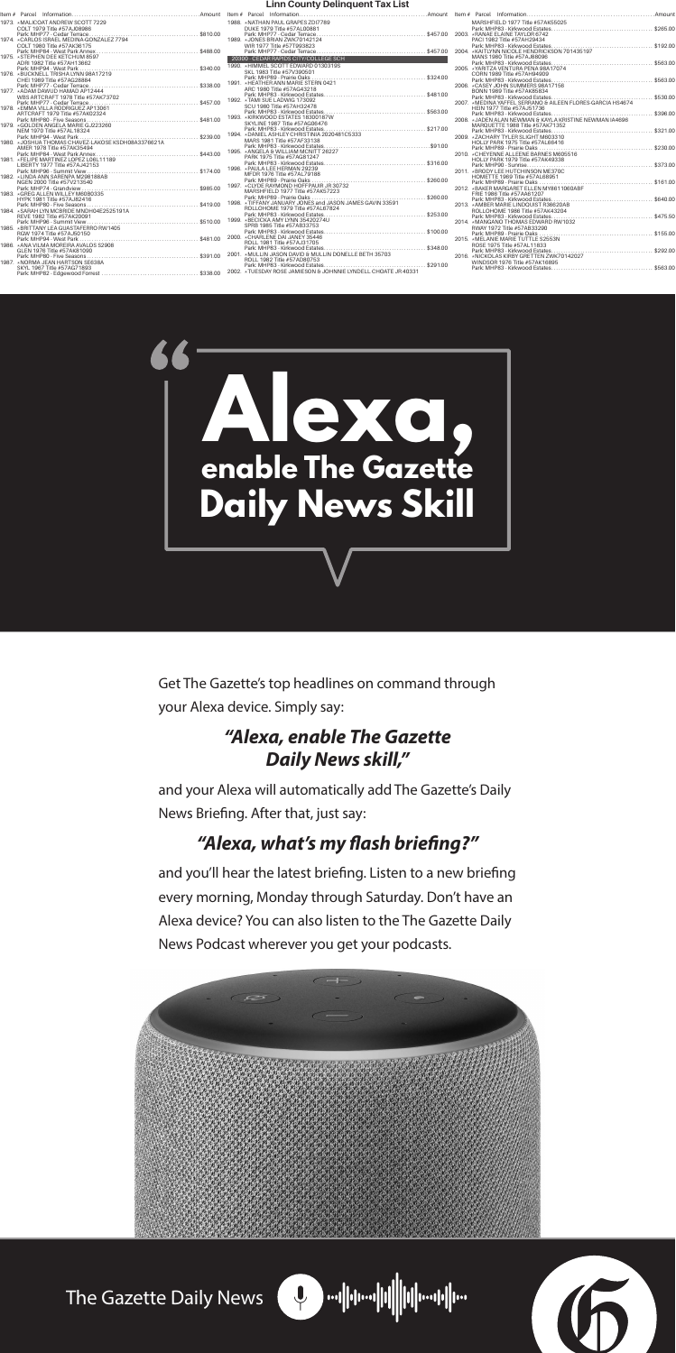# Linn County Delinquent Tax List

| Item # | Parcel | Information | Amount |
|---|---|---|---|
| 1973. | | +MALICOAT ANDREW SCOTT 7229 COLT 1979 Title #57AJ08986 Park: MHP77 - Cedar Terrace | $810.00 |
| 1974. | | +CARLOS ISRAEL MEDINA GONZALEZ 7794 COLT 1980 Title #57AK36175 Park: MHP84 - West Park Annex | $488.00 |
| 1975. | | +STEPHEN DEE KETCHUM 8697 ADIR 1982 Title #57AH13662 Park: MHP94 - West Park | $340.00 |
| 1976. | | +BUCKNELL TRISHA LYNN 98A17219 CHEI 1989 Title #57AG28884 Park: MHP77 - Cedar Terrace | $338.00 |
| 1977. | | +ADAM DAWUD HAMAD AP12444 WBS ARTCRAFT 1978 Title #57AK73702 Park: MHP77 - Cedar Terrace | $457.00 |
| 1978. | | +EMMA VILLA RODRIGUEZ AP13081 ARTCRAFT 1979 Title #57AK02324 Park: MHP80 - Five Seasons | $481.00 |
| 1979. | | +GOLDEN ANGELA MARIE GJ223260 NEM 1970 Title #57AL18324 Park: MHP94 - West Park | $239.00 |
| 1980. | | +JOSHUA THOMAS CHAVEZ-LAKOSE KSDH08A3376621A AMER 1978 Title #57AK35494 Park: MHP84 - West Park Annex | $443.00 |
| 1981. | | +FELIPE MARTINEZ LOPEZ L06L11189 LIBERTY 1977 Title #57AJ42153 Park: MHP96 - Summit View | $174.00 |
| 1982. | | +LINDA ANN SARENPA M298188AB NGEN 2000 Title #57V213540 Park: MHP74 - Grandview | $985.00 |
| 1983. | | +GREG ALLEN WILLEY M80B0335 HYPK 1981 Title #57AJ82416 Park: MHP80 - Five Seasons | $419.00 |
| 1984. | | +SARAH LYN MCBRIDE MNDH04E2525191A REVE 1982 Title #57AK20091 Park: MHP96 - Summit View | $510.00 |
| 1985. | | +BRITTANY LEA GUASTAFERRO RW1405 RGW 1974 Title #57AJ50150 Park: MHP94 - West Park | $481.00 |
| 1986. | | +ANA VILMA MOREIRA AVALOS S2908 GLEN 1976 Title #57AK81090 Park: MHP80 - Five Seasons | $391.00 |
| 1987. | | +NORMA JEAN HARTSON S6636A SKYL 1967 Title #57AG71893 Park: MHP82 - Edgewood Forest | $338.00 |
| 1988. | | +NATHAN PAUL GRAPES ZD17789 DUKE 1979 Title #57AL00881 Park: MHP77 - Cedar Terrace | $457.00 |
| 1989. | | +JONES BRIAN ZWK70142124 WIR 1977 Title #57T993823 Park: MHP77 - Cedar Terrace | $457.00 |
| | | 20300 - CEDAR RAPIDS CITY/COLLEGE SCH | |
| 1990. | | +HIMMEL SCOTT EDWARD 01303195 SKL 1983 Title #57V390501 Park: MHP89 - Prairie Oaks | $324.00 |
| 1991. | | +HEATHER ANN MARIE STERN 0421 ARC 1980 Title #57AG43218 Park: MHP83 - Kirkwood Estates | $481.00 |
| 1992. | | +TAMI SUE LADWIG 173092 SCU 1980 Title #57AH02478 Park: MHP83 - Kirkwood Estates | $563.00 |
| 1993. | | +KIRKWOOD ESTATES 18300187W SKYLINE 1987 Title #57AG06476 Park: MHP83 - Kirkwood Estates | $217.00 |
| 1994. | | +DANIEL ASHLEY CHRISTINIA 2020481C5333 MARS 1981 Title #57AF33138 Park: MHP83 - Kirkwood Estates | $91.00 |
| 1995. | | +ANGELA & WILLIAM MCNITT 26227 PARK 1975 Title #57AG81247 Park: MHP83 - Kirkwood Estates | $316.00 |
| 1996. | | +PAULA LEE HERMAN 29239 MFDR 1976 Title #57AL79188 Park: MHP89 - Prairie Oaks | $260.00 |
| 1997. | | +CLYDE RAYMOND HOFFPAUIR JR 30732 MARSHFIELD 1977 Title #57AK57223 Park: MHP89 - Prairie Oaks | $260.00 |
| 1998. | | +TIFFANY JANUARY JONES and JASON JAMES GAVIN 33591 ROLLOHOME 1979 Title #57AL87824 Park: MHP83 - Kirkwood Estates | $253.00 |
| 1999. | | +BECICKA AMY LYNN 35420274U SPRB 1985 Title #57AB33753 Park: MHP83 - Kirkwood Estates | $100.00 |
| 2000. | | +CHARLENE DAI JANEY 35446 ROLL 1981 Title #57AJ31705 Park: MHP83 - Kirkwood Estates | $348.00 |
| 2001. | | +MULLIN JASON DAVID & MULLIN DONELLE BETH 35703 ROLL 1982 Title #57AD80753 Park: MHP83 - Kirkwood Estates | $291.00 |
| 2002. | | +TUESDAY ROSE JAMIESON & JOHNNIE LYNDELL CHOATE JR 40331 MARSHFIELD 1977 Title #57AK55025 Park: MHP83 - Kirkwood Estates | $265.00 |
| 2003. | | +RANAE ELAINE TAYLOR 6742 PACI 1982 Title #57AH29434 Park: MHP83 - Kirkwood Estates | $192.00 |
| 2004. | | +KAITLYNN NICOLE HENDRICKSON 701435197 MANS 1980 Title #57AJ88098 Park: MHP83 - Kirkwood Estates | $563.00 |
| 2005. | | +YARITZA VENTURA PENA 98A17074 CORN 1989 Title #57AH94909 Park: MHP83 - Kirkwood Estates | $563.00 |
| 2006. | | +CASEY JOHN SUMMERS 98A17156 BONN 1989 Title #57AK85834 Park: MHP83 - Kirkwood Estates | $530.00 |
| 2007. | | +MEDINA YAFFEL SERRANO & AILEEN FLORES-GARCIA HS4674 HIDN 1977 Title #57AJ51736 Park: MHP83 - Kirkwood Estates | $396.00 |
| 2008. | | +JADEN ALAN NEWMAN & KAYLA KRISTINE NEWMAN IA4696 MARQUETTE 1988 Title #57AK71352 Park: MHP83 - Kirkwood Estates | $321.00 |
| 2009. | | +ZACHARY TYLER SLIGHT M803310 HOLLY PARK 1975 Title #57AL86416 Park: MHP89 - Prairie Oaks | $230.00 |
| 2010. | | +CHEYENNE ALLEENE BARNES M605516 HOLLY PARK 1979 Title #57AK49338 Park: MHP90 - Sunrise | $373.00 |
| 2011. | | +BRODY LEE HUTCHINSON ME370C HOMETTE 1969 Title #57AL68951 Park: MHP89 - Prairie Oaks | $161.00 |
| 2012. | | +BAKER MARGARET ELLEN MY8611060ABF FIRE 1988 Title #57AA61207 Park: MHP83 - Kirkwood Estates | $640.00 |
| 2013. | | +AMBER MARIE LINDQUIST R36630AB ROLLOHOME 1986 Title #57AK43204 Park: MHP83 - Kirkwood Estates | $475.50 |
| 2014. | | +MANGANO THOMAS EDWARD RW1032 RWAY 1972 Title #57AB33290 Park: MHP89 - Prairie Oaks | $155.00 |
| 2015. | | +MELANIE MARIE TUTTLE S2553N ROSE 1975 Title #57AL11833 Park: MHP83 - Kirkwood Estates | $292.00 |
| 2016. | | +NICKOLAS KIRBY GRETTEN ZWK70142027 WINDSOR 1976 Title #57AK16895 Park: MHP83 - Kirkwood Estates | $563.00 |

# Alexa, enable The Gazette Daily News Skill

Get The Gazette's top headlines on command through your Alexa device. Simply say:

***"Alexa, enable The Gazette Daily News skill,"***

and your Alexa will automatically add The Gazette's Daily News Briefing. After that, just say:

***"Alexa, what's my flash briefing?"***

and you'll hear the latest briefing. Listen to a new briefing every morning, Monday through Saturday. Don't have an Alexa device? You can also listen to the The Gazette Daily News Podcast wherever you get your podcasts.

The Gazette Daily News